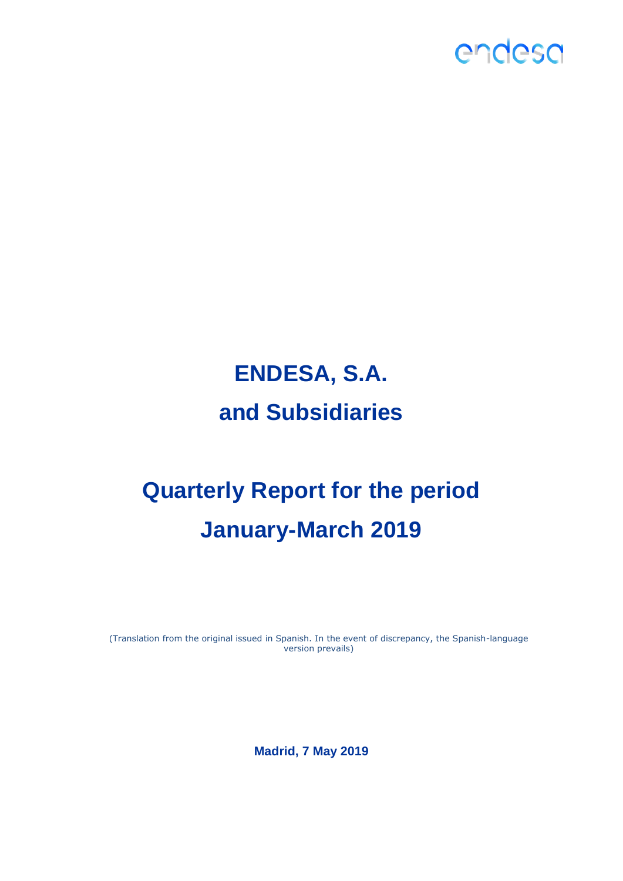endesa

# ENDESA, S.A.

# and Subsidiaries

# Quarterly Report for the period January-March 2019

(Translation from the original issued in Spanish. In the event of discrepancy, the Spanish-language version prevails)

**Madrid, 7 May 2019**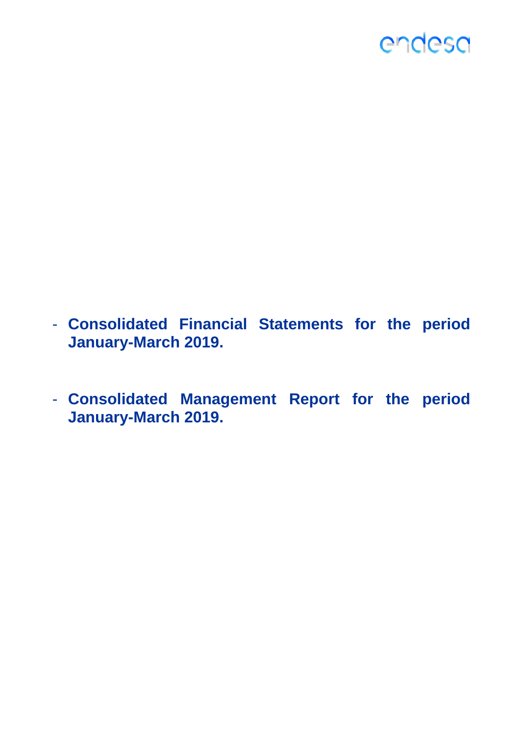- **Consolidated Financial Statements for the period January-March 2019.**

- **Consolidated Management Report for the period January-March 2019.**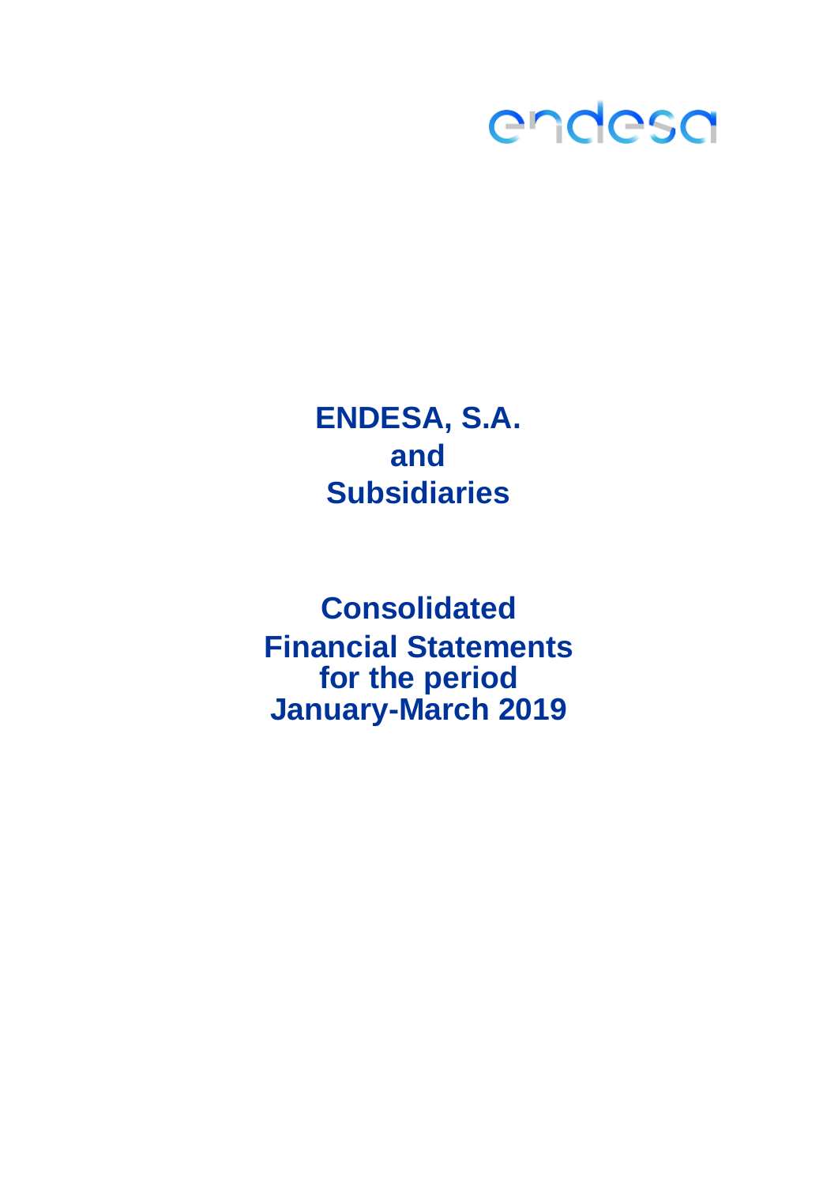endesa

# ENDESA, S.A. and Subsidiaries

# Consolidated Financial Statements for the period January-March 2019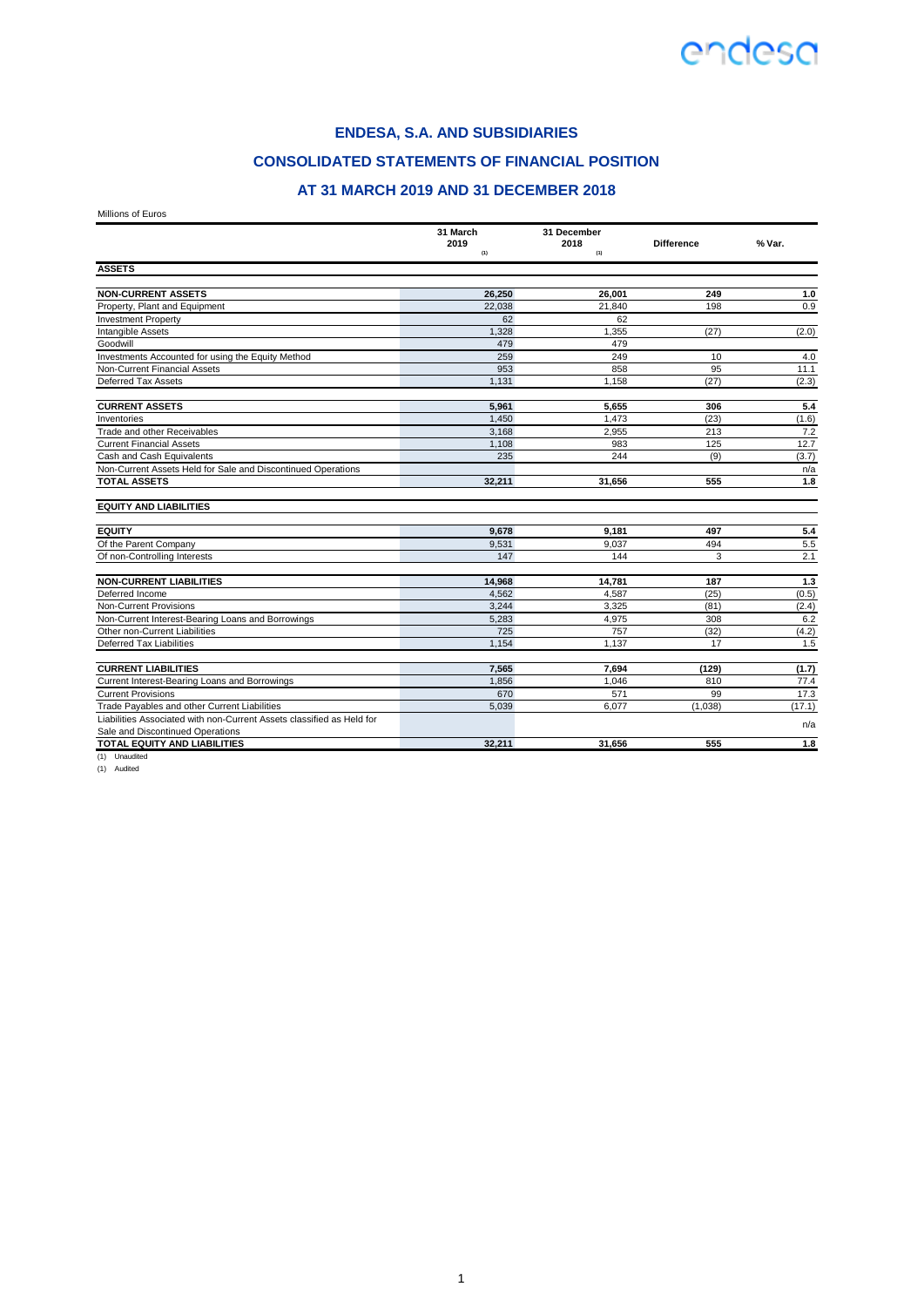# ENDESA, S.A. AND SUBSIDIARIES

## CONSOLIDATED STATEMENTS OF FINANCIAL POSITION

## AT 31 MARCH 2019 AND 31 DECEMBER 2018

Millions of Euros

| | 31 March 2019 (1) | 31 December 2018 (1) | Difference | % Var. |
|---|---|---|---|---|
| **ASSETS** | | | | |
| **NON-CURRENT ASSETS** | **26,250** | **26,001** | **249** | **1.0** |
| Property, Plant and Equipment | 22,038 | 21,840 | 198 | 0.9 |
| Investment Property | 62 | 62 | | |
| Intangible Assets | 1,328 | 1,355 | (27) | (2.0) |
| Goodwill | 479 | 479 | | |
| Investments Accounted for using the Equity Method | 259 | 249 | 10 | 4.0 |
| Non-Current Financial Assets | 953 | 858 | 95 | 11.1 |
| Deferred Tax Assets | 1,131 | 1,158 | (27) | (2.3) |
| **CURRENT ASSETS** | **5,961** | **5,655** | **306** | **5.4** |
| Inventories | 1,450 | 1,473 | (23) | (1.6) |
| Trade and other Receivables | 3,168 | 2,955 | 213 | 7.2 |
| Current Financial Assets | 1,108 | 983 | 125 | 12.7 |
| Cash and Cash Equivalents | 235 | 244 | (9) | (3.7) |
| Non-Current Assets Held for Sale and Discontinued Operations | | | | n/a |
| **TOTAL ASSETS** | **32,211** | **31,656** | **555** | **1.8** |
| **EQUITY AND LIABILITIES** | | | | |
| **EQUITY** | **9,678** | **9,181** | **497** | **5.4** |
| Of the Parent Company | 9,531 | 9,037 | 494 | 5.5 |
| Of non-Controlling Interests | 147 | 144 | 3 | 2.1 |
| **NON-CURRENT LIABILITIES** | **14,968** | **14,781** | **187** | **1.3** |
| Deferred Income | 4,562 | 4,587 | (25) | (0.5) |
| Non-Current Provisions | 3,244 | 3,325 | (81) | (2.4) |
| Non-Current Interest-Bearing Loans and Borrowings | 5,283 | 4,975 | 308 | 6.2 |
| Other non-Current Liabilities | 725 | 757 | (32) | (4.2) |
| Deferred Tax Liabilities | 1,154 | 1,137 | 17 | 1.5 |
| **CURRENT LIABILITIES** | **7,565** | **7,694** | **(129)** | **(1.7)** |
| Current Interest-Bearing Loans and Borrowings | 1,856 | 1,046 | 810 | 77.4 |
| Current Provisions | 670 | 571 | 99 | 17.3 |
| Trade Payables and other Current Liabilities | 5,039 | 6,077 | (1,038) | (17.1) |
| Liabilities Associated with non-Current Assets classified as Held for Sale and Discontinued Operations | | | | n/a |
| **TOTAL EQUITY AND LIABILITIES** | **32,211** | **31,656** | **555** | **1.8** |

(1) Unaudited

(1) Audited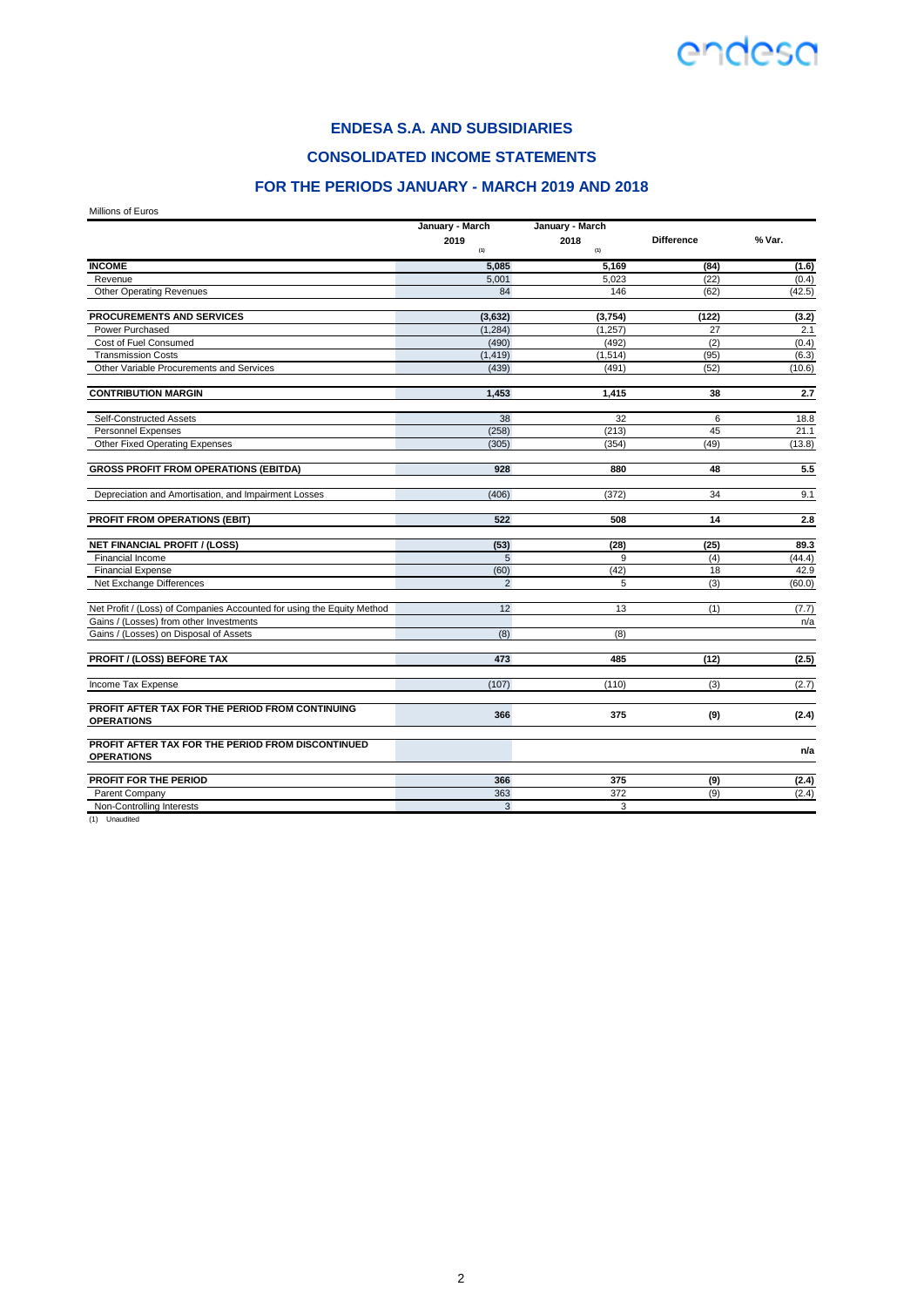## ENDESA S.A. AND SUBSIDIARIES

## CONSOLIDATED INCOME STATEMENTS

## FOR THE PERIODS JANUARY - MARCH 2019 AND 2018

Millions of Euros

| | January - March 2019 (1) | January - March 2018 (1) | Difference | % Var. |
|---|---|---|---|---|
| **INCOME** | **5,085** | **5,169** | **(84)** | **(1.6)** |
| Revenue | 5,001 | 5,023 | (22) | (0.4) |
| Other Operating Revenues | 84 | 146 | (62) | (42.5) |
| **PROCUREMENTS AND SERVICES** | **(3,632)** | **(3,754)** | **(122)** | **(3.2)** |
| Power Purchased | (1,284) | (1,257) | 27 | 2.1 |
| Cost of Fuel Consumed | (490) | (492) | (2) | (0.4) |
| Transmission Costs | (1,419) | (1,514) | (95) | (6.3) |
| Other Variable Procurements and Services | (439) | (491) | (52) | (10.6) |
| **CONTRIBUTION MARGIN** | **1,453** | **1,415** | **38** | **2.7** |
| Self-Constructed Assets | 38 | 32 | 6 | 18.8 |
| Personnel Expenses | (258) | (213) | 45 | 21.1 |
| Other Fixed Operating Expenses | (305) | (354) | (49) | (13.8) |
| **GROSS PROFIT FROM OPERATIONS (EBITDA)** | **928** | **880** | **48** | **5.5** |
| Depreciation and Amortisation, and Impairment Losses | (406) | (372) | 34 | 9.1 |
| **PROFIT FROM OPERATIONS (EBIT)** | **522** | **508** | **14** | **2.8** |
| **NET FINANCIAL PROFIT / (LOSS)** | **(53)** | **(28)** | **(25)** | **89.3** |
| Financial Income | 5 | 9 | (4) | (44.4) |
| Financial Expense | (60) | (42) | 18 | 42.9 |
| Net Exchange Differences | 2 | 5 | (3) | (60.0) |
| Net Profit / (Loss) of Companies Accounted for using the Equity Method | 12 | 13 | (1) | (7.7) |
| Gains / (Losses) from other Investments | | | | n/a |
| Gains / (Losses) on Disposal of Assets | (8) | (8) | | |
| **PROFIT / (LOSS) BEFORE TAX** | **473** | **485** | **(12)** | **(2.5)** |
| Income Tax Expense | (107) | (110) | (3) | (2.7) |
| **PROFIT AFTER TAX FOR THE PERIOD FROM CONTINUING OPERATIONS** | **366** | **375** | **(9)** | **(2.4)** |
| **PROFIT AFTER TAX FOR THE PERIOD FROM DISCONTINUED OPERATIONS** | | | | **n/a** |
| **PROFIT FOR THE PERIOD** | **366** | **375** | **(9)** | **(2.4)** |
| Parent Company | 363 | 372 | (9) | (2.4) |
| Non-Controlling Interests | 3 | 3 | | |

(1) Unaudited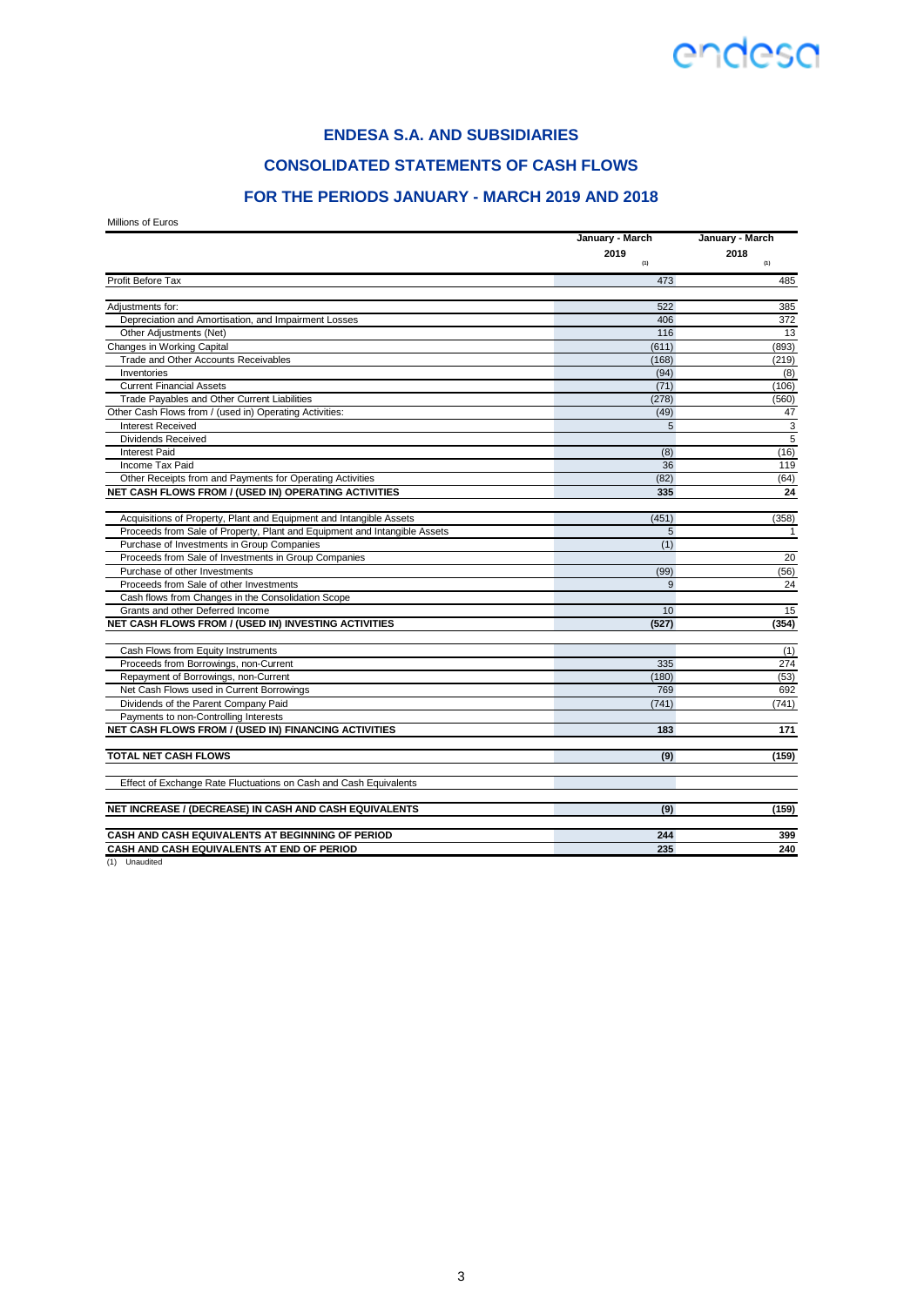## ENDESA S.A. AND SUBSIDIARIES

## CONSOLIDATED STATEMENTS OF CASH FLOWS

## FOR THE PERIODS JANUARY - MARCH 2019 AND 2018

Millions of Euros

| | January - March 2019 (1) | January - March 2018 (1) |
|---|---|---|
| Profit Before Tax | 473 | 485 |
| Adjustments for: | 522 | 385 |
| Depreciation and Amortisation, and Impairment Losses | 406 | 372 |
| Other Adjustments (Net) | 116 | 13 |
| Changes in Working Capital | (611) | (893) |
| Trade and Other Accounts Receivables | (168) | (219) |
| Inventories | (94) | (8) |
| Current Financial Assets | (71) | (106) |
| Trade Payables and Other Current Liabilities | (278) | (560) |
| Other Cash Flows from / (used in) Operating Activities: | (49) | 47 |
| Interest Received | 5 | 3 |
| Dividends Received | | 5 |
| Interest Paid | (8) | (16) |
| Income Tax Paid | 36 | 119 |
| Other Receipts from and Payments for Operating Activities | (82) | (64) |
| **NET CASH FLOWS FROM / (USED IN) OPERATING ACTIVITIES** | **335** | **24** |
| Acquisitions of Property, Plant and Equipment and Intangible Assets | (451) | (358) |
| Proceeds from Sale of Property, Plant and Equipment and Intangible Assets | 5 | 1 |
| Purchase of Investments in Group Companies | (1) | |
| Proceeds from Sale of Investments in Group Companies | | 20 |
| Purchase of other Investments | (99) | (56) |
| Proceeds from Sale of other Investments | 9 | 24 |
| Cash flows from Changes in the Consolidation Scope | | |
| Grants and other Deferred Income | 10 | 15 |
| **NET CASH FLOWS FROM / (USED IN) INVESTING ACTIVITIES** | **(527)** | **(354)** |
| Cash Flows from Equity Instruments | | (1) |
| Proceeds from Borrowings, non-Current | 335 | 274 |
| Repayment of Borrowings, non-Current | (180) | (53) |
| Net Cash Flows used in Current Borrowings | 769 | 692 |
| Dividends of the Parent Company Paid | (741) | (741) |
| Payments to non-Controlling Interests | | |
| **NET CASH FLOWS FROM / (USED IN) FINANCING ACTIVITIES** | **183** | **171** |
| **TOTAL NET CASH FLOWS** | **(9)** | **(159)** |
| Effect of Exchange Rate Fluctuations on Cash and Cash Equivalents | | |
| **NET INCREASE / (DECREASE) IN CASH AND CASH EQUIVALENTS** | **(9)** | **(159)** |
| **CASH AND CASH EQUIVALENTS AT BEGINNING OF PERIOD** | **244** | **399** |
| **CASH AND CASH EQUIVALENTS AT END OF PERIOD** | **235** | **240** |

(1) Unaudited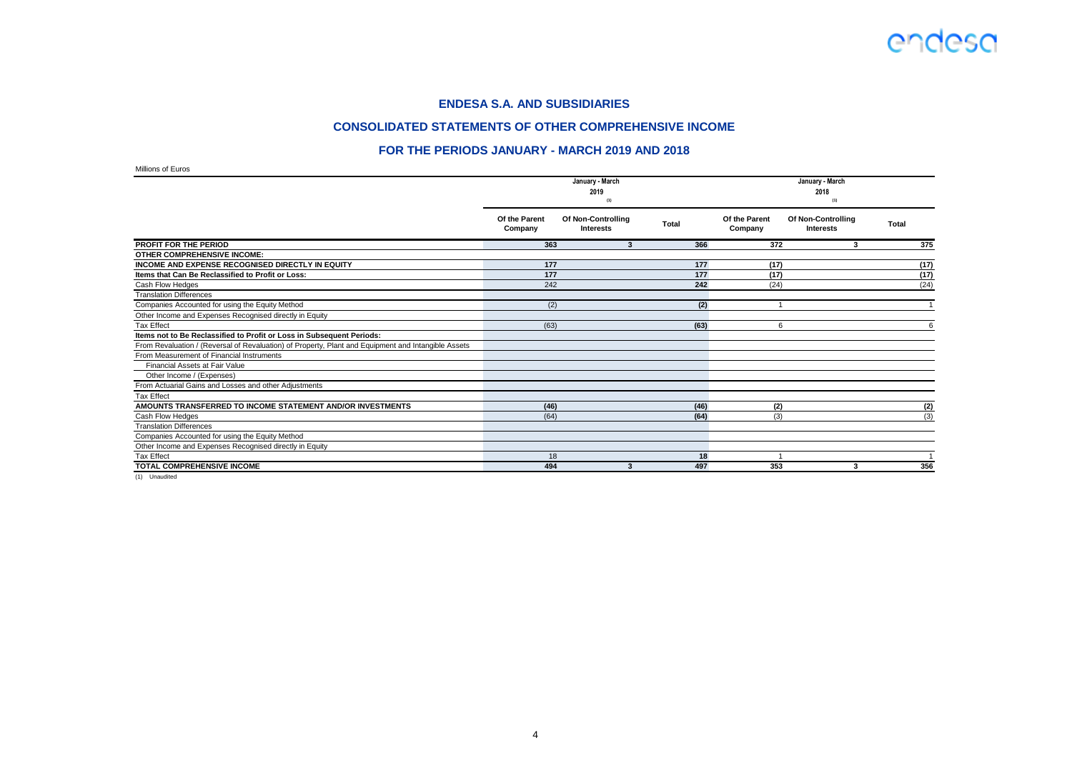## ENDESA S.A. AND SUBSIDIARIES

## CONSOLIDATED STATEMENTS OF OTHER COMPREHENSIVE INCOME

## FOR THE PERIODS JANUARY - MARCH 2019 AND 2018

Millions of Euros

| | January - March 2019 (1) | | | January - March 2018 (1) | | |
|---|---|---|---|---|---|---|
| | Of the Parent Company | Of Non-Controlling Interests | Total | Of the Parent Company | Of Non-Controlling Interests | Total |
| **PROFIT FOR THE PERIOD** | **363** | **3** | **366** | **372** | **3** | **375** |
| **OTHER COMPREHENSIVE INCOME:** | | | | | | |
| **INCOME AND EXPENSE RECOGNISED DIRECTLY IN EQUITY** | **177** | | **177** | **(17)** | | **(17)** |
| **Items that Can Be Reclassified to Profit or Loss:** | **177** | | **177** | **(17)** | | **(17)** |
| Cash Flow Hedges | 242 | | **242** | (24) | | (24) |
| Translation Differences | | | | | | |
| Companies Accounted for using the Equity Method | (2) | | **(2)** | 1 | | 1 |
| Other Income and Expenses Recognised directly in Equity | | | | | | |
| Tax Effect | (63) | | **(63)** | 6 | | 6 |
| **Items not to Be Reclassified to Profit or Loss in Subsequent Periods:** | | | | | | |
| From Revaluation / (Reversal of Revaluation) of Property, Plant and Equipment and Intangible Assets | | | | | | |
| From Measurement of Financial Instruments | | | | | | |
| Financial Assets at Fair Value | | | | | | |
| Other Income / (Expenses) | | | | | | |
| From Actuarial Gains and Losses and other Adjustments | | | | | | |
| Tax Effect | | | | | | |
| **AMOUNTS TRANSFERRED TO INCOME STATEMENT AND/OR INVESTMENTS** | **(46)** | | **(46)** | **(2)** | | **(2)** |
| Cash Flow Hedges | (64) | | **(64)** | (3) | | (3) |
| Translation Differences | | | | | | |
| Companies Accounted for using the Equity Method | | | | | | |
| Other Income and Expenses Recognised directly in Equity | | | | | | |
| Tax Effect | 18 | | **18** | 1 | | 1 |
| **TOTAL COMPREHENSIVE INCOME** | **494** | **3** | **497** | **353** | **3** | **356** |

(1) Unaudited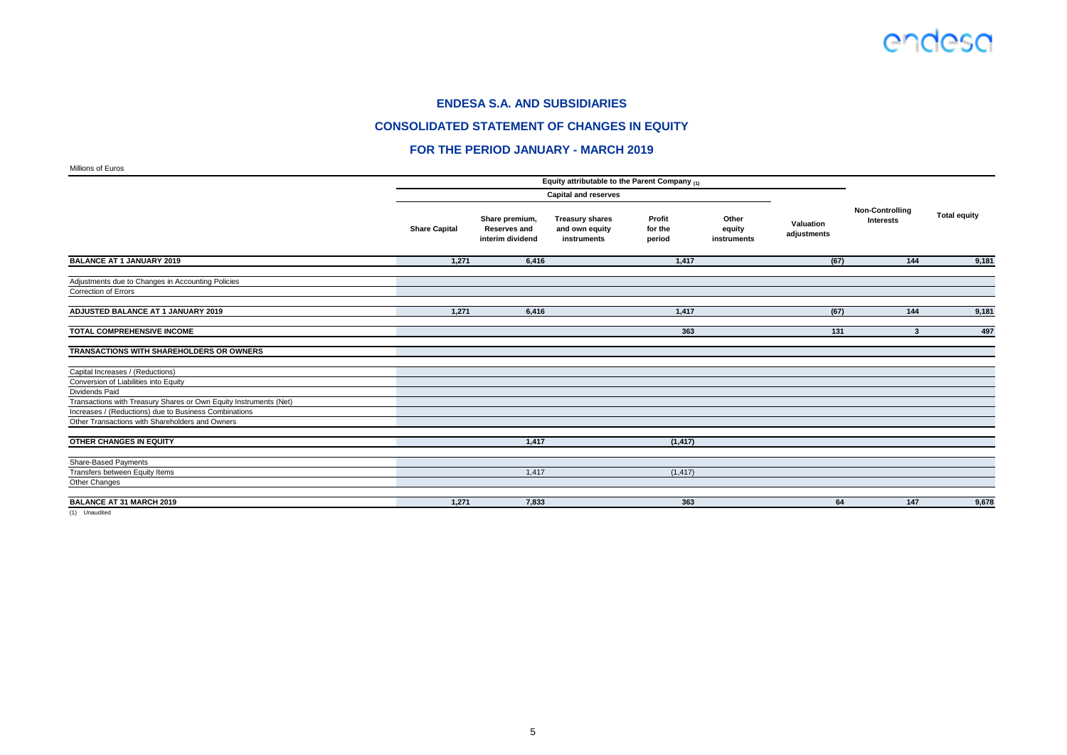# ENDESA S.A. AND SUBSIDIARIES

## CONSOLIDATED STATEMENT OF CHANGES IN EQUITY

## FOR THE PERIOD JANUARY - MARCH 2019

Millions of Euros

| | Equity attributable to the Parent Company (1) | | | | | | | |
|---|---|---|---|---|---|---|---|---|
| | Capital and reserves | | | | | | | |
| | Share Capital | Share premium, Reserves and interim dividend | Treasury shares and own equity instruments | Profit for the period | Other equity instruments | Valuation adjustments | Non-Controlling Interests | Total equity |
| **BALANCE AT 1 JANUARY 2019** | **1,271** | **6,416** | | **1,417** | | **(67)** | **144** | **9,181** |
| Adjustments due to Changes in Accounting Policies | | | | | | | | |
| Correction of Errors | | | | | | | | |
| **ADJUSTED BALANCE AT 1 JANUARY 2019** | **1,271** | **6,416** | | **1,417** | | **(67)** | **144** | **9,181** |
| **TOTAL COMPREHENSIVE INCOME** | | | | **363** | | **131** | **3** | **497** |
| **TRANSACTIONS WITH SHAREHOLDERS OR OWNERS** | | | | | | | | |
| Capital Increases / (Reductions) | | | | | | | | |
| Conversion of Liabilities into Equity | | | | | | | | |
| Dividends Paid | | | | | | | | |
| Transactions with Treasury Shares or Own Equity Instruments (Net) | | | | | | | | |
| Increases / (Reductions) due to Business Combinations | | | | | | | | |
| Other Transactions with Shareholders and Owners | | | | | | | | |
| **OTHER CHANGES IN EQUITY** | | **1,417** | | **(1,417)** | | | | |
| Share-Based Payments | | | | | | | | |
| Transfers between Equity Items | | 1,417 | | (1,417) | | | | |
| Other Changes | | | | | | | | |
| **BALANCE AT 31 MARCH 2019** | **1,271** | **7,833** | | **363** | | **64** | **147** | **9,678** |

(1) Unaudited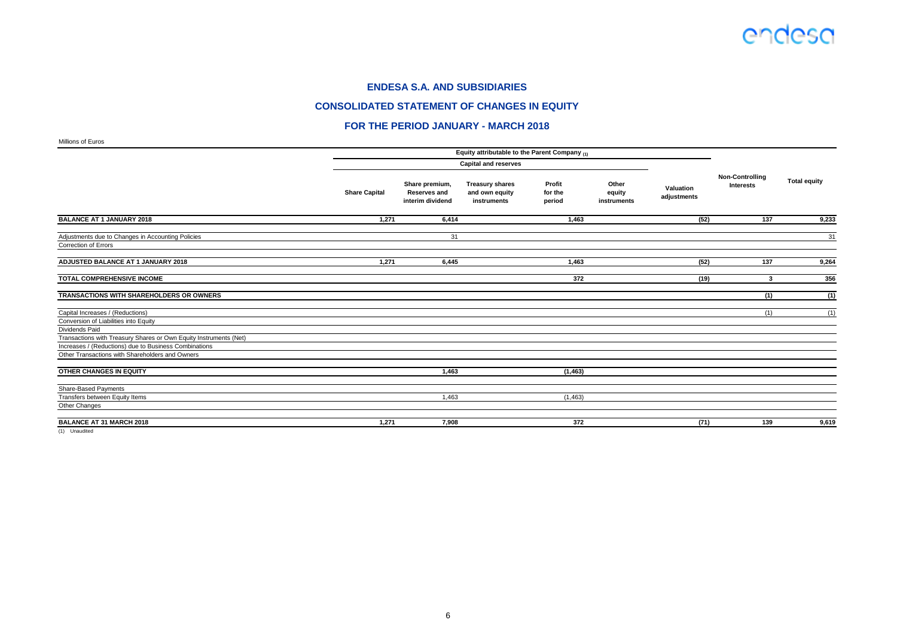# ENDESA S.A. AND SUBSIDIARIES

## CONSOLIDATED STATEMENT OF CHANGES IN EQUITY

### FOR THE PERIOD JANUARY - MARCH 2018

Millions of Euros

| | Equity attributable to the Parent Company (1) | | | | | | | |
|---|---|---|---|---|---|---|---|---|
| | Capital and reserves | | | | | | | |
| | Share Capital | Share premium, Reserves and interim dividend | Treasury shares and own equity instruments | Profit for the period | Other equity instruments | Valuation adjustments | Non-Controlling Interests | Total equity |
| **BALANCE AT 1 JANUARY 2018** | **1,271** | **6,414** | | **1,463** | | **(52)** | **137** | **9,233** |
| Adjustments due to Changes in Accounting Policies | | 31 | | | | | | 31 |
| Correction of Errors | | | | | | | | |
| **ADJUSTED BALANCE AT 1 JANUARY 2018** | **1,271** | **6,445** | | **1,463** | | **(52)** | **137** | **9,264** |
| **TOTAL COMPREHENSIVE INCOME** | | | | **372** | | **(19)** | **3** | **356** |
| **TRANSACTIONS WITH SHAREHOLDERS OR OWNERS** | | | | | | | **(1)** | **(1)** |
| Capital Increases / (Reductions) | | | | | | | (1) | (1) |
| Conversion of Liabilities into Equity | | | | | | | | |
| Dividends Paid | | | | | | | | |
| Transactions with Treasury Shares or Own Equity Instruments (Net) | | | | | | | | |
| Increases / (Reductions) due to Business Combinations | | | | | | | | |
| Other Transactions with Shareholders and Owners | | | | | | | | |
| **OTHER CHANGES IN EQUITY** | | **1,463** | | **(1,463)** | | | | |
| Share-Based Payments | | | | | | | | |
| Transfers between Equity Items | | 1,463 | | (1,463) | | | | |
| Other Changes | | | | | | | | |
| **BALANCE AT 31 MARCH 2018** | **1,271** | **7,908** | | **372** | | **(71)** | **139** | **9,619** |

(1) Unaudited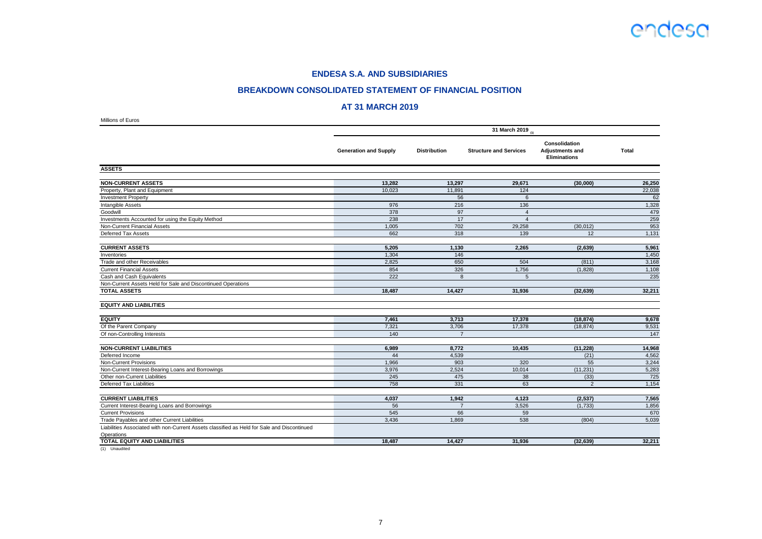## ENDESA S.A. AND SUBSIDIARIES

## BREAKDOWN CONSOLIDATED STATEMENT OF FINANCIAL POSITION

## AT 31 MARCH 2019

Millions of Euros

| | 31 March 2019 [1] | | | | |
|---|---|---|---|---|---|
| | Generation and Supply | Distribution | Structure and Services | Consolidation Adjustments and Eliminations | Total |
| **ASSETS** | | | | | |
| **NON-CURRENT ASSETS** | **13,282** | **13,297** | **29,671** | **(30,000)** | **26,250** |
| Property, Plant and Equipment | 10,023 | 11,891 | 124 | | 22,038 |
| Investment Property | | 56 | 6 | | 62 |
| Intangible Assets | 976 | 216 | 136 | | 1,328 |
| Goodwill | 378 | 97 | 4 | | 479 |
| Investments Accounted for using the Equity Method | 238 | 17 | 4 | | 259 |
| Non-Current Financial Assets | 1,005 | 702 | 29,258 | (30,012) | 953 |
| Deferred Tax Assets | 662 | 318 | 139 | 12 | 1,131 |
| **CURRENT ASSETS** | **5,205** | **1,130** | **2,265** | **(2,639)** | **5,961** |
| Inventories | 1,304 | 146 | | | 1,450 |
| Trade and other Receivables | 2,825 | 650 | 504 | (811) | 3,168 |
| Current Financial Assets | 854 | 326 | 1,756 | (1,828) | 1,108 |
| Cash and Cash Equivalents | 222 | 8 | 5 | | 235 |
| Non-Current Assets Held for Sale and Discontinued Operations | | | | | |
| **TOTAL ASSETS** | **18,487** | **14,427** | **31,936** | **(32,639)** | **32,211** |
| **EQUITY AND LIABILITIES** | | | | | |
| **EQUITY** | **7,461** | **3,713** | **17,378** | **(18,874)** | **9,678** |
| Of the Parent Company | 7,321 | 3,706 | 17,378 | (18,874) | 9,531 |
| Of non-Controlling Interests | 140 | 7 | | | 147 |
| **NON-CURRENT LIABILITIES** | **6,989** | **8,772** | **10,435** | **(11,228)** | **14,968** |
| Deferred Income | 44 | 4,539 | | (21) | 4,562 |
| Non-Current Provisions | 1,966 | 903 | 320 | 55 | 3,244 |
| Non-Current Interest-Bearing Loans and Borrowings | 3,976 | 2,524 | 10,014 | (11,231) | 5,283 |
| Other non-Current Liabilities | 245 | 475 | 38 | (33) | 725 |
| Deferred Tax Liabilities | 758 | 331 | 63 | 2 | 1,154 |
| **CURRENT LIABILITIES** | **4,037** | **1,942** | **4,123** | **(2,537)** | **7,565** |
| Current Interest-Bearing Loans and Borrowings | 56 | 7 | 3,526 | (1,733) | 1,856 |
| Current Provisions | 545 | 66 | 59 | | 670 |
| Trade Payables and other Current Liabilities | 3,436 | 1,869 | 538 | (804) | 5,039 |
| Liabilities Associated with non-Current Assets classified as Held for Sale and Discontinued Operations | | | | | |
| **TOTAL EQUITY AND LIABILITIES** | **18,487** | **14,427** | **31,936** | **(32,639)** | **32,211** |

(1) Unaudited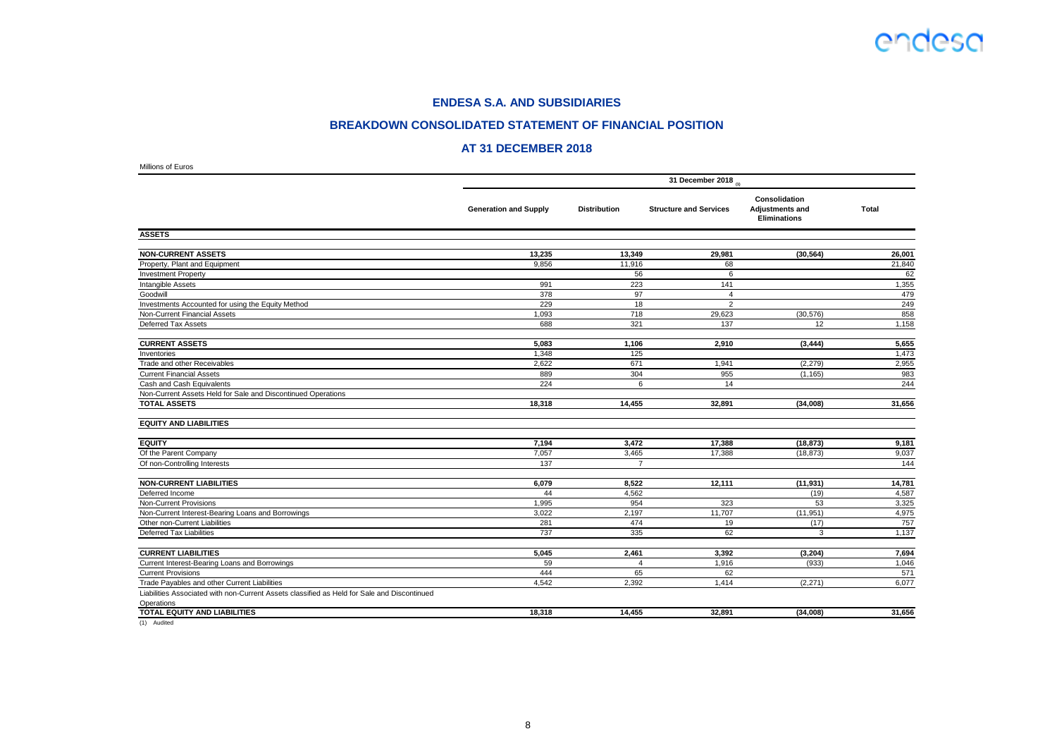## ENDESA S.A. AND SUBSIDIARIES

## BREAKDOWN CONSOLIDATED STATEMENT OF FINANCIAL POSITION

## AT 31 DECEMBER 2018

Millions of Euros

| | 31 December 2018 (1) | | | | |
|---|---|---|---|---|---|
| | Generation and Supply | Distribution | Structure and Services | Consolidation Adjustments and Eliminations | Total |
| **ASSETS** | | | | | |
| **NON-CURRENT ASSETS** | **13,235** | **13,349** | **29,981** | **(30,564)** | **26,001** |
| Property, Plant and Equipment | 9,856 | 11,916 | 68 | | 21,840 |
| Investment Property | | 56 | 6 | | 62 |
| Intangible Assets | 991 | 223 | 141 | | 1,355 |
| Goodwill | 378 | 97 | 4 | | 479 |
| Investments Accounted for using the Equity Method | 229 | 18 | 2 | | 249 |
| Non-Current Financial Assets | 1,093 | 718 | 29,623 | (30,576) | 858 |
| Deferred Tax Assets | 688 | 321 | 137 | 12 | 1,158 |
| **CURRENT ASSETS** | **5,083** | **1,106** | **2,910** | **(3,444)** | **5,655** |
| Inventories | 1,348 | 125 | | | 1,473 |
| Trade and other Receivables | 2,622 | 671 | 1,941 | (2,279) | 2,955 |
| Current Financial Assets | 889 | 304 | 955 | (1,165) | 983 |
| Cash and Cash Equivalents | 224 | 6 | 14 | | 244 |
| Non-Current Assets Held for Sale and Discontinued Operations | | | | | |
| **TOTAL ASSETS** | **18,318** | **14,455** | **32,891** | **(34,008)** | **31,656** |
| **EQUITY AND LIABILITIES** | | | | | |
| **EQUITY** | **7,194** | **3,472** | **17,388** | **(18,873)** | **9,181** |
| Of the Parent Company | 7,057 | 3,465 | 17,388 | (18,873) | 9,037 |
| Of non-Controlling Interests | 137 | 7 | | | 144 |
| **NON-CURRENT LIABILITIES** | **6,079** | **8,522** | **12,111** | **(11,931)** | **14,781** |
| Deferred Income | 44 | 4,562 | | (19) | 4,587 |
| Non-Current Provisions | 1,995 | 954 | 323 | 53 | 3,325 |
| Non-Current Interest-Bearing Loans and Borrowings | 3,022 | 2,197 | 11,707 | (11,951) | 4,975 |
| Other non-Current Liabilities | 281 | 474 | 19 | (17) | 757 |
| Deferred Tax Liabilities | 737 | 335 | 62 | 3 | 1,137 |
| **CURRENT LIABILITIES** | **5,045** | **2,461** | **3,392** | **(3,204)** | **7,694** |
| Current Interest-Bearing Loans and Borrowings | 59 | 4 | 1,916 | (933) | 1,046 |
| Current Provisions | 444 | 65 | 62 | | 571 |
| Trade Payables and other Current Liabilities | 4,542 | 2,392 | 1,414 | (2,271) | 6,077 |
| Liabilities Associated with non-Current Assets classified as Held for Sale and Discontinued Operations | | | | | |
| **TOTAL EQUITY AND LIABILITIES** | **18,318** | **14,455** | **32,891** | **(34,008)** | **31,656** |

(1) Audited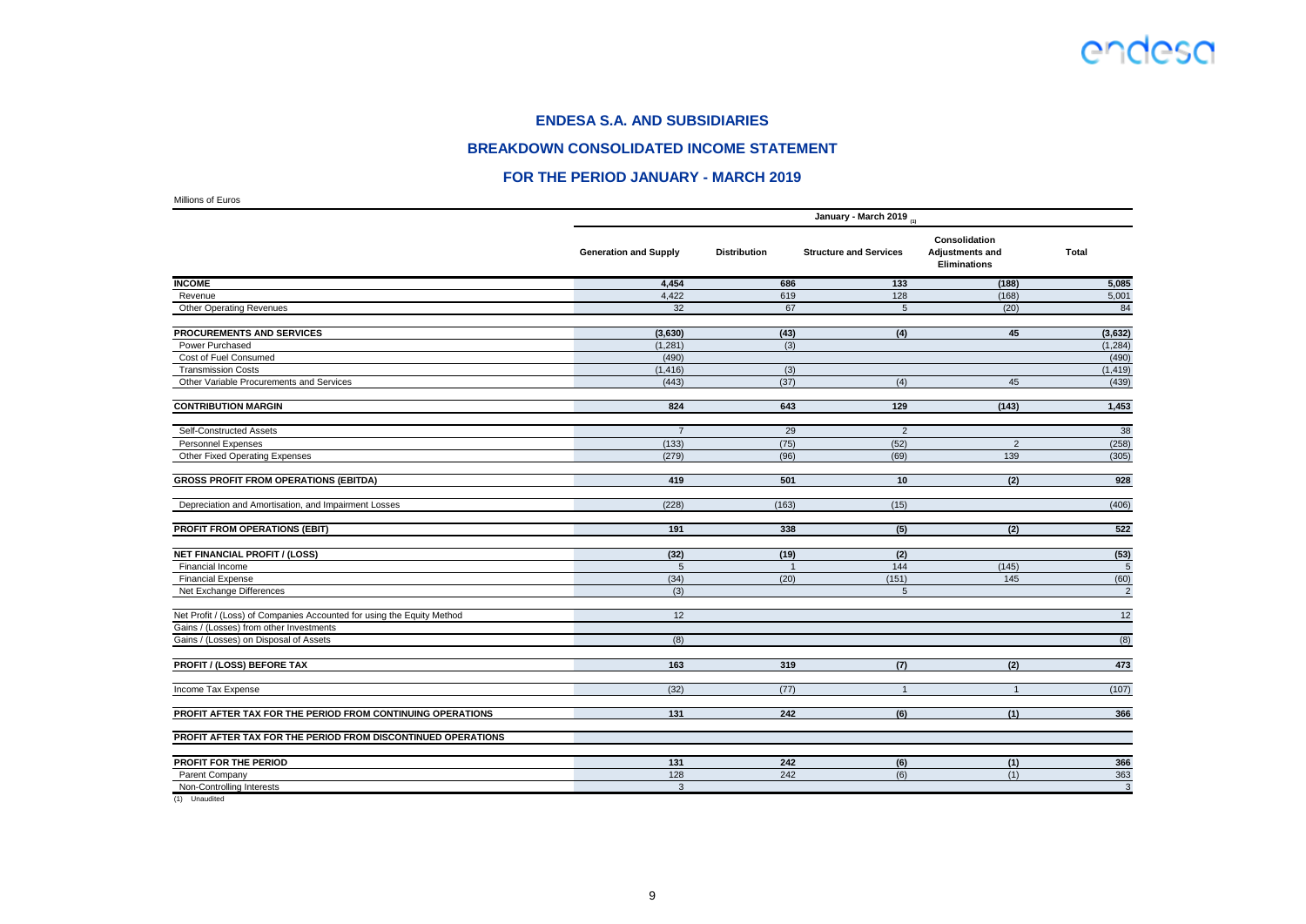## ENDESA S.A. AND SUBSIDIARIES

## BREAKDOWN CONSOLIDATED INCOME STATEMENT

## FOR THE PERIOD JANUARY - MARCH 2019

Millions of Euros

| | January - March 2019 (1) | | | | |
|---|---|---|---|---|---|
| | Generation and Supply | Distribution | Structure and Services | Consolidation Adjustments and Eliminations | Total |
| **INCOME** | **4,454** | **686** | **133** | **(188)** | **5,085** |
| Revenue | 4,422 | 619 | 128 | (168) | 5,001 |
| Other Operating Revenues | 32 | 67 | 5 | (20) | 84 |
| **PROCUREMENTS AND SERVICES** | **(3,630)** | **(43)** | **(4)** | **45** | **(3,632)** |
| Power Purchased | (1,281) | (3) | | | (1,284) |
| Cost of Fuel Consumed | (490) | | | | (490) |
| Transmission Costs | (1,416) | (3) | | | (1,419) |
| Other Variable Procurements and Services | (443) | (37) | (4) | 45 | (439) |
| **CONTRIBUTION MARGIN** | **824** | **643** | **129** | **(143)** | **1,453** |
| Self-Constructed Assets | 7 | 29 | 2 | | 38 |
| Personnel Expenses | (133) | (75) | (52) | 2 | (258) |
| Other Fixed Operating Expenses | (279) | (96) | (69) | 139 | (305) |
| **GROSS PROFIT FROM OPERATIONS (EBITDA)** | **419** | **501** | **10** | **(2)** | **928** |
| Depreciation and Amortisation, and Impairment Losses | (228) | (163) | (15) | | (406) |
| **PROFIT FROM OPERATIONS (EBIT)** | **191** | **338** | **(5)** | **(2)** | **522** |
| **NET FINANCIAL PROFIT / (LOSS)** | **(32)** | **(19)** | **(2)** | | **(53)** |
| Financial Income | 5 | 1 | 144 | (145) | 5 |
| Financial Expense | (34) | (20) | (151) | 145 | (60) |
| Net Exchange Differences | (3) | | 5 | | 2 |
| Net Profit / (Loss) of Companies Accounted for using the Equity Method | 12 | | | | 12 |
| Gains / (Losses) from other Investments | | | | | |
| Gains / (Losses) on Disposal of Assets | (8) | | | | (8) |
| **PROFIT / (LOSS) BEFORE TAX** | **163** | **319** | **(7)** | **(2)** | **473** |
| Income Tax Expense | (32) | (77) | 1 | 1 | (107) |
| **PROFIT AFTER TAX FOR THE PERIOD FROM CONTINUING OPERATIONS** | **131** | **242** | **(6)** | **(1)** | **366** |
| **PROFIT AFTER TAX FOR THE PERIOD FROM DISCONTINUED OPERATIONS** | | | | | |
| **PROFIT FOR THE PERIOD** | **131** | **242** | **(6)** | **(1)** | **366** |
| Parent Company | 128 | 242 | (6) | (1) | 363 |
| Non-Controlling Interests | 3 | | | | 3 |

(1) Unaudited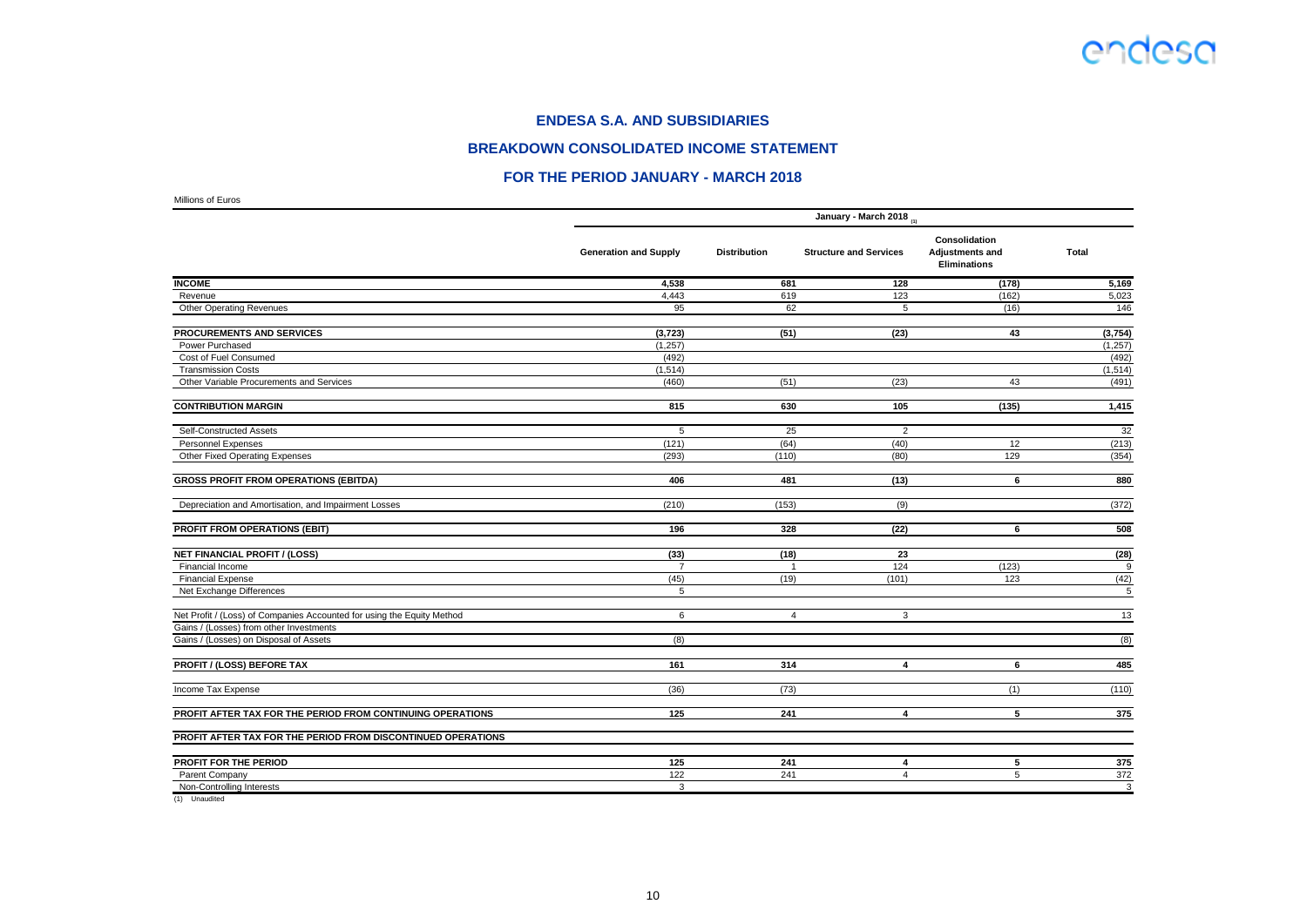## ENDESA S.A. AND SUBSIDIARIES

## BREAKDOWN CONSOLIDATED INCOME STATEMENT

## FOR THE PERIOD JANUARY - MARCH 2018

Millions of Euros

| | January - March 2018 (1) | | | | |
|---|---|---|---|---|---|
| | Generation and Supply | Distribution | Structure and Services | Consolidation Adjustments and Eliminations | Total |
| **INCOME** | **4,538** | **681** | **128** | **(178)** | **5,169** |
| Revenue | 4,443 | 619 | 123 | (162) | 5,023 |
| Other Operating Revenues | 95 | 62 | 5 | (16) | 146 |
| **PROCUREMENTS AND SERVICES** | **(3,723)** | **(51)** | **(23)** | **43** | **(3,754)** |
| Power Purchased | (1,257) | | | | (1,257) |
| Cost of Fuel Consumed | (492) | | | | (492) |
| Transmission Costs | (1,514) | | | | (1,514) |
| Other Variable Procurements and Services | (460) | (51) | (23) | 43 | (491) |
| **CONTRIBUTION MARGIN** | **815** | **630** | **105** | **(135)** | **1,415** |
| Self-Constructed Assets | 5 | 25 | 2 | | 32 |
| Personnel Expenses | (121) | (64) | (40) | 12 | (213) |
| Other Fixed Operating Expenses | (293) | (110) | (80) | 129 | (354) |
| **GROSS PROFIT FROM OPERATIONS (EBITDA)** | **406** | **481** | **(13)** | **6** | **880** |
| Depreciation and Amortisation, and Impairment Losses | (210) | (153) | (9) | | (372) |
| **PROFIT FROM OPERATIONS (EBIT)** | **196** | **328** | **(22)** | **6** | **508** |
| **NET FINANCIAL PROFIT / (LOSS)** | **(33)** | **(18)** | **23** | | **(28)** |
| Financial Income | 7 | 1 | 124 | (123) | 9 |
| Financial Expense | (45) | (19) | (101) | 123 | (42) |
| Net Exchange Differences | 5 | | | | 5 |
| Net Profit / (Loss) of Companies Accounted for using the Equity Method | 6 | 4 | 3 | | 13 |
| Gains / (Losses) from other Investments | | | | | |
| Gains / (Losses) on Disposal of Assets | (8) | | | | (8) |
| **PROFIT / (LOSS) BEFORE TAX** | **161** | **314** | **4** | **6** | **485** |
| Income Tax Expense | (36) | (73) | | (1) | (110) |
| **PROFIT AFTER TAX FOR THE PERIOD FROM CONTINUING OPERATIONS** | **125** | **241** | **4** | **5** | **375** |
| **PROFIT AFTER TAX FOR THE PERIOD FROM DISCONTINUED OPERATIONS** | | | | | |
| **PROFIT FOR THE PERIOD** | **125** | **241** | **4** | **5** | **375** |
| Parent Company | 122 | 241 | 4 | 5 | 372 |
| Non-Controlling Interests | 3 | | | | 3 |

(1) Unaudited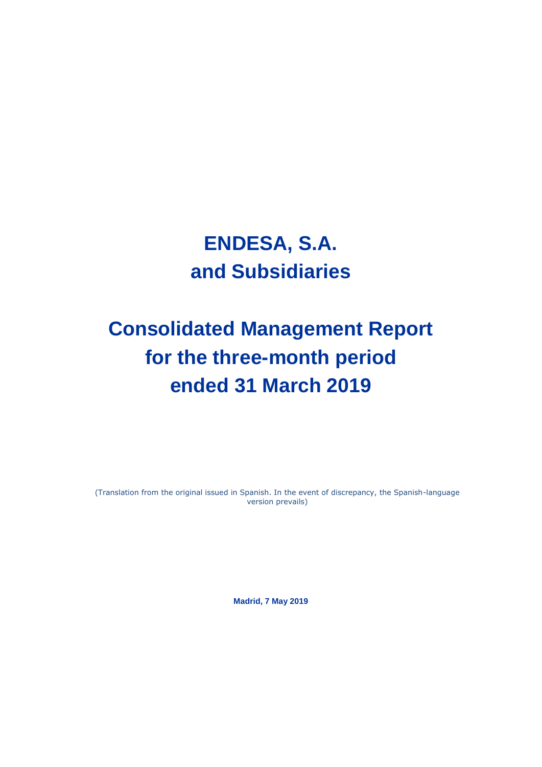# ENDESA, S.A. and Subsidiaries

# Consolidated Management Report for the three-month period ended 31 March 2019

(Translation from the original issued in Spanish. In the event of discrepancy, the Spanish-language version prevails)

**Madrid, 7 May 2019**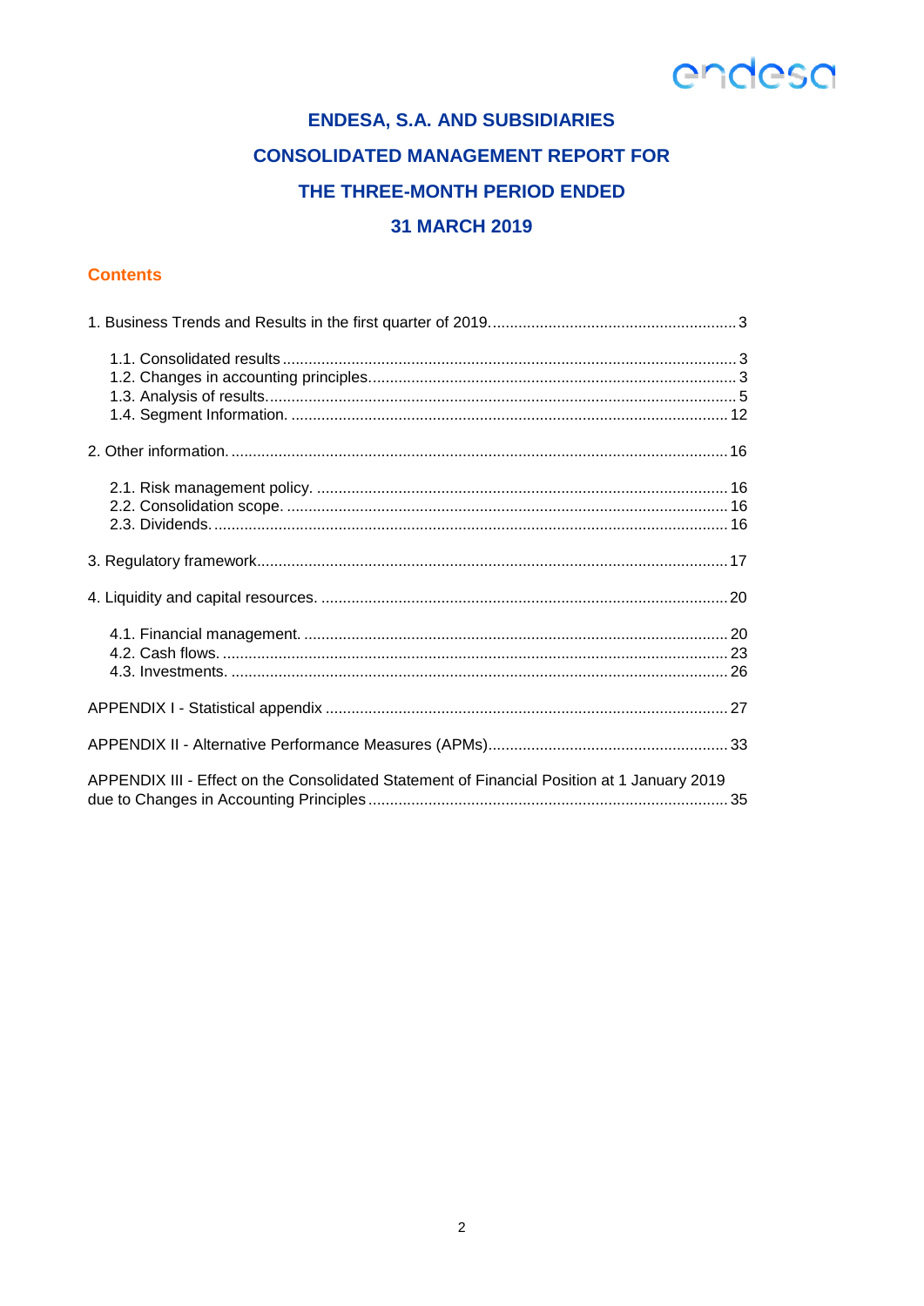# ENDESA, S.A. AND SUBSIDIARIES

# CONSOLIDATED MANAGEMENT REPORT FOR THE THREE-MONTH PERIOD ENDED 31 MARCH 2019

## Contents

1. Business Trends and Results in the first quarter of 2019 ... 3
   - 1.1. Consolidated results ... 3
   - 1.2. Changes in accounting principles ... 3
   - 1.3. Analysis of results ... 5
   - 1.4. Segment Information ... 12
2. Other information ... 16
   - 2.1. Risk management policy ... 16
   - 2.2. Consolidation scope ... 16
   - 2.3. Dividends ... 16
3. Regulatory framework ... 17
4. Liquidity and capital resources ... 20
   - 4.1. Financial management ... 20
   - 4.2. Cash flows ... 23
   - 4.3. Investments ... 26

APPENDIX I - Statistical appendix ... 27

APPENDIX II - Alternative Performance Measures (APMs) ... 33

APPENDIX III - Effect on the Consolidated Statement of Financial Position at 1 January 2019 due to Changes in Accounting Principles ... 35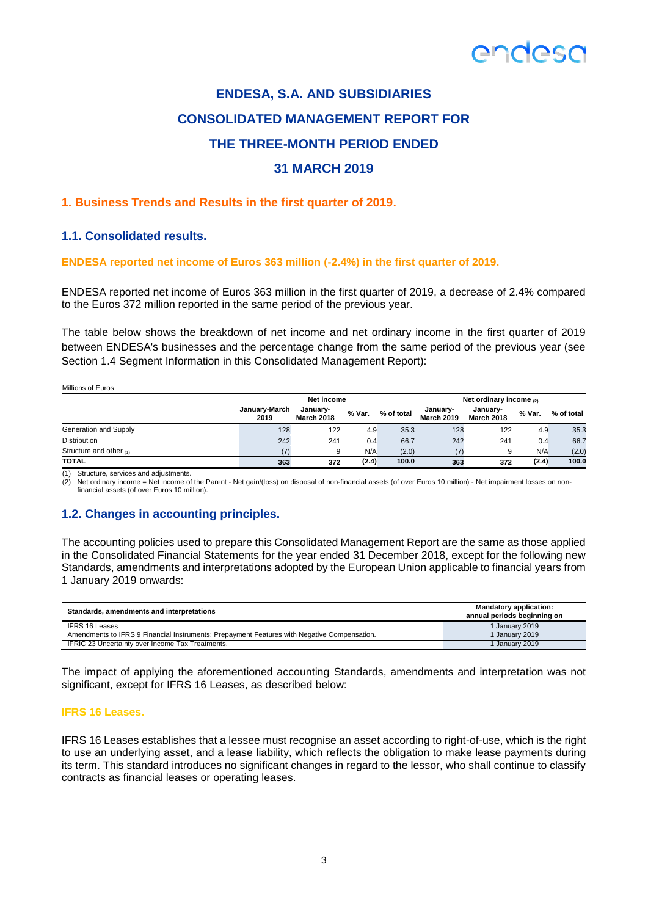# ENDESA, S.A. AND SUBSIDIARIES

# CONSOLIDATED MANAGEMENT REPORT FOR

# THE THREE-MONTH PERIOD ENDED

# 31 MARCH 2019

## 1. Business Trends and Results in the first quarter of 2019.

### 1.1. Consolidated results.

**ENDESA reported net income of Euros 363 million (-2.4%) in the first quarter of 2019.**

ENDESA reported net income of Euros 363 million in the first quarter of 2019, a decrease of 2.4% compared to the Euros 372 million reported in the same period of the previous year.

The table below shows the breakdown of net income and net ordinary income in the first quarter of 2019 between ENDESA's businesses and the percentage change from the same period of the previous year (see Section 1.4 Segment Information in this Consolidated Management Report):

Millions of Euros

| | Net income | | | | Net ordinary income (2) | | | |
|---|---|---|---|---|---|---|---|---|
| | January-March 2019 | January-March 2018 | % Var. | % of total | January-March 2019 | January-March 2018 | % Var. | % of total |
| Generation and Supply | 128 | 122 | 4.9 | 35.3 | 128 | 122 | 4.9 | 35.3 |
| Distribution | 242 | 241 | 0.4 | 66.7 | 242 | 241 | 0.4 | 66.7 |
| Structure and other (1) | (7) | 9 | N/A | (2.0) | (7) | 9 | N/A | (2.0) |
| **TOTAL** | **363** | **372** | **(2.4)** | **100.0** | **363** | **372** | **(2.4)** | **100.0** |

(1) Structure, services and adjustments.
(2) Net ordinary income = Net income of the Parent - Net gain/(loss) on disposal of non-financial assets (of over Euros 10 million) - Net impairment losses on non-financial assets (of over Euros 10 million).

### 1.2. Changes in accounting principles.

The accounting policies used to prepare this Consolidated Management Report are the same as those applied in the Consolidated Financial Statements for the year ended 31 December 2018, except for the following new Standards, amendments and interpretations adopted by the European Union applicable to financial years from 1 January 2019 onwards:

| Standards, amendments and interpretations | Mandatory application: annual periods beginning on |
|---|---|
| IFRS 16 Leases | 1 January 2019 |
| Amendments to IFRS 9 Financial Instruments: Prepayment Features with Negative Compensation. | 1 January 2019 |
| IFRIC 23 Uncertainty over Income Tax Treatments. | 1 January 2019 |

The impact of applying the aforementioned accounting Standards, amendments and interpretation was not significant, except for IFRS 16 Leases, as described below:

**IFRS 16 Leases.**

IFRS 16 Leases establishes that a lessee must recognise an asset according to right-of-use, which is the right to use an underlying asset, and a lease liability, which reflects the obligation to make lease payments during its term. This standard introduces no significant changes in regard to the lessor, who shall continue to classify contracts as financial leases or operating leases.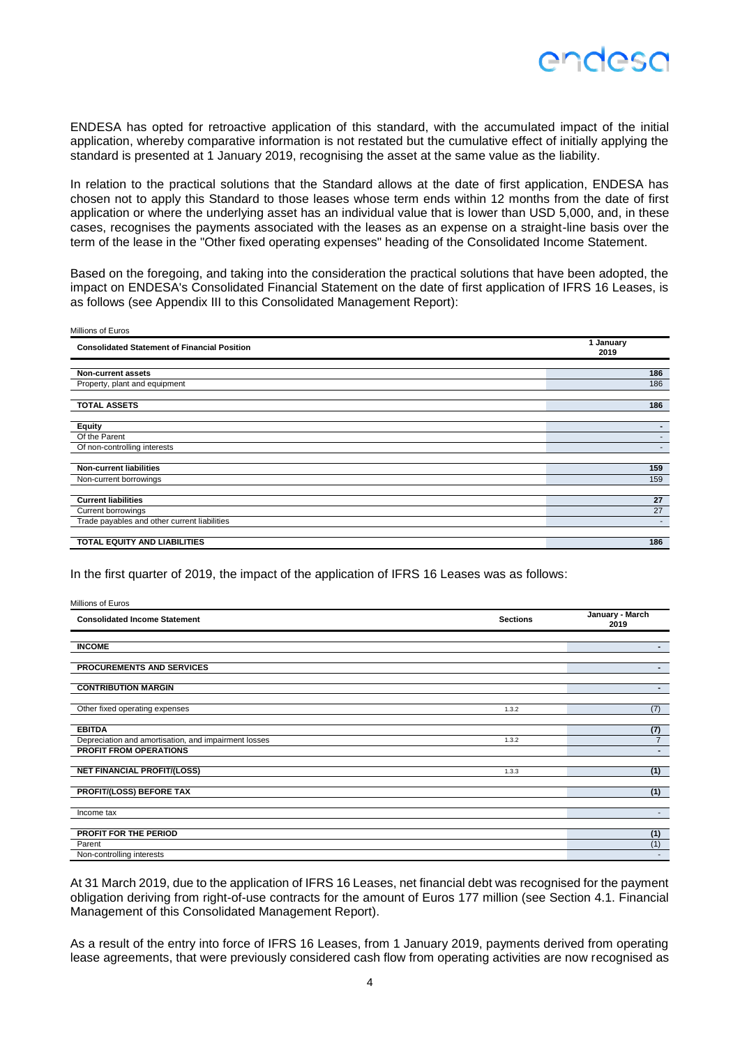ENDESA has opted for retroactive application of this standard, with the accumulated impact of the initial application, whereby comparative information is not restated but the cumulative effect of initially applying the standard is presented at 1 January 2019, recognising the asset at the same value as the liability.

In relation to the practical solutions that the Standard allows at the date of first application, ENDESA has chosen not to apply this Standard to those leases whose term ends within 12 months from the date of first application or where the underlying asset has an individual value that is lower than USD 5,000, and, in these cases, recognises the payments associated with the leases as an expense on a straight-line basis over the term of the lease in the "Other fixed operating expenses" heading of the Consolidated Income Statement.

Based on the foregoing, and taking into the consideration the practical solutions that have been adopted, the impact on ENDESA's Consolidated Financial Statement on the date of first application of IFRS 16 Leases, is as follows (see Appendix III to this Consolidated Management Report):

Millions of Euros

| Consolidated Statement of Financial Position | 1 January 2019 |
|---|---|
| **Non-current assets** | **186** |
| Property, plant and equipment | 186 |
| **TOTAL ASSETS** | **186** |
| **Equity** | **-** |
| Of the Parent | - |
| Of non-controlling interests | - |
| **Non-current liabilities** | **159** |
| Non-current borrowings | 159 |
| **Current liabilities** | **27** |
| Current borrowings | 27 |
| Trade payables and other current liabilities | - |
| **TOTAL EQUITY AND LIABILITIES** | **186** |

In the first quarter of 2019, the impact of the application of IFRS 16 Leases was as follows:

Millions of Euros

| Consolidated Income Statement | Sections | January - March 2019 |
|---|---|---|
| **INCOME** | | **-** |
| **PROCUREMENTS AND SERVICES** | | **-** |
| **CONTRIBUTION MARGIN** | | **-** |
| Other fixed operating expenses | 1.3.2 | (7) |
| **EBITDA** | | **(7)** |
| Depreciation and amortisation, and impairment losses | 1.3.2 | 7 |
| **PROFIT FROM OPERATIONS** | | **-** |
| **NET FINANCIAL PROFIT/(LOSS)** | 1.3.3 | **(1)** |
| **PROFIT/(LOSS) BEFORE TAX** | | **(1)** |
| Income tax | | - |
| **PROFIT FOR THE PERIOD** | | **(1)** |
| Parent | | (1) |
| Non-controlling interests | | - |

At 31 March 2019, due to the application of IFRS 16 Leases, net financial debt was recognised for the payment obligation deriving from right-of-use contracts for the amount of Euros 177 million (see Section 4.1. Financial Management of this Consolidated Management Report).

As a result of the entry into force of IFRS 16 Leases, from 1 January 2019, payments derived from operating lease agreements, that were previously considered cash flow from operating activities are now recognised as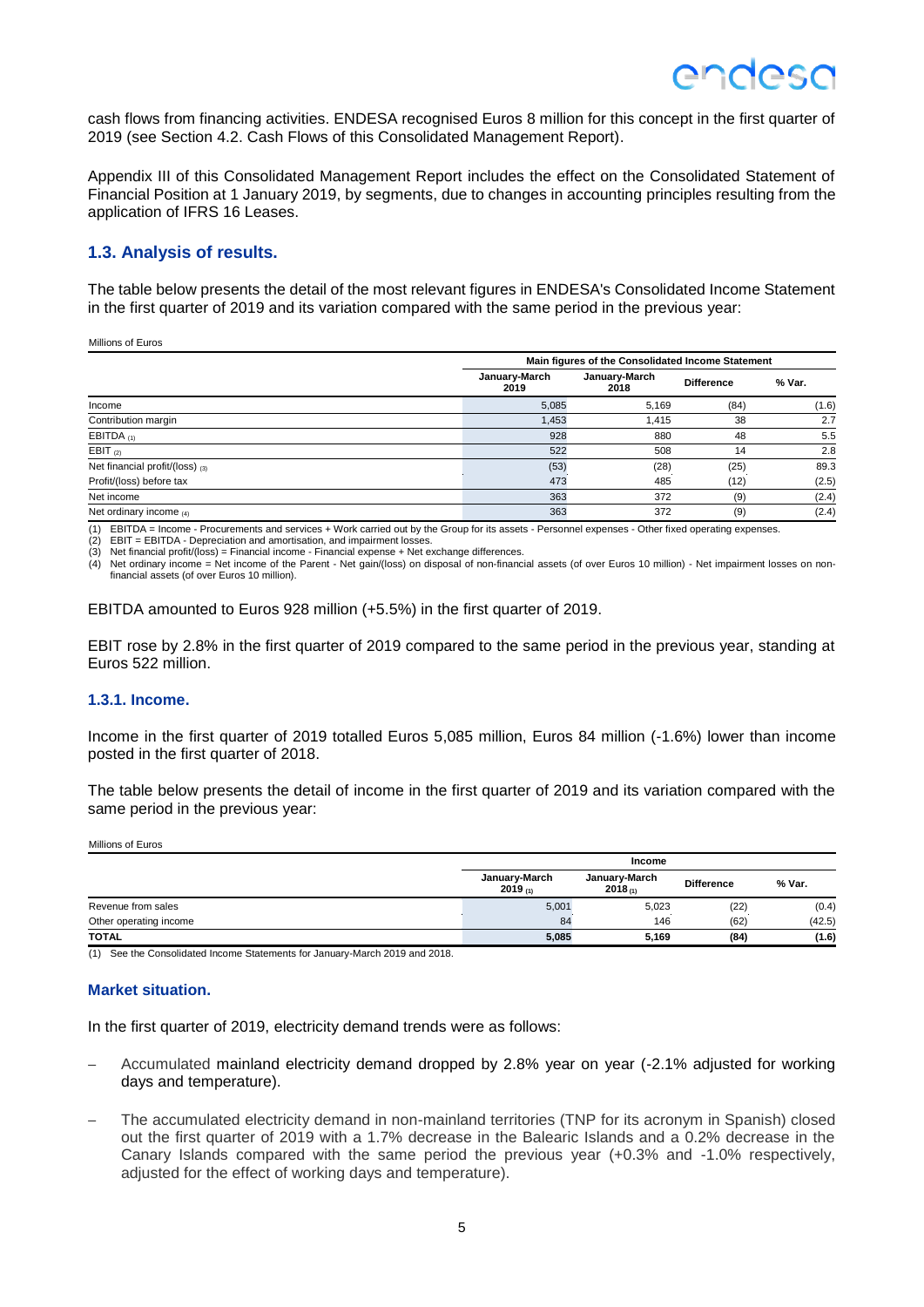cash flows from financing activities. ENDESA recognised Euros 8 million for this concept in the first quarter of 2019 (see Section 4.2. Cash Flows of this Consolidated Management Report).

Appendix III of this Consolidated Management Report includes the effect on the Consolidated Statement of Financial Position at 1 January 2019, by segments, due to changes in accounting principles resulting from the application of IFRS 16 Leases.

## 1.3. Analysis of results.

The table below presents the detail of the most relevant figures in ENDESA's Consolidated Income Statement in the first quarter of 2019 and its variation compared with the same period in the previous year:

Millions of Euros

| | Main figures of the Consolidated Income Statement | | | |
|---|---|---|---|---|
| | January-March 2019 | January-March 2018 | Difference | % Var. |
| Income | 5,085 | 5,169 | (84) | (1.6) |
| Contribution margin | 1,453 | 1,415 | 38 | 2.7 |
| EBITDA (1) | 928 | 880 | 48 | 5.5 |
| EBIT (2) | 522 | 508 | 14 | 2.8 |
| Net financial profit/(loss) (3) | (53) | (28) | (25) | 89.3 |
| Profit/(loss) before tax | 473 | 485 | (12) | (2.5) |
| Net income | 363 | 372 | (9) | (2.4) |
| Net ordinary income (4) | 363 | 372 | (9) | (2.4) |

(1) EBITDA = Income - Procurements and services + Work carried out by the Group for its assets - Personnel expenses - Other fixed operating expenses.
(2) EBIT = EBITDA - Depreciation and amortisation, and impairment losses.
(3) Net financial profit/(loss) = Financial income - Financial expense + Net exchange differences.
(4) Net ordinary income = Net income of the Parent - Net gain/(loss) on disposal of non-financial assets (of over Euros 10 million) - Net impairment losses on non-financial assets (of over Euros 10 million).

EBITDA amounted to Euros 928 million (+5.5%) in the first quarter of 2019.

EBIT rose by 2.8% in the first quarter of 2019 compared to the same period in the previous year, standing at Euros 522 million.

### 1.3.1. Income.

Income in the first quarter of 2019 totalled Euros 5,085 million, Euros 84 million (-1.6%) lower than income posted in the first quarter of 2018.

The table below presents the detail of income in the first quarter of 2019 and its variation compared with the same period in the previous year:

Millions of Euros

| | Income | | | |
|---|---|---|---|---|
| | January-March 2019 (1) | January-March 2018 (1) | Difference | % Var. |
| Revenue from sales | 5,001 | 5,023 | (22) | (0.4) |
| Other operating income | 84 | 146 | (62) | (42.5) |
| **TOTAL** | **5,085** | **5,169** | **(84)** | **(1.6)** |

(1) See the Consolidated Income Statements for January-March 2019 and 2018.

### Market situation.

In the first quarter of 2019, electricity demand trends were as follows:

- Accumulated mainland electricity demand dropped by 2.8% year on year (-2.1% adjusted for working days and temperature).
- The accumulated electricity demand in non-mainland territories (TNP for its acronym in Spanish) closed out the first quarter of 2019 with a 1.7% decrease in the Balearic Islands and a 0.2% decrease in the Canary Islands compared with the same period the previous year (+0.3% and -1.0% respectively, adjusted for the effect of working days and temperature).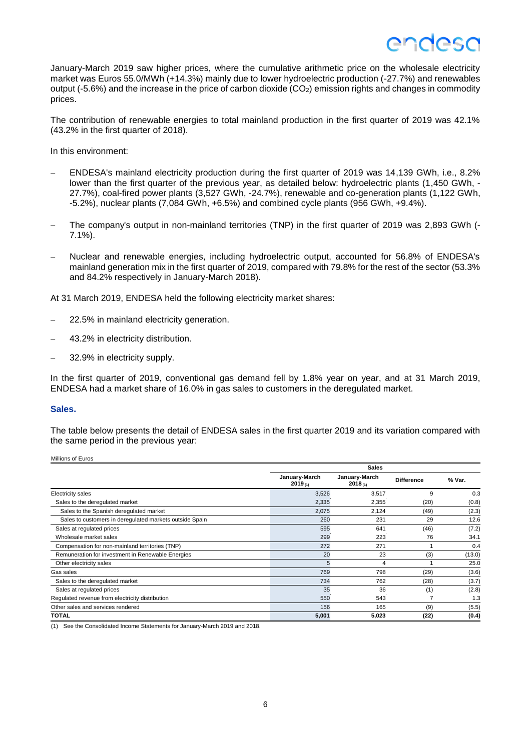January-March 2019 saw higher prices, where the cumulative arithmetic price on the wholesale electricity market was Euros 55.0/MWh (+14.3%) mainly due to lower hydroelectric production (-27.7%) and renewables output (-5.6%) and the increase in the price of carbon dioxide ($CO_2$) emission rights and changes in commodity prices.

The contribution of renewable energies to total mainland production in the first quarter of 2019 was 42.1% (43.2% in the first quarter of 2018).

In this environment:

- ENDESA's mainland electricity production during the first quarter of 2019 was 14,139 GWh, i.e., 8.2% lower than the first quarter of the previous year, as detailed below: hydroelectric plants (1,450 GWh, -27.7%), coal-fired power plants (3,527 GWh, -24.7%), renewable and co-generation plants (1,122 GWh, -5.2%), nuclear plants (7,084 GWh, +6.5%) and combined cycle plants (956 GWh, +9.4%).
- The company's output in non-mainland territories (TNP) in the first quarter of 2019 was 2,893 GWh (-7.1%).
- Nuclear and renewable energies, including hydroelectric output, accounted for 56.8% of ENDESA's mainland generation mix in the first quarter of 2019, compared with 79.8% for the rest of the sector (53.3% and 84.2% respectively in January-March 2018).

At 31 March 2019, ENDESA held the following electricity market shares:

- 22.5% in mainland electricity generation.
- 43.2% in electricity distribution.
- 32.9% in electricity supply.

In the first quarter of 2019, conventional gas demand fell by 1.8% year on year, and at 31 March 2019, ENDESA had a market share of 16.0% in gas sales to customers in the deregulated market.

### Sales.

The table below presents the detail of ENDESA sales in the first quarter 2019 and its variation compared with the same period in the previous year:

Millions of Euros

| | Sales | | | |
|---|---|---|---|---|
| | January-March 2019 (1) | January-March 2018 (1) | Difference | % Var. |
| Electricity sales | 3,526 | 3,517 | 9 | 0.3 |
| Sales to the deregulated market | 2,335 | 2,355 | (20) | (0.8) |
| Sales to the Spanish deregulated market | 2,075 | 2,124 | (49) | (2.3) |
| Sales to customers in deregulated markets outside Spain | 260 | 231 | 29 | 12.6 |
| Sales at regulated prices | 595 | 641 | (46) | (7.2) |
| Wholesale market sales | 299 | 223 | 76 | 34.1 |
| Compensation for non-mainland territories (TNP) | 272 | 271 | 1 | 0.4 |
| Remuneration for investment in Renewable Energies | 20 | 23 | (3) | (13.0) |
| Other electricity sales | 5 | 4 | 1 | 25.0 |
| Gas sales | 769 | 798 | (29) | (3.6) |
| Sales to the deregulated market | 734 | 762 | (28) | (3.7) |
| Sales at regulated prices | 35 | 36 | (1) | (2.8) |
| Regulated revenue from electricity distribution | 550 | 543 | 7 | 1.3 |
| Other sales and services rendered | 156 | 165 | (9) | (5.5) |
| **TOTAL** | **5,001** | **5,023** | **(22)** | **(0.4)** |

(1) See the Consolidated Income Statements for January-March 2019 and 2018.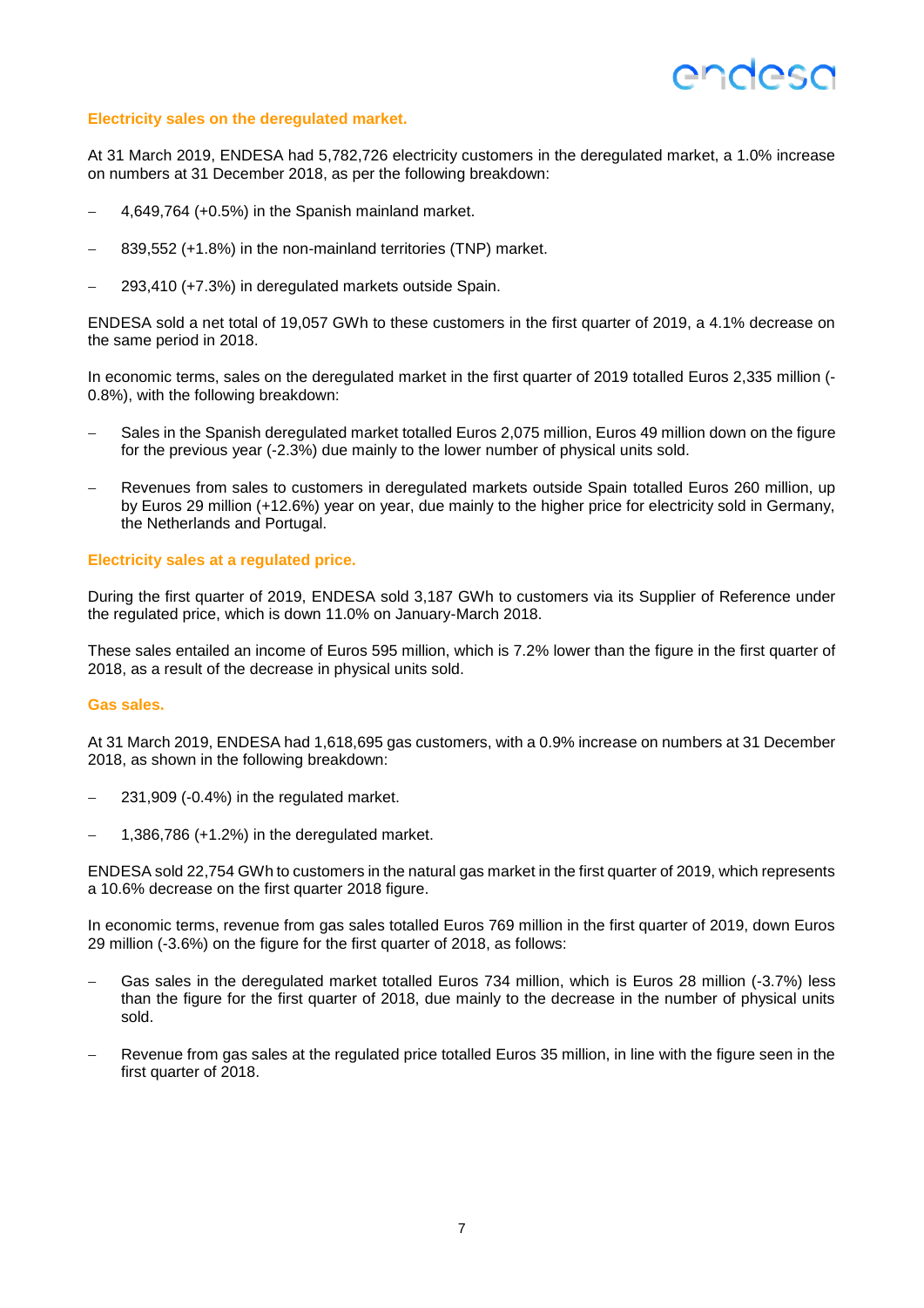### Electricity sales on the deregulated market.

At 31 March 2019, ENDESA had 5,782,726 electricity customers in the deregulated market, a 1.0% increase on numbers at 31 December 2018, as per the following breakdown:

- 4,649,764 (+0.5%) in the Spanish mainland market.
- 839,552 (+1.8%) in the non-mainland territories (TNP) market.
- 293,410 (+7.3%) in deregulated markets outside Spain.

ENDESA sold a net total of 19,057 GWh to these customers in the first quarter of 2019, a 4.1% decrease on the same period in 2018.

In economic terms, sales on the deregulated market in the first quarter of 2019 totalled Euros 2,335 million (-0.8%), with the following breakdown:

- Sales in the Spanish deregulated market totalled Euros 2,075 million, Euros 49 million down on the figure for the previous year (-2.3%) due mainly to the lower number of physical units sold.
- Revenues from sales to customers in deregulated markets outside Spain totalled Euros 260 million, up by Euros 29 million (+12.6%) year on year, due mainly to the higher price for electricity sold in Germany, the Netherlands and Portugal.

### Electricity sales at a regulated price.

During the first quarter of 2019, ENDESA sold 3,187 GWh to customers via its Supplier of Reference under the regulated price, which is down 11.0% on January-March 2018.

These sales entailed an income of Euros 595 million, which is 7.2% lower than the figure in the first quarter of 2018, as a result of the decrease in physical units sold.

### Gas sales.

At 31 March 2019, ENDESA had 1,618,695 gas customers, with a 0.9% increase on numbers at 31 December 2018, as shown in the following breakdown:

- 231,909 (-0.4%) in the regulated market.
- 1,386,786 (+1.2%) in the deregulated market.

ENDESA sold 22,754 GWh to customers in the natural gas market in the first quarter of 2019, which represents a 10.6% decrease on the first quarter 2018 figure.

In economic terms, revenue from gas sales totalled Euros 769 million in the first quarter of 2019, down Euros 29 million (-3.6%) on the figure for the first quarter of 2018, as follows:

- Gas sales in the deregulated market totalled Euros 734 million, which is Euros 28 million (-3.7%) less than the figure for the first quarter of 2018, due mainly to the decrease in the number of physical units sold.
- Revenue from gas sales at the regulated price totalled Euros 35 million, in line with the figure seen in the first quarter of 2018.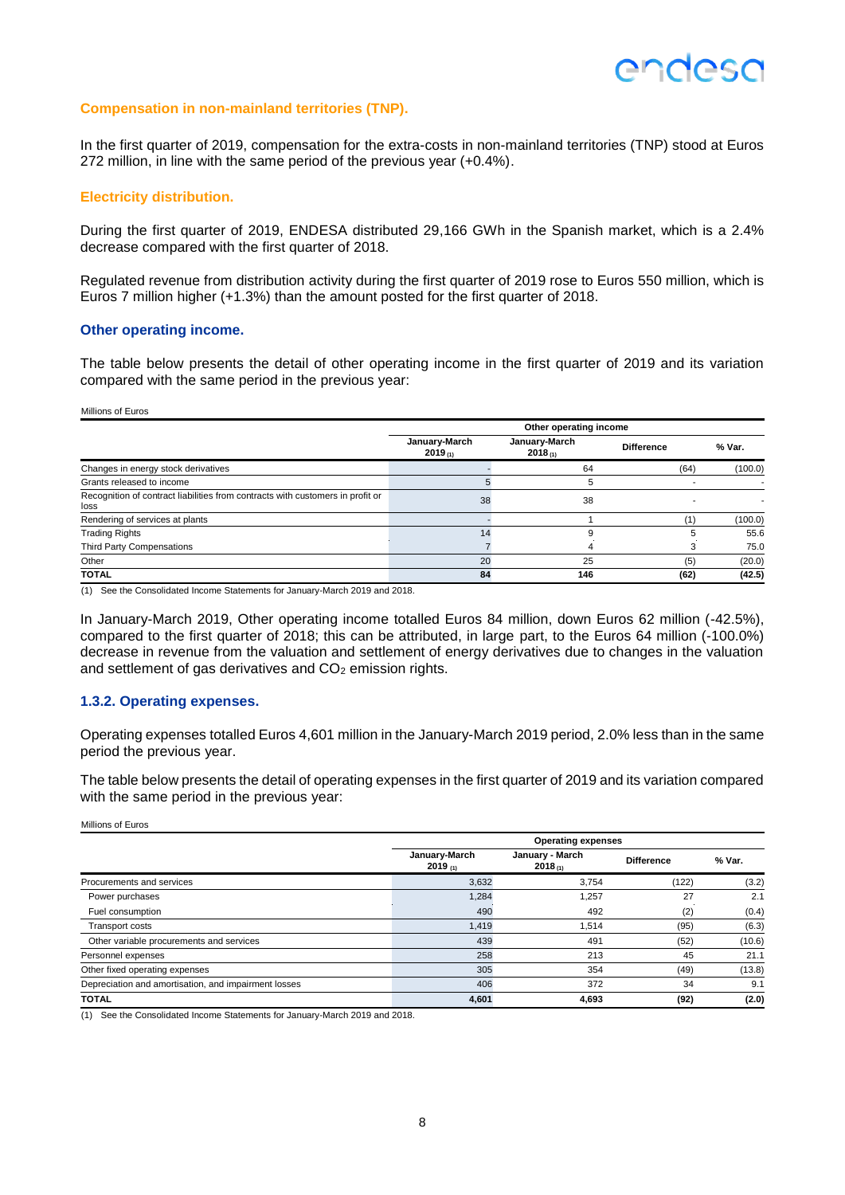### Compensation in non-mainland territories (TNP).

In the first quarter of 2019, compensation for the extra-costs in non-mainland territories (TNP) stood at Euros 272 million, in line with the same period of the previous year (+0.4%).

### Electricity distribution.

During the first quarter of 2019, ENDESA distributed 29,166 GWh in the Spanish market, which is a 2.4% decrease compared with the first quarter of 2018.

Regulated revenue from distribution activity during the first quarter of 2019 rose to Euros 550 million, which is Euros 7 million higher (+1.3%) than the amount posted for the first quarter of 2018.

### Other operating income.

The table below presents the detail of other operating income in the first quarter of 2019 and its variation compared with the same period in the previous year:

Millions of Euros

| | Other operating income | | | |
|---|---|---|---|---|
| | January-March 2019 (1) | January-March 2018 (1) | Difference | % Var. |
| Changes in energy stock derivatives | - | 64 | (64) | (100.0) |
| Grants released to income | 5 | 5 | - | - |
| Recognition of contract liabilities from contracts with customers in profit or loss | 38 | 38 | - | - |
| Rendering of services at plants | - | 1 | (1) | (100.0) |
| Trading Rights | 14 | 9 | 5 | 55.6 |
| Third Party Compensations | 7 | 4 | 3 | 75.0 |
| Other | 20 | 25 | (5) | (20.0) |
| **TOTAL** | **84** | **146** | **(62)** | **(42.5)** |

(1) See the Consolidated Income Statements for January-March 2019 and 2018.

In January-March 2019, Other operating income totalled Euros 84 million, down Euros 62 million (-42.5%), compared to the first quarter of 2018; this can be attributed, in large part, to the Euros 64 million (-100.0%) decrease in revenue from the valuation and settlement of energy derivatives due to changes in the valuation and settlement of gas derivatives and $CO_2$ emission rights.

### 1.3.2. Operating expenses.

Operating expenses totalled Euros 4,601 million in the January-March 2019 period, 2.0% less than in the same period the previous year.

The table below presents the detail of operating expenses in the first quarter of 2019 and its variation compared with the same period in the previous year:

Millions of Euros

| | Operating expenses | | | |
|---|---|---|---|---|
| | January-March 2019 (1) | January - March 2018 (1) | Difference | % Var. |
| Procurements and services | 3,632 | 3,754 | (122) | (3.2) |
| Power purchases | 1,284 | 1,257 | 27 | 2.1 |
| Fuel consumption | 490 | 492 | (2) | (0.4) |
| Transport costs | 1,419 | 1,514 | (95) | (6.3) |
| Other variable procurements and services | 439 | 491 | (52) | (10.6) |
| Personnel expenses | 258 | 213 | 45 | 21.1 |
| Other fixed operating expenses | 305 | 354 | (49) | (13.8) |
| Depreciation and amortisation, and impairment losses | 406 | 372 | 34 | 9.1 |
| **TOTAL** | **4,601** | **4,693** | **(92)** | **(2.0)** |

(1) See the Consolidated Income Statements for January-March 2019 and 2018.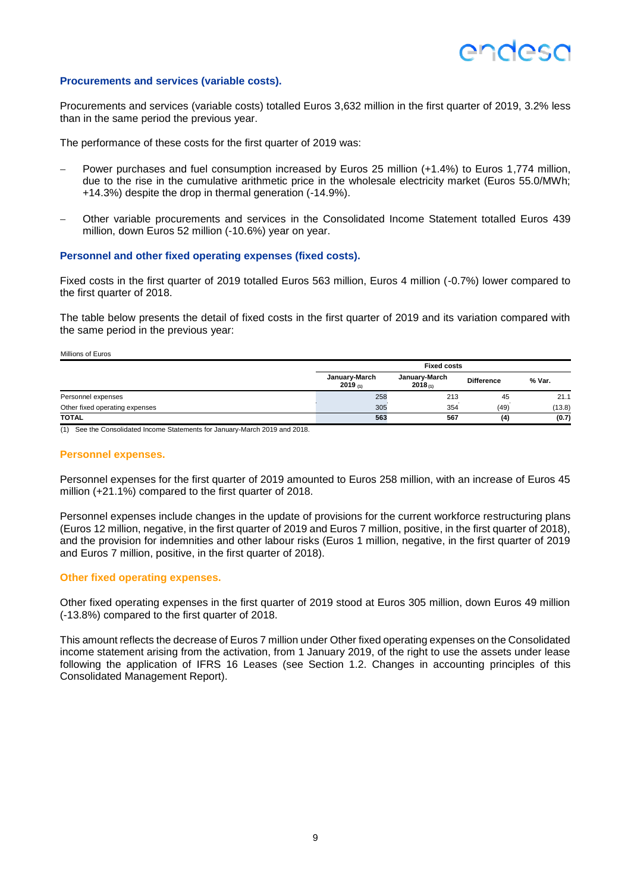### Procurements and services (variable costs).

Procurements and services (variable costs) totalled Euros 3,632 million in the first quarter of 2019, 3.2% less than in the same period the previous year.

The performance of these costs for the first quarter of 2019 was:

- Power purchases and fuel consumption increased by Euros 25 million (+1.4%) to Euros 1,774 million, due to the rise in the cumulative arithmetic price in the wholesale electricity market (Euros 55.0/MWh; +14.3%) despite the drop in thermal generation (-14.9%).
- Other variable procurements and services in the Consolidated Income Statement totalled Euros 439 million, down Euros 52 million (-10.6%) year on year.

### Personnel and other fixed operating expenses (fixed costs).

Fixed costs in the first quarter of 2019 totalled Euros 563 million, Euros 4 million (-0.7%) lower compared to the first quarter of 2018.

The table below presents the detail of fixed costs in the first quarter of 2019 and its variation compared with the same period in the previous year:

Millions of Euros

| | Fixed costs | | | |
|---|---|---|---|---|
| | January-March 2019 (1) | January-March 2018 (1) | Difference | % Var. |
| Personnel expenses | 258 | 213 | 45 | 21.1 |
| Other fixed operating expenses | 305 | 354 | (49) | (13.8) |
| **TOTAL** | **563** | **567** | **(4)** | **(0.7)** |

(1) See the Consolidated Income Statements for January-March 2019 and 2018.

#### Personnel expenses.

Personnel expenses for the first quarter of 2019 amounted to Euros 258 million, with an increase of Euros 45 million (+21.1%) compared to the first quarter of 2018.

Personnel expenses include changes in the update of provisions for the current workforce restructuring plans (Euros 12 million, negative, in the first quarter of 2019 and Euros 7 million, positive, in the first quarter of 2018), and the provision for indemnities and other labour risks (Euros 1 million, negative, in the first quarter of 2019 and Euros 7 million, positive, in the first quarter of 2018).

#### Other fixed operating expenses.

Other fixed operating expenses in the first quarter of 2019 stood at Euros 305 million, down Euros 49 million (-13.8%) compared to the first quarter of 2018.

This amount reflects the decrease of Euros 7 million under Other fixed operating expenses on the Consolidated income statement arising from the activation, from 1 January 2019, of the right to use the assets under lease following the application of IFRS 16 Leases (see Section 1.2. Changes in accounting principles of this Consolidated Management Report).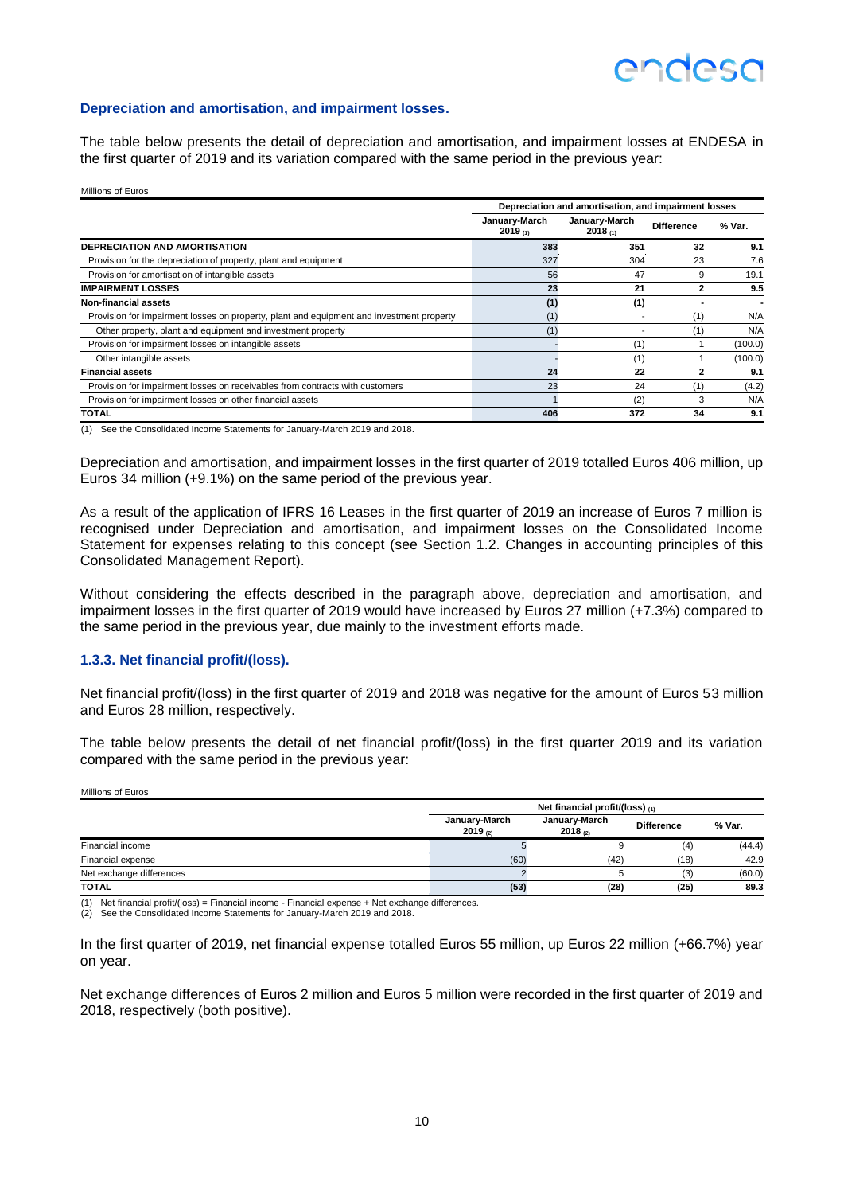### Depreciation and amortisation, and impairment losses.

The table below presents the detail of depreciation and amortisation, and impairment losses at ENDESA in the first quarter of 2019 and its variation compared with the same period in the previous year:

Millions of Euros

| | Depreciation and amortisation, and impairment losses | | | |
|---|---|---|---|---|
| | January-March 2019 (1) | January-March 2018 (1) | Difference | % Var. |
| **DEPRECIATION AND AMORTISATION** | **383** | **351** | **32** | **9.1** |
| Provision for the depreciation of property, plant and equipment | 327 | 304 | 23 | 7.6 |
| Provision for amortisation of intangible assets | 56 | 47 | 9 | 19.1 |
| **IMPAIRMENT LOSSES** | **23** | **21** | **2** | **9.5** |
| **Non-financial assets** | **(1)** | **(1)** | **-** | **-** |
| Provision for impairment losses on property, plant and equipment and investment property | (1) | - | (1) | N/A |
| Other property, plant and equipment and investment property | (1) | - | (1) | N/A |
| Provision for impairment losses on intangible assets | - | (1) | 1 | (100.0) |
| Other intangible assets | - | (1) | 1 | (100.0) |
| **Financial assets** | **24** | **22** | **2** | **9.1** |
| Provision for impairment losses on receivables from contracts with customers | 23 | 24 | (1) | (4.2) |
| Provision for impairment losses on other financial assets | 1 | (2) | 3 | N/A |
| **TOTAL** | **406** | **372** | **34** | **9.1** |

(1) See the Consolidated Income Statements for January-March 2019 and 2018.

Depreciation and amortisation, and impairment losses in the first quarter of 2019 totalled Euros 406 million, up Euros 34 million (+9.1%) on the same period of the previous year.

As a result of the application of IFRS 16 Leases in the first quarter of 2019 an increase of Euros 7 million is recognised under Depreciation and amortisation, and impairment losses on the Consolidated Income Statement for expenses relating to this concept (see Section 1.2. Changes in accounting principles of this Consolidated Management Report).

Without considering the effects described in the paragraph above, depreciation and amortisation, and impairment losses in the first quarter of 2019 would have increased by Euros 27 million (+7.3%) compared to the same period in the previous year, due mainly to the investment efforts made.

### 1.3.3. Net financial profit/(loss).

Net financial profit/(loss) in the first quarter of 2019 and 2018 was negative for the amount of Euros 53 million and Euros 28 million, respectively.

The table below presents the detail of net financial profit/(loss) in the first quarter 2019 and its variation compared with the same period in the previous year:

Millions of Euros

| | Net financial profit/(loss) (1) | | | |
|---|---|---|---|---|
| | January-March 2019 (2) | January-March 2018 (2) | Difference | % Var. |
| Financial income | 5 | 9 | (4) | (44.4) |
| Financial expense | (60) | (42) | (18) | 42.9 |
| Net exchange differences | 2 | 5 | (3) | (60.0) |
| **TOTAL** | **(53)** | **(28)** | **(25)** | **89.3** |

(1) Net financial profit/(loss) = Financial income - Financial expense + Net exchange differences.
(2) See the Consolidated Income Statements for January-March 2019 and 2018.

In the first quarter of 2019, net financial expense totalled Euros 55 million, up Euros 22 million (+66.7%) year on year.

Net exchange differences of Euros 2 million and Euros 5 million were recorded in the first quarter of 2019 and 2018, respectively (both positive).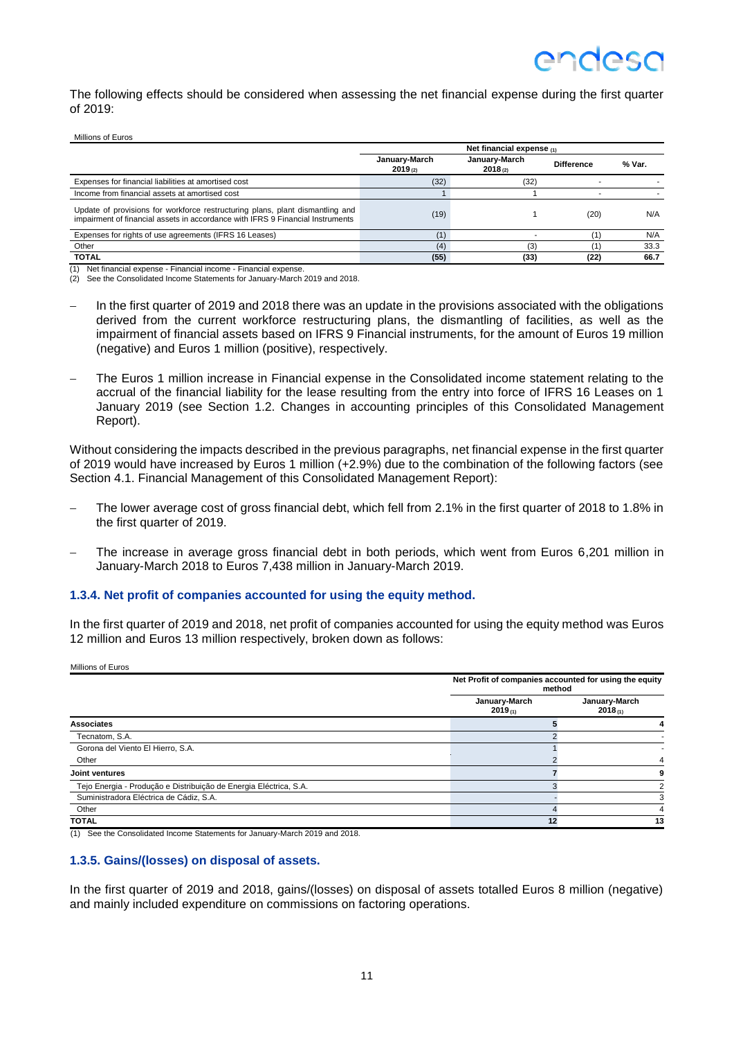The following effects should be considered when assessing the net financial expense during the first quarter of 2019:

Millions of Euros

| | Net financial expense (1) | | | |
|---|---|---|---|---|
| | January-March 2019 (2) | January-March 2018 (2) | Difference | % Var. |
| Expenses for financial liabilities at amortised cost | (32) | (32) | - | - |
| Income from financial assets at amortised cost | 1 | 1 | - | - |
| Update of provisions for workforce restructuring plans, plant dismantling and impairment of financial assets in accordance with IFRS 9 Financial Instruments | (19) | 1 | (20) | N/A |
| Expenses for rights of use agreements (IFRS 16 Leases) | (1) | - | (1) | N/A |
| Other | (4) | (3) | (1) | 33.3 |
| **TOTAL** | **(55)** | **(33)** | **(22)** | **66.7** |

(1) Net financial expense - Financial income - Financial expense.
(2) See the Consolidated Income Statements for January-March 2019 and 2018.

- In the first quarter of 2019 and 2018 there was an update in the provisions associated with the obligations derived from the current workforce restructuring plans, the dismantling of facilities, as well as the impairment of financial assets based on IFRS 9 Financial instruments, for the amount of Euros 19 million (negative) and Euros 1 million (positive), respectively.

- The Euros 1 million increase in Financial expense in the Consolidated income statement relating to the accrual of the financial liability for the lease resulting from the entry into force of IFRS 16 Leases on 1 January 2019 (see Section 1.2. Changes in accounting principles of this Consolidated Management Report).

Without considering the impacts described in the previous paragraphs, net financial expense in the first quarter of 2019 would have increased by Euros 1 million (+2.9%) due to the combination of the following factors (see Section 4.1. Financial Management of this Consolidated Management Report):

- The lower average cost of gross financial debt, which fell from 2.1% in the first quarter of 2018 to 1.8% in the first quarter of 2019.

- The increase in average gross financial debt in both periods, which went from Euros 6,201 million in January-March 2018 to Euros 7,438 million in January-March 2019.

### 1.3.4. Net profit of companies accounted for using the equity method.

In the first quarter of 2019 and 2018, net profit of companies accounted for using the equity method was Euros 12 million and Euros 13 million respectively, broken down as follows:

Millions of Euros

| | Net Profit of companies accounted for using the equity method | |
|---|---|---|
| | January-March 2019 (1) | January-March 2018 (1) |
| **Associates** | **5** | **4** |
| Tecnatom, S.A. | 2 | - |
| Gorona del Viento El Hierro, S.A. | 1 | - |
| Other | 2 | 4 |
| **Joint ventures** | **7** | **9** |
| Tejo Energia - Produção e Distribuição de Energia Eléctrica, S.A. | 3 | 2 |
| Suministradora Eléctrica de Cádiz, S.A. | - | 3 |
| Other | 4 | 4 |
| **TOTAL** | **12** | **13** |

(1) See the Consolidated Income Statements for January-March 2019 and 2018.

### 1.3.5. Gains/(losses) on disposal of assets.

In the first quarter of 2019 and 2018, gains/(losses) on disposal of assets totalled Euros 8 million (negative) and mainly included expenditure on commissions on factoring operations.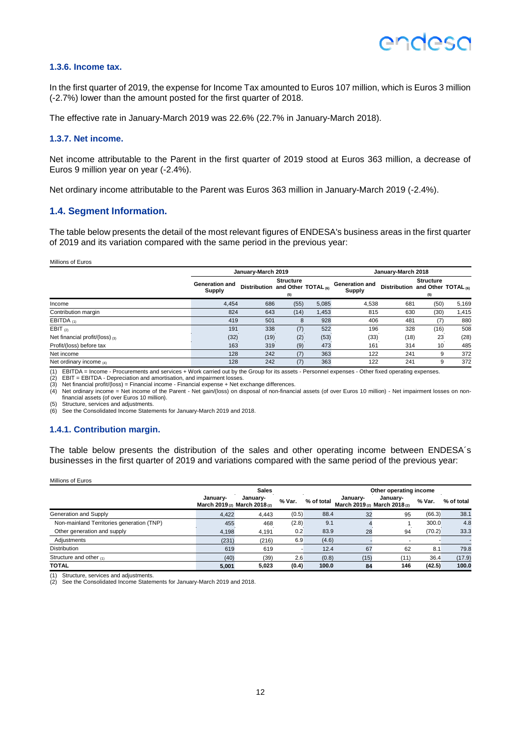### 1.3.6. Income tax.

In the first quarter of 2019, the expense for Income Tax amounted to Euros 107 million, which is Euros 3 million (-2.7%) lower than the amount posted for the first quarter of 2018.

The effective rate in January-March 2019 was 22.6% (22.7% in January-March 2018).

### 1.3.7. Net income.

Net income attributable to the Parent in the first quarter of 2019 stood at Euros 363 million, a decrease of Euros 9 million year on year (-2.4%).

Net ordinary income attributable to the Parent was Euros 363 million in January-March 2019 (-2.4%).

## 1.4. Segment Information.

The table below presents the detail of the most relevant figures of ENDESA's business areas in the first quarter of 2019 and its variation compared with the same period in the previous year:

Millions of Euros

| | January-March 2019 | | | | January-March 2018 | | | |
|---|---|---|---|---|---|---|---|---|
| | Generation and Supply | Distribution | Structure and Other (5) | TOTAL (6) | Generation and Supply | Distribution | Structure and Other (5) | TOTAL (6) |
| Income | 4,454 | 686 | (55) | 5,085 | 4,538 | 681 | (50) | 5,169 |
| Contribution margin | 824 | 643 | (14) | 1,453 | 815 | 630 | (30) | 1,415 |
| EBITDA (1) | 419 | 501 | 8 | 928 | 406 | 481 | (7) | 880 |
| EBIT (2) | 191 | 338 | (7) | 522 | 196 | 328 | (16) | 508 |
| Net financial profit/(loss) (3) | (32) | (19) | (2) | (53) | (33) | (18) | 23 | (28) |
| Profit/(loss) before tax | 163 | 319 | (9) | 473 | 161 | 314 | 10 | 485 |
| Net income | 128 | 242 | (7) | 363 | 122 | 241 | 9 | 372 |
| Net ordinary income (4) | 128 | 242 | (7) | 363 | 122 | 241 | 9 | 372 |

(1) EBITDA = Income - Procurements and services + Work carried out by the Group for its assets - Personnel expenses - Other fixed operating expenses.
(2) EBIT = EBITDA - Depreciation and amortisation, and impairment losses.
(3) Net financial profit/(loss) = Financial income - Financial expense + Net exchange differences.
(4) Net ordinary income = Net income of the Parent - Net gain/(loss) on disposal of non-financial assets (of over Euros 10 million) - Net impairment losses on non-financial assets (of over Euros 10 million).
(5) Structure, services and adjustments.
(6) See the Consolidated Income Statements for January-March 2019 and 2018.

### 1.4.1. Contribution margin.

The table below presents the distribution of the sales and other operating income between ENDESA´s businesses in the first quarter of 2019 and variations compared with the same period of the previous year:

Millions of Euros

| | Sales | | | | Other operating income | | | |
|---|---|---|---|---|---|---|---|---|
| | January-March 2019 (2) | January-March 2018 (2) | % Var. | % of total | January-March 2019 (2) | January-March 2018 (2) | % Var. | % of total |
| Generation and Supply | 4,422 | 4,443 | (0.5) | 88.4 | 32 | 95 | (66.3) | 38.1 |
| Non-mainland Territories generation (TNP) | 455 | 468 | (2.8) | 9.1 | 4 | 1 | 300.0 | 4.8 |
| Other generation and supply | 4,198 | 4,191 | 0.2 | 83.9 | 28 | 94 | (70.2) | 33.3 |
| Adjustments | (231) | (216) | 6.9 | (4.6) | - | - | - | - |
| Distribution | 619 | 619 | - | 12.4 | 67 | 62 | 8.1 | 79.8 |
| Structure and other (1) | (40) | (39) | 2.6 | (0.8) | (15) | (11) | 36.4 | (17.9) |
| **TOTAL** | **5,001** | **5,023** | **(0.4)** | **100.0** | **84** | **146** | **(42.5)** | **100.0** |

(1) Structure, services and adjustments.
(2) See the Consolidated Income Statements for January-March 2019 and 2018.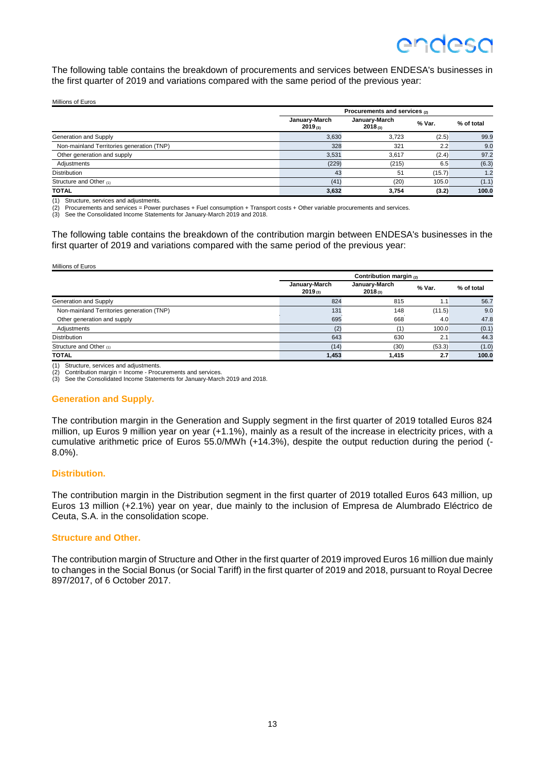The following table contains the breakdown of procurements and services between ENDESA's businesses in the first quarter of 2019 and variations compared with the same period of the previous year:

Millions of Euros

| | Procurements and services (2) | | | |
|---|---|---|---|---|
| | January-March 2019 (3) | January-March 2018 (3) | % Var. | % of total |
| Generation and Supply | 3,630 | 3,723 | (2.5) | 99.9 |
| Non-mainland Territories generation (TNP) | 328 | 321 | 2.2 | 9.0 |
| Other generation and supply | 3,531 | 3,617 | (2.4) | 97.2 |
| Adjustments | (229) | (215) | 6.5 | (6.3) |
| Distribution | 43 | 51 | (15.7) | 1.2 |
| Structure and Other (1) | (41) | (20) | 105.0 | (1.1) |
| **TOTAL** | **3,632** | **3,754** | **(3.2)** | **100.0** |

(1) Structure, services and adjustments.
(2) Procurements and services = Power purchases + Fuel consumption + Transport costs + Other variable procurements and services.
(3) See the Consolidated Income Statements for January-March 2019 and 2018.

The following table contains the breakdown of the contribution margin between ENDESA's businesses in the first quarter of 2019 and variations compared with the same period of the previous year:

Millions of Euros

| | Contribution margin (2) | | | |
|---|---|---|---|---|
| | January-March 2019 (3) | January-March 2018 (3) | % Var. | % of total |
| Generation and Supply | 824 | 815 | 1.1 | 56.7 |
| Non-mainland Territories generation (TNP) | 131 | 148 | (11.5) | 9.0 |
| Other generation and supply | 695 | 668 | 4.0 | 47.8 |
| Adjustments | (2) | (1) | 100.0 | (0.1) |
| Distribution | 643 | 630 | 2.1 | 44.3 |
| Structure and Other (1) | (14) | (30) | (53.3) | (1.0) |
| **TOTAL** | **1,453** | **1,415** | **2.7** | **100.0** |

(1) Structure, services and adjustments.
(2) Contribution margin = Income - Procurements and services.
(3) See the Consolidated Income Statements for January-March 2019 and 2018.

### Generation and Supply.

The contribution margin in the Generation and Supply segment in the first quarter of 2019 totalled Euros 824 million, up Euros 9 million year on year (+1.1%), mainly as a result of the increase in electricity prices, with a cumulative arithmetic price of Euros 55.0/MWh (+14.3%), despite the output reduction during the period (-8.0%).

### Distribution.

The contribution margin in the Distribution segment in the first quarter of 2019 totalled Euros 643 million, up Euros 13 million (+2.1%) year on year, due mainly to the inclusion of Empresa de Alumbrado Eléctrico de Ceuta, S.A. in the consolidation scope.

### Structure and Other.

The contribution margin of Structure and Other in the first quarter of 2019 improved Euros 16 million due mainly to changes in the Social Bonus (or Social Tariff) in the first quarter of 2019 and 2018, pursuant to Royal Decree 897/2017, of 6 October 2017.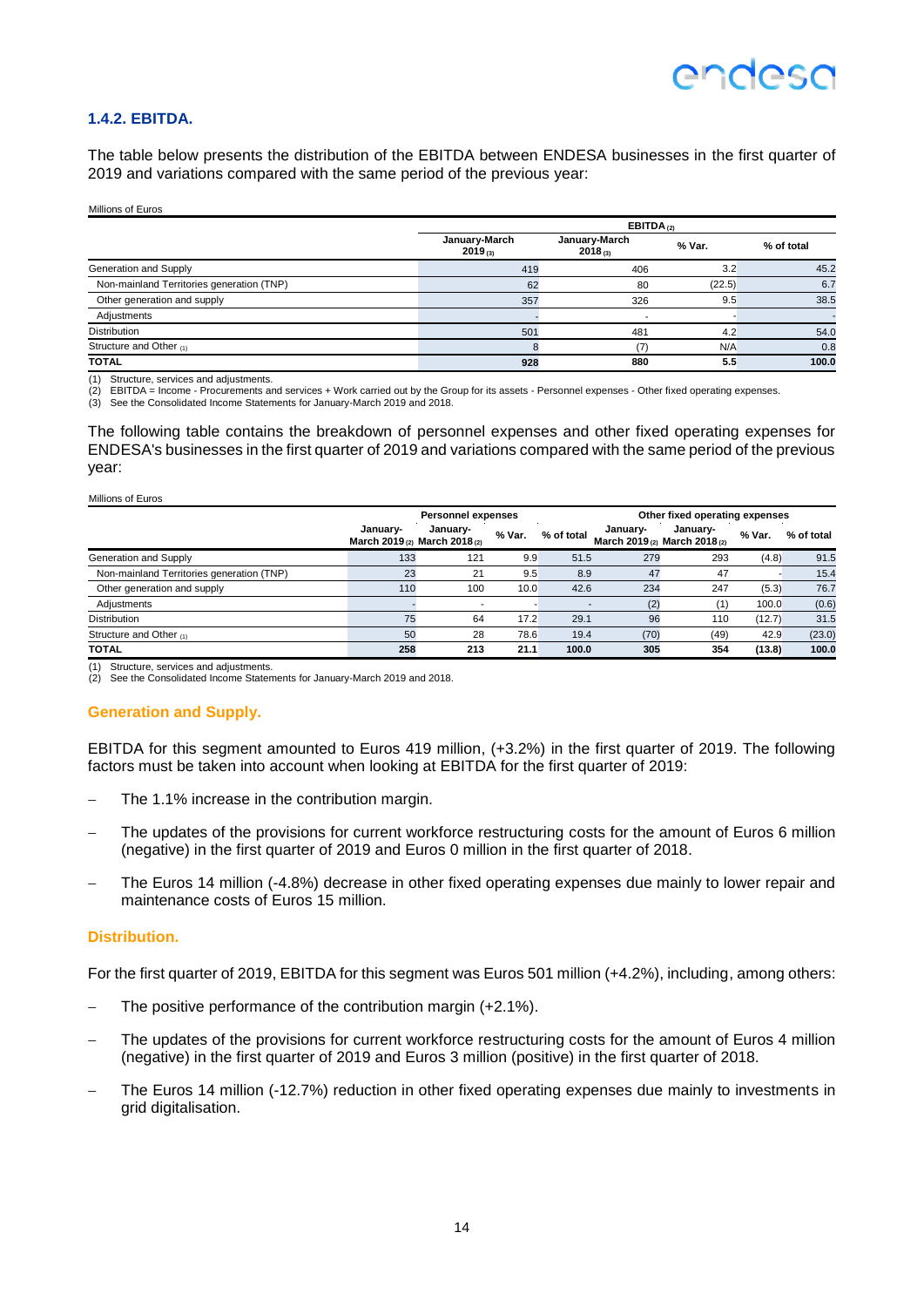### 1.4.2. EBITDA.

The table below presents the distribution of the EBITDA between ENDESA businesses in the first quarter of 2019 and variations compared with the same period of the previous year:

Millions of Euros

| | EBITDA (2) | | | |
|---|---|---|---|---|
| | January-March 2019 (3) | January-March 2018 (3) | % Var. | % of total |
| Generation and Supply | 419 | 406 | 3.2 | 45.2 |
| Non-mainland Territories generation (TNP) | 62 | 80 | (22.5) | 6.7 |
| Other generation and supply | 357 | 326 | 9.5 | 38.5 |
| Adjustments | - | - | - | - |
| Distribution | 501 | 481 | 4.2 | 54.0 |
| Structure and Other (1) | 8 | (7) | N/A | 0.8 |
| **TOTAL** | **928** | **880** | **5.5** | **100.0** |

(1) Structure, services and adjustments.
(2) EBITDA = Income - Procurements and services + Work carried out by the Group for its assets - Personnel expenses - Other fixed operating expenses.
(3) See the Consolidated Income Statements for January-March 2019 and 2018.

The following table contains the breakdown of personnel expenses and other fixed operating expenses for ENDESA's businesses in the first quarter of 2019 and variations compared with the same period of the previous year:

Millions of Euros

| | Personnel expenses | | | | Other fixed operating expenses | | | |
|---|---|---|---|---|---|---|---|---|
| | January-March 2019 (2) | January-March 2018 (2) | % Var. | % of total | January-March 2019 (2) | January-March 2018 (2) | % Var. | % of total |
| Generation and Supply | 133 | 121 | 9.9 | 51.5 | 279 | 293 | (4.8) | 91.5 |
| Non-mainland Territories generation (TNP) | 23 | 21 | 9.5 | 8.9 | 47 | 47 | - | 15.4 |
| Other generation and supply | 110 | 100 | 10.0 | 42.6 | 234 | 247 | (5.3) | 76.7 |
| Adjustments | - | - | - | - | (2) | (1) | 100.0 | (0.6) |
| Distribution | 75 | 64 | 17.2 | 29.1 | 96 | 110 | (12.7) | 31.5 |
| Structure and Other (1) | 50 | 28 | 78.6 | 19.4 | (70) | (49) | 42.9 | (23.0) |
| **TOTAL** | **258** | **213** | **21.1** | **100.0** | **305** | **354** | **(13.8)** | **100.0** |

(1) Structure, services and adjustments.
(2) See the Consolidated Income Statements for January-March 2019 and 2018.

#### Generation and Supply.

EBITDA for this segment amounted to Euros 419 million, (+3.2%) in the first quarter of 2019. The following factors must be taken into account when looking at EBITDA for the first quarter of 2019:

- The 1.1% increase in the contribution margin.
- The updates of the provisions for current workforce restructuring costs for the amount of Euros 6 million (negative) in the first quarter of 2019 and Euros 0 million in the first quarter of 2018.
- The Euros 14 million (-4.8%) decrease in other fixed operating expenses due mainly to lower repair and maintenance costs of Euros 15 million.

#### Distribution.

For the first quarter of 2019, EBITDA for this segment was Euros 501 million (+4.2%), including, among others:

- The positive performance of the contribution margin (+2.1%).
- The updates of the provisions for current workforce restructuring costs for the amount of Euros 4 million (negative) in the first quarter of 2019 and Euros 3 million (positive) in the first quarter of 2018.
- The Euros 14 million (-12.7%) reduction in other fixed operating expenses due mainly to investments in grid digitalisation.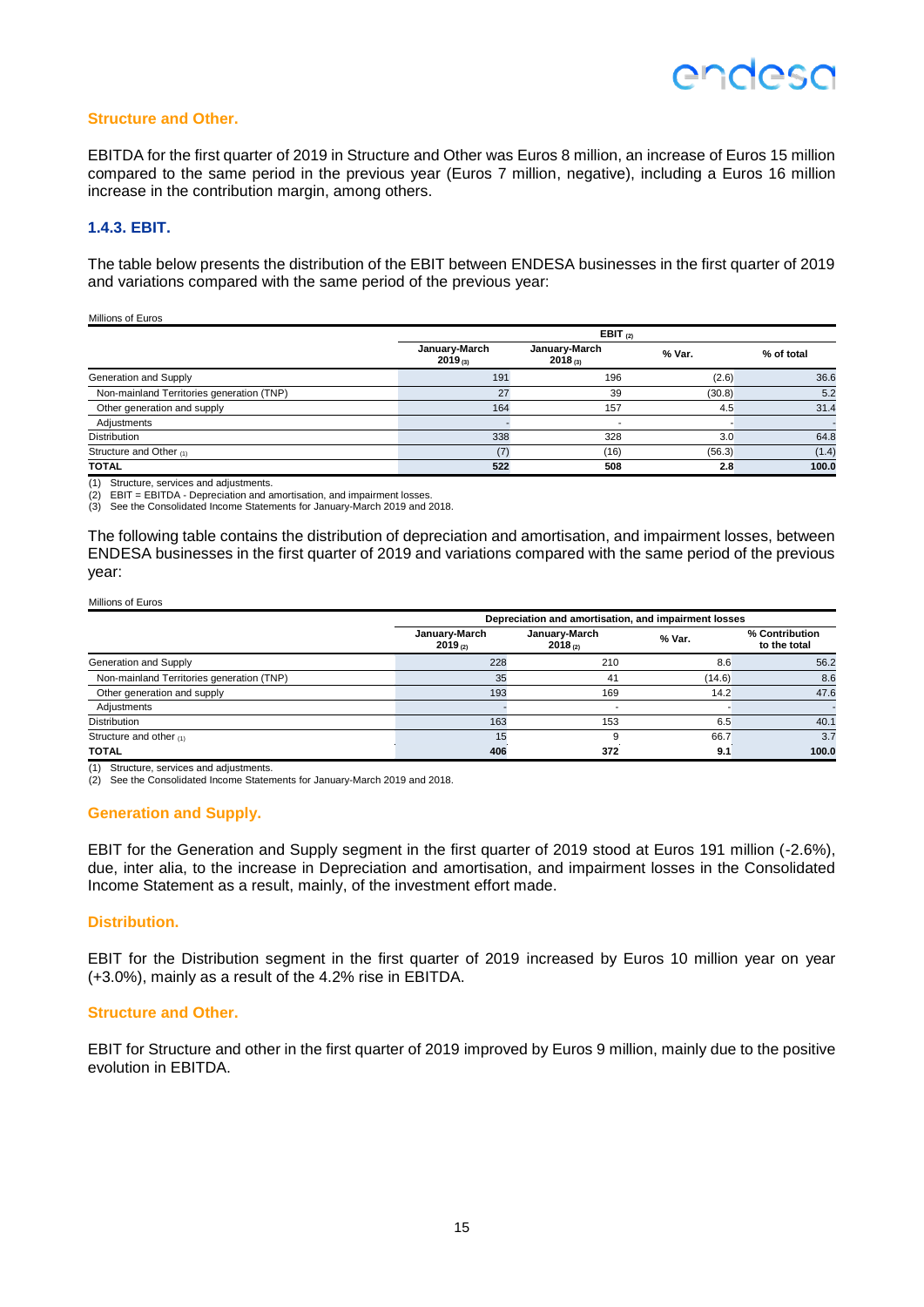### Structure and Other.

EBITDA for the first quarter of 2019 in Structure and Other was Euros 8 million, an increase of Euros 15 million compared to the same period in the previous year (Euros 7 million, negative), including a Euros 16 million increase in the contribution margin, among others.

## 1.4.3. EBIT.

The table below presents the distribution of the EBIT between ENDESA businesses in the first quarter of 2019 and variations compared with the same period of the previous year:

Millions of Euros

| | EBIT (2) | | | |
|---|---|---|---|---|
| | January-March 2019 (3) | January-March 2018 (3) | % Var. | % of total |
| Generation and Supply | 191 | 196 | (2.6) | 36.6 |
| Non-mainland Territories generation (TNP) | 27 | 39 | (30.8) | 5.2 |
| Other generation and supply | 164 | 157 | 4.5 | 31.4 |
| Adjustments | - | - | - | - |
| Distribution | 338 | 328 | 3.0 | 64.8 |
| Structure and Other (1) | (7) | (16) | (56.3) | (1.4) |
| **TOTAL** | **522** | **508** | **2.8** | **100.0** |

(1) Structure, services and adjustments.
(2) EBIT = EBITDA - Depreciation and amortisation, and impairment losses.
(3) See the Consolidated Income Statements for January-March 2019 and 2018.

The following table contains the distribution of depreciation and amortisation, and impairment losses, between ENDESA businesses in the first quarter of 2019 and variations compared with the same period of the previous year:

Millions of Euros

| | Depreciation and amortisation, and impairment losses | | | |
|---|---|---|---|---|
| | January-March 2019 (2) | January-March 2018 (2) | % Var. | % Contribution to the total |
| Generation and Supply | 228 | 210 | 8.6 | 56.2 |
| Non-mainland Territories generation (TNP) | 35 | 41 | (14.6) | 8.6 |
| Other generation and supply | 193 | 169 | 14.2 | 47.6 |
| Adjustments | - | - | - | - |
| Distribution | 163 | 153 | 6.5 | 40.1 |
| Structure and other (1) | 15 | 9 | 66.7 | 3.7 |
| **TOTAL** | **406** | **372** | **9.1** | **100.0** |

(1) Structure, services and adjustments.
(2) See the Consolidated Income Statements for January-March 2019 and 2018.

### Generation and Supply.

EBIT for the Generation and Supply segment in the first quarter of 2019 stood at Euros 191 million (-2.6%), due, inter alia, to the increase in Depreciation and amortisation, and impairment losses in the Consolidated Income Statement as a result, mainly, of the investment effort made.

### Distribution.

EBIT for the Distribution segment in the first quarter of 2019 increased by Euros 10 million year on year (+3.0%), mainly as a result of the 4.2% rise in EBITDA.

### Structure and Other.

EBIT for Structure and other in the first quarter of 2019 improved by Euros 9 million, mainly due to the positive evolution in EBITDA.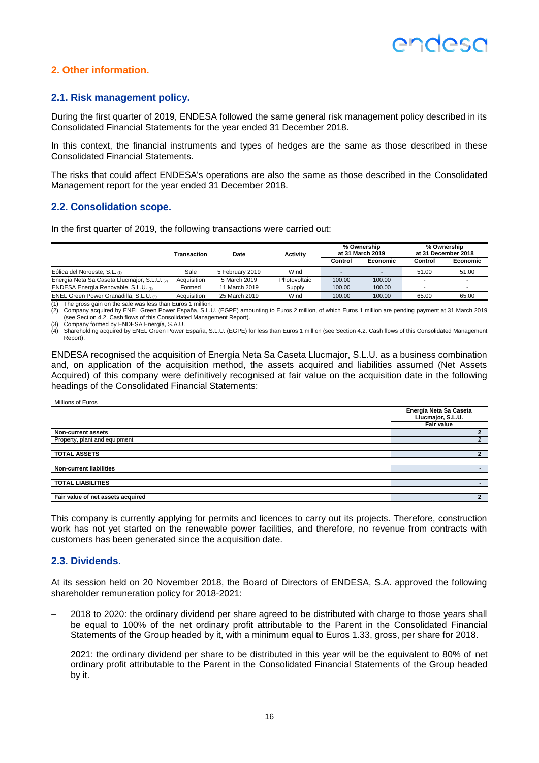## 2. Other information.

### 2.1. Risk management policy.

During the first quarter of 2019, ENDESA followed the same general risk management policy described in its Consolidated Financial Statements for the year ended 31 December 2018.

In this context, the financial instruments and types of hedges are the same as those described in these Consolidated Financial Statements.

The risks that could affect ENDESA's operations are also the same as those described in the Consolidated Management report for the year ended 31 December 2018.

### 2.2. Consolidation scope.

In the first quarter of 2019, the following transactions were carried out:

| | Transaction | Date | Activity | % Ownership at 31 March 2019 | | % Ownership at 31 December 2018 | |
|---|---|---|---|---|---|---|---|
| | | | | Control | Economic | Control | Economic |
| Eólica del Noroeste, S.L. (1) | Sale | 5 February 2019 | Wind | - | - | 51.00 | 51.00 |
| Energía Neta Sa Caseta Llucmajor, S.L.U. (2) | Acquisition | 5 March 2019 | Photovoltaic | 100.00 | 100.00 | - | - |
| ENDESA Energía Renovable, S.L.U. (3) | Formed | 11 March 2019 | Supply | 100.00 | 100.00 | - | - |
| ENEL Green Power Granadilla, S.L.U. (4) | Acquisition | 25 March 2019 | Wind | 100.00 | 100.00 | 65.00 | 65.00 |

(1) The gross gain on the sale was less than Euros 1 million.
(2) Company acquired by ENEL Green Power España, S.L.U. (EGPE) amounting to Euros 2 million, of which Euros 1 million are pending payment at 31 March 2019 (see Section 4.2. Cash flows of this Consolidated Management Report).
(3) Company formed by ENDESA Energía, S.A.U.
(4) Shareholding acquired by ENEL Green Power España, S.L.U. (EGPE) for less than Euros 1 million (see Section 4.2. Cash flows of this Consolidated Management Report).

ENDESA recognised the acquisition of Energía Neta Sa Caseta Llucmajor, S.L.U. as a business combination and, on application of the acquisition method, the assets acquired and liabilities assumed (Net Assets Acquired) of this company were definitively recognised at fair value on the acquisition date in the following headings of the Consolidated Financial Statements:

Millions of Euros

| | Energía Neta Sa Caseta Llucmajor, S.L.U. Fair value |
|---|---|
| **Non-current assets** | **2** |
| Property, plant and equipment | 2 |
| **TOTAL ASSETS** | **2** |
| **Non-current liabilities** | **-** |
| **TOTAL LIABILITIES** | **-** |
| **Fair value of net assets acquired** | **2** |

This company is currently applying for permits and licences to carry out its projects. Therefore, construction work has not yet started on the renewable power facilities, and therefore, no revenue from contracts with customers has been generated since the acquisition date.

### 2.3. Dividends.

At its session held on 20 November 2018, the Board of Directors of ENDESA, S.A. approved the following shareholder remuneration policy for 2018-2021:

- 2018 to 2020: the ordinary dividend per share agreed to be distributed with charge to those years shall be equal to 100% of the net ordinary profit attributable to the Parent in the Consolidated Financial Statements of the Group headed by it, with a minimum equal to Euros 1.33, gross, per share for 2018.
- 2021: the ordinary dividend per share to be distributed in this year will be the equivalent to 80% of net ordinary profit attributable to the Parent in the Consolidated Financial Statements of the Group headed by it.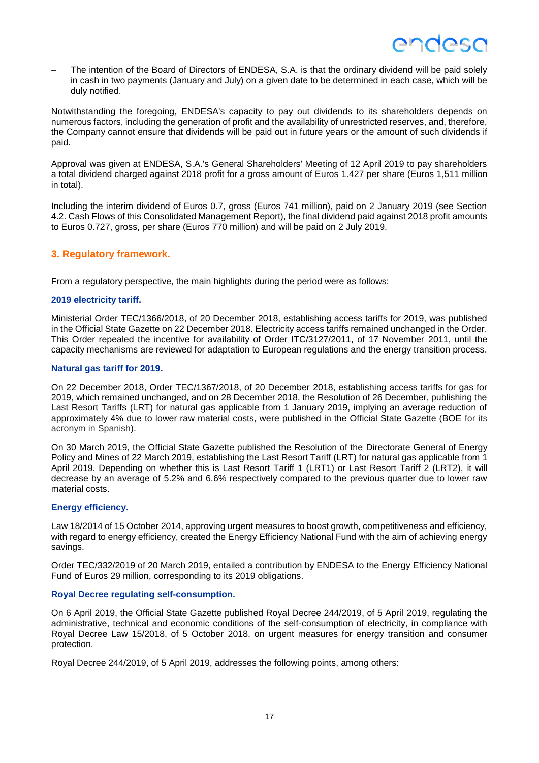- The intention of the Board of Directors of ENDESA, S.A. is that the ordinary dividend will be paid solely in cash in two payments (January and July) on a given date to be determined in each case, which will be duly notified.

Notwithstanding the foregoing, ENDESA's capacity to pay out dividends to its shareholders depends on numerous factors, including the generation of profit and the availability of unrestricted reserves, and, therefore, the Company cannot ensure that dividends will be paid out in future years or the amount of such dividends if paid.

Approval was given at ENDESA, S.A.'s General Shareholders' Meeting of 12 April 2019 to pay shareholders a total dividend charged against 2018 profit for a gross amount of Euros 1.427 per share (Euros 1,511 million in total).

Including the interim dividend of Euros 0.7, gross (Euros 741 million), paid on 2 January 2019 (see Section 4.2. Cash Flows of this Consolidated Management Report), the final dividend paid against 2018 profit amounts to Euros 0.727, gross, per share (Euros 770 million) and will be paid on 2 July 2019.

## 3. Regulatory framework.

From a regulatory perspective, the main highlights during the period were as follows:

### 2019 electricity tariff.

Ministerial Order TEC/1366/2018, of 20 December 2018, establishing access tariffs for 2019, was published in the Official State Gazette on 22 December 2018. Electricity access tariffs remained unchanged in the Order. This Order repealed the incentive for availability of Order ITC/3127/2011, of 17 November 2011, until the capacity mechanisms are reviewed for adaptation to European regulations and the energy transition process.

### Natural gas tariff for 2019.

On 22 December 2018, Order TEC/1367/2018, of 20 December 2018, establishing access tariffs for gas for 2019, which remained unchanged, and on 28 December 2018, the Resolution of 26 December, publishing the Last Resort Tariffs (LRT) for natural gas applicable from 1 January 2019, implying an average reduction of approximately 4% due to lower raw material costs, were published in the Official State Gazette (BOE for its acronym in Spanish).

On 30 March 2019, the Official State Gazette published the Resolution of the Directorate General of Energy Policy and Mines of 22 March 2019, establishing the Last Resort Tariff (LRT) for natural gas applicable from 1 April 2019. Depending on whether this is Last Resort Tariff 1 (LRT1) or Last Resort Tariff 2 (LRT2), it will decrease by an average of 5.2% and 6.6% respectively compared to the previous quarter due to lower raw material costs.

### Energy efficiency.

Law 18/2014 of 15 October 2014, approving urgent measures to boost growth, competitiveness and efficiency, with regard to energy efficiency, created the Energy Efficiency National Fund with the aim of achieving energy savings.

Order TEC/332/2019 of 20 March 2019, entailed a contribution by ENDESA to the Energy Efficiency National Fund of Euros 29 million, corresponding to its 2019 obligations.

### Royal Decree regulating self-consumption.

On 6 April 2019, the Official State Gazette published Royal Decree 244/2019, of 5 April 2019, regulating the administrative, technical and economic conditions of the self-consumption of electricity, in compliance with Royal Decree Law 15/2018, of 5 October 2018, on urgent measures for energy transition and consumer protection.

Royal Decree 244/2019, of 5 April 2019, addresses the following points, among others: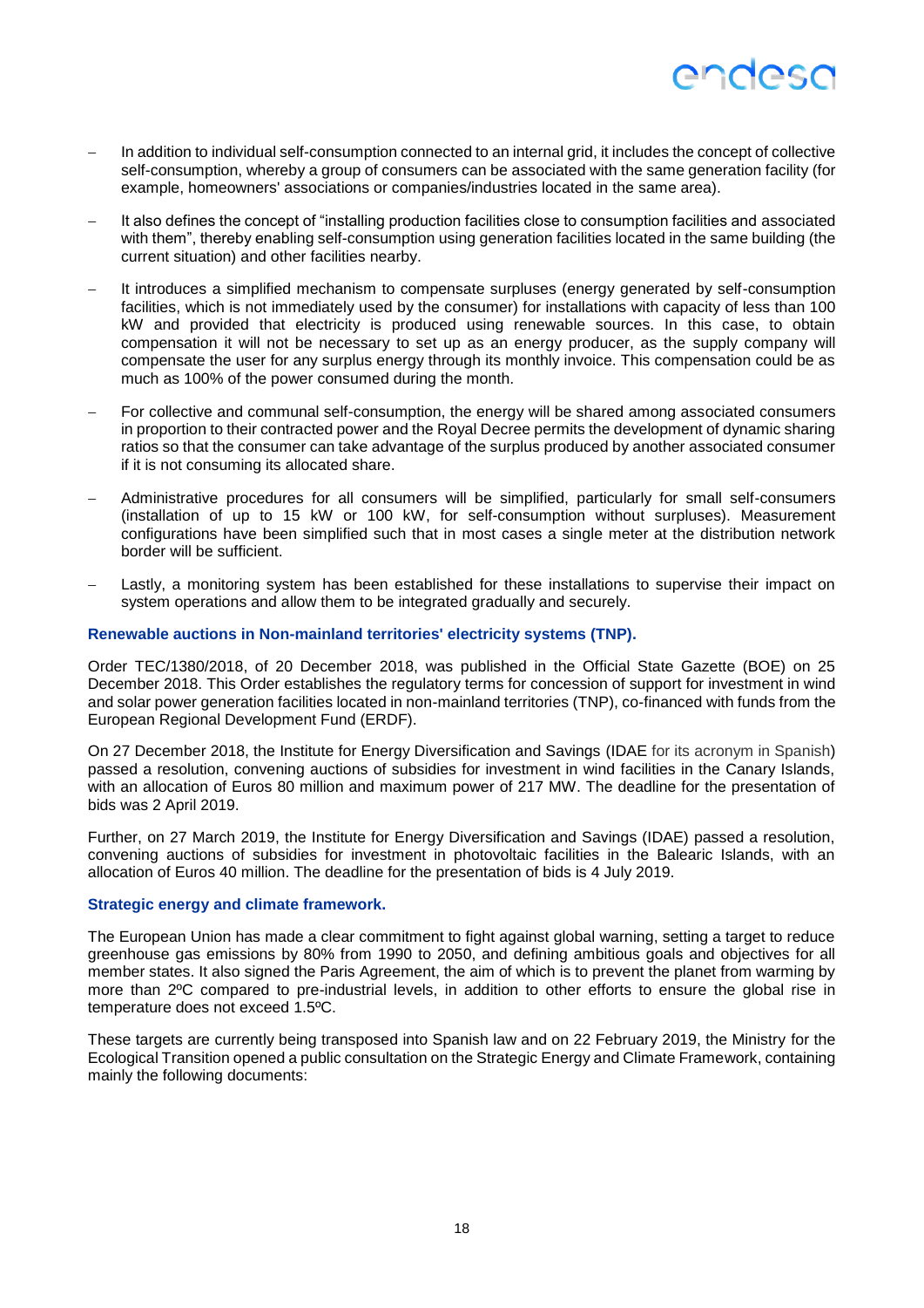- In addition to individual self-consumption connected to an internal grid, it includes the concept of collective self-consumption, whereby a group of consumers can be associated with the same generation facility (for example, homeowners' associations or companies/industries located in the same area).
- It also defines the concept of "installing production facilities close to consumption facilities and associated with them", thereby enabling self-consumption using generation facilities located in the same building (the current situation) and other facilities nearby.
- It introduces a simplified mechanism to compensate surpluses (energy generated by self-consumption facilities, which is not immediately used by the consumer) for installations with capacity of less than 100 kW and provided that electricity is produced using renewable sources. In this case, to obtain compensation it will not be necessary to set up as an energy producer, as the supply company will compensate the user for any surplus energy through its monthly invoice. This compensation could be as much as 100% of the power consumed during the month.
- For collective and communal self-consumption, the energy will be shared among associated consumers in proportion to their contracted power and the Royal Decree permits the development of dynamic sharing ratios so that the consumer can take advantage of the surplus produced by another associated consumer if it is not consuming its allocated share.
- Administrative procedures for all consumers will be simplified, particularly for small self-consumers (installation of up to 15 kW or 100 kW, for self-consumption without surpluses). Measurement configurations have been simplified such that in most cases a single meter at the distribution network border will be sufficient.
- Lastly, a monitoring system has been established for these installations to supervise their impact on system operations and allow them to be integrated gradually and securely.

#### Renewable auctions in Non-mainland territories' electricity systems (TNP).

Order TEC/1380/2018, of 20 December 2018, was published in the Official State Gazette (BOE) on 25 December 2018. This Order establishes the regulatory terms for concession of support for investment in wind and solar power generation facilities located in non-mainland territories (TNP), co-financed with funds from the European Regional Development Fund (ERDF).

On 27 December 2018, the Institute for Energy Diversification and Savings (IDAE for its acronym in Spanish) passed a resolution, convening auctions of subsidies for investment in wind facilities in the Canary Islands, with an allocation of Euros 80 million and maximum power of 217 MW. The deadline for the presentation of bids was 2 April 2019.

Further, on 27 March 2019, the Institute for Energy Diversification and Savings (IDAE) passed a resolution, convening auctions of subsidies for investment in photovoltaic facilities in the Balearic Islands, with an allocation of Euros 40 million. The deadline for the presentation of bids is 4 July 2019.

#### Strategic energy and climate framework.

The European Union has made a clear commitment to fight against global warning, setting a target to reduce greenhouse gas emissions by 80% from 1990 to 2050, and defining ambitious goals and objectives for all member states. It also signed the Paris Agreement, the aim of which is to prevent the planet from warming by more than 2ºC compared to pre-industrial levels, in addition to other efforts to ensure the global rise in temperature does not exceed 1.5ºC.

These targets are currently being transposed into Spanish law and on 22 February 2019, the Ministry for the Ecological Transition opened a public consultation on the Strategic Energy and Climate Framework, containing mainly the following documents: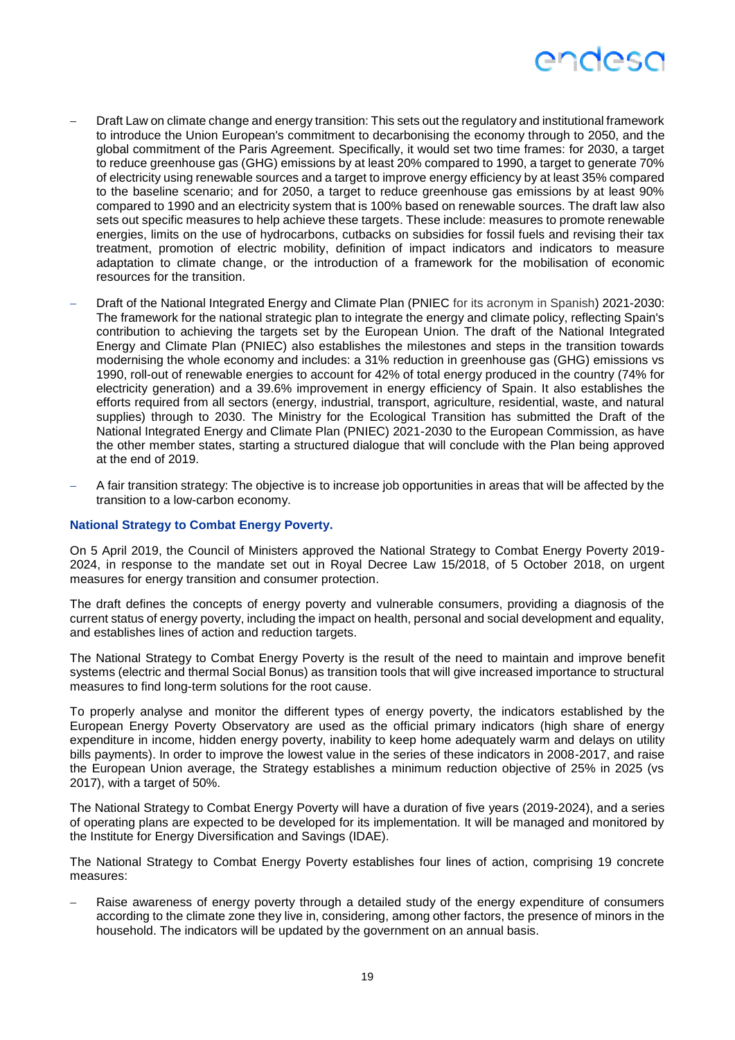- Draft Law on climate change and energy transition: This sets out the regulatory and institutional framework to introduce the Union European's commitment to decarbonising the economy through to 2050, and the global commitment of the Paris Agreement. Specifically, it would set two time frames: for 2030, a target to reduce greenhouse gas (GHG) emissions by at least 20% compared to 1990, a target to generate 70% of electricity using renewable sources and a target to improve energy efficiency by at least 35% compared to the baseline scenario; and for 2050, a target to reduce greenhouse gas emissions by at least 90% compared to 1990 and an electricity system that is 100% based on renewable sources. The draft law also sets out specific measures to help achieve these targets. These include: measures to promote renewable energies, limits on the use of hydrocarbons, cutbacks on subsidies for fossil fuels and revising their tax treatment, promotion of electric mobility, definition of impact indicators and indicators to measure adaptation to climate change, or the introduction of a framework for the mobilisation of economic resources for the transition.

- Draft of the National Integrated Energy and Climate Plan (PNIEC for its acronym in Spanish) 2021-2030: The framework for the national strategic plan to integrate the energy and climate policy, reflecting Spain's contribution to achieving the targets set by the European Union. The draft of the National Integrated Energy and Climate Plan (PNIEC) also establishes the milestones and steps in the transition towards modernising the whole economy and includes: a 31% reduction in greenhouse gas (GHG) emissions vs 1990, roll-out of renewable energies to account for 42% of total energy produced in the country (74% for electricity generation) and a 39.6% improvement in energy efficiency of Spain. It also establishes the efforts required from all sectors (energy, industrial, transport, agriculture, residential, waste, and natural supplies) through to 2030. The Ministry for the Ecological Transition has submitted the Draft of the National Integrated Energy and Climate Plan (PNIEC) 2021-2030 to the European Commission, as have the other member states, starting a structured dialogue that will conclude with the Plan being approved at the end of 2019.

- A fair transition strategy: The objective is to increase job opportunities in areas that will be affected by the transition to a low-carbon economy.

**National Strategy to Combat Energy Poverty.**

On 5 April 2019, the Council of Ministers approved the National Strategy to Combat Energy Poverty 2019-2024, in response to the mandate set out in Royal Decree Law 15/2018, of 5 October 2018, on urgent measures for energy transition and consumer protection.

The draft defines the concepts of energy poverty and vulnerable consumers, providing a diagnosis of the current status of energy poverty, including the impact on health, personal and social development and equality, and establishes lines of action and reduction targets.

The National Strategy to Combat Energy Poverty is the result of the need to maintain and improve benefit systems (electric and thermal Social Bonus) as transition tools that will give increased importance to structural measures to find long-term solutions for the root cause.

To properly analyse and monitor the different types of energy poverty, the indicators established by the European Energy Poverty Observatory are used as the official primary indicators (high share of energy expenditure in income, hidden energy poverty, inability to keep home adequately warm and delays on utility bills payments). In order to improve the lowest value in the series of these indicators in 2008-2017, and raise the European Union average, the Strategy establishes a minimum reduction objective of 25% in 2025 (vs 2017), with a target of 50%.

The National Strategy to Combat Energy Poverty will have a duration of five years (2019-2024), and a series of operating plans are expected to be developed for its implementation. It will be managed and monitored by the Institute for Energy Diversification and Savings (IDAE).

The National Strategy to Combat Energy Poverty establishes four lines of action, comprising 19 concrete measures:

- Raise awareness of energy poverty through a detailed study of the energy expenditure of consumers according to the climate zone they live in, considering, among other factors, the presence of minors in the household. The indicators will be updated by the government on an annual basis.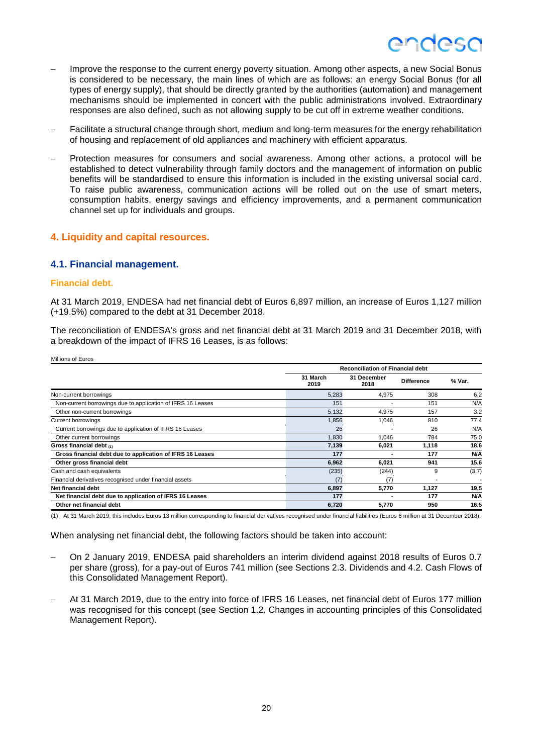- Improve the response to the current energy poverty situation. Among other aspects, a new Social Bonus is considered to be necessary, the main lines of which are as follows: an energy Social Bonus (for all types of energy supply), that should be directly granted by the authorities (automation) and management mechanisms should be implemented in concert with the public administrations involved. Extraordinary responses are also defined, such as not allowing supply to be cut off in extreme weather conditions.

- Facilitate a structural change through short, medium and long-term measures for the energy rehabilitation of housing and replacement of old appliances and machinery with efficient apparatus.

- Protection measures for consumers and social awareness. Among other actions, a protocol will be established to detect vulnerability through family doctors and the management of information on public benefits will be standardised to ensure this information is included in the existing universal social card. To raise public awareness, communication actions will be rolled out on the use of smart meters, consumption habits, energy savings and efficiency improvements, and a permanent communication channel set up for individuals and groups.

## 4. Liquidity and capital resources.

### 4.1. Financial management.

#### Financial debt.

At 31 March 2019, ENDESA had net financial debt of Euros 6,897 million, an increase of Euros 1,127 million (+19.5%) compared to the debt at 31 December 2018.

The reconciliation of ENDESA's gross and net financial debt at 31 March 2019 and 31 December 2018, with a breakdown of the impact of IFRS 16 Leases, is as follows:

Millions of Euros

| | Reconciliation of Financial debt | | | |
|---|---|---|---|---|
| | 31 March 2019 | 31 December 2018 | Difference | % Var. |
| Non-current borrowings | 5,283 | 4,975 | 308 | 6.2 |
| Non-current borrowings due to application of IFRS 16 Leases | 151 | - | 151 | N/A |
| Other non-current borrowings | 5,132 | 4,975 | 157 | 3.2 |
| Current borrowings | 1,856 | 1,046 | 810 | 77.4 |
| Current borrowings due to application of IFRS 16 Leases | 26 | - | 26 | N/A |
| Other current borrowings | 1,830 | 1,046 | 784 | 75.0 |
| **Gross financial debt (1)** | **7,139** | **6,021** | **1,118** | **18.6** |
| **Gross financial debt due to application of IFRS 16 Leases** | **177** | **-** | **177** | **N/A** |
| **Other gross financial debt** | **6,962** | **6,021** | **941** | **15.6** |
| Cash and cash equivalents | (235) | (244) | 9 | (3.7) |
| Financial derivatives recognised under financial assets | (7) | (7) | - | - |
| **Net financial debt** | **6,897** | **5,770** | **1,127** | **19.5** |
| **Net financial debt due to application of IFRS 16 Leases** | **177** | **-** | **177** | **N/A** |
| **Other net financial debt** | **6,720** | **5,770** | **950** | **16.5** |

(1) At 31 March 2019, this includes Euros 13 million corresponding to financial derivatives recognised under financial liabilities (Euros 6 million at 31 December 2018).

When analysing net financial debt, the following factors should be taken into account:

- On 2 January 2019, ENDESA paid shareholders an interim dividend against 2018 results of Euros 0.7 per share (gross), for a pay-out of Euros 741 million (see Sections 2.3. Dividends and 4.2. Cash Flows of this Consolidated Management Report).

- At 31 March 2019, due to the entry into force of IFRS 16 Leases, net financial debt of Euros 177 million was recognised for this concept (see Section 1.2. Changes in accounting principles of this Consolidated Management Report).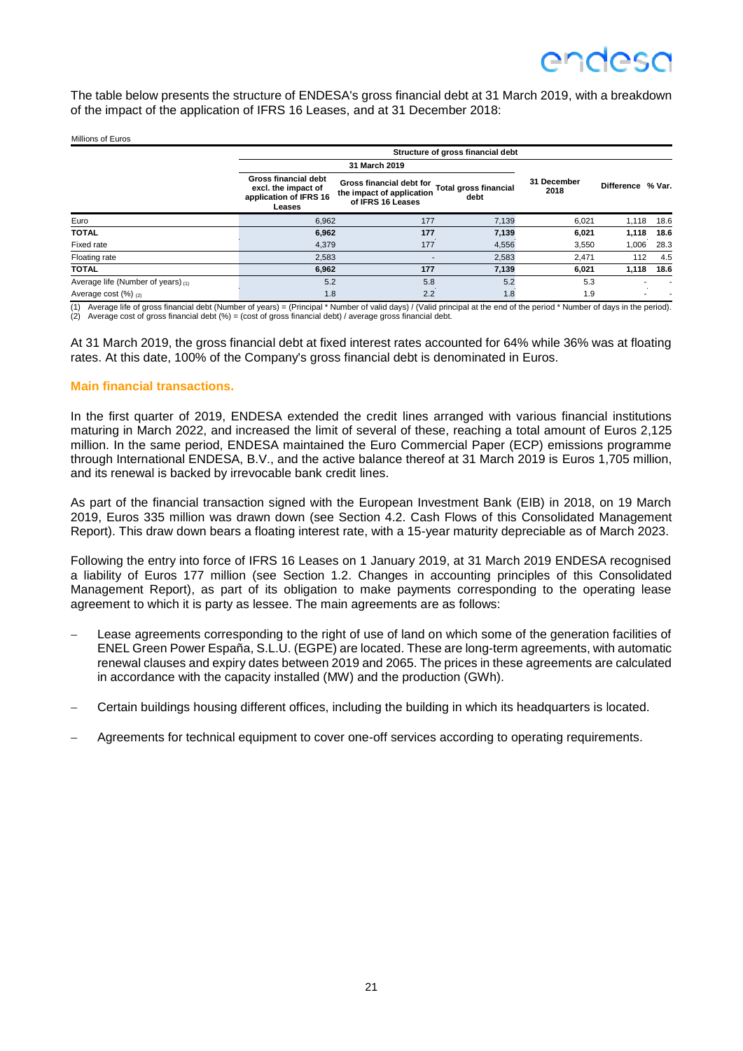The table below presents the structure of ENDESA's gross financial debt at 31 March 2019, with a breakdown of the impact of the application of IFRS 16 Leases, and at 31 December 2018:

Millions of Euros

| | Structure of gross financial debt | | | | | |
|---|---|---|---|---|---|---|
| | 31 March 2019 | | | | | |
| | Gross financial debt excl. the impact of application of IFRS 16 Leases | Gross financial debt for the impact of application of IFRS 16 Leases | Total gross financial debt | 31 December 2018 | Difference | % Var. |
| Euro | 6,962 | 177 | 7,139 | 6,021 | 1,118 | 18.6 |
| **TOTAL** | **6,962** | **177** | **7,139** | **6,021** | **1,118** | **18.6** |
| Fixed rate | 4,379 | 177 | 4,556 | 3,550 | 1,006 | 28.3 |
| Floating rate | 2,583 | - | 2,583 | 2,471 | 112 | 4.5 |
| **TOTAL** | **6,962** | **177** | **7,139** | **6,021** | **1,118** | **18.6** |
| Average life (Number of years) (1) | 5.2 | 5.8 | 5.2 | 5.3 | - | - |
| Average cost (%) (2) | 1.8 | 2.2 | 1.8 | 1.9 | - | - |

(1) Average life of gross financial debt (Number of years) = (Principal * Number of valid days) / (Valid principal at the end of the period * Number of days in the period).
(2) Average cost of gross financial debt (%) = (cost of gross financial debt) / average gross financial debt.

At 31 March 2019, the gross financial debt at fixed interest rates accounted for 64% while 36% was at floating rates. At this date, 100% of the Company's gross financial debt is denominated in Euros.

### Main financial transactions.

In the first quarter of 2019, ENDESA extended the credit lines arranged with various financial institutions maturing in March 2022, and increased the limit of several of these, reaching a total amount of Euros 2,125 million. In the same period, ENDESA maintained the Euro Commercial Paper (ECP) emissions programme through International ENDESA, B.V., and the active balance thereof at 31 March 2019 is Euros 1,705 million, and its renewal is backed by irrevocable bank credit lines.

As part of the financial transaction signed with the European Investment Bank (EIB) in 2018, on 19 March 2019, Euros 335 million was drawn down (see Section 4.2. Cash Flows of this Consolidated Management Report). This draw down bears a floating interest rate, with a 15-year maturity depreciable as of March 2023.

Following the entry into force of IFRS 16 Leases on 1 January 2019, at 31 March 2019 ENDESA recognised a liability of Euros 177 million (see Section 1.2. Changes in accounting principles of this Consolidated Management Report), as part of its obligation to make payments corresponding to the operating lease agreement to which it is party as lessee. The main agreements are as follows:

- Lease agreements corresponding to the right of use of land on which some of the generation facilities of ENEL Green Power España, S.L.U. (EGPE) are located. These are long-term agreements, with automatic renewal clauses and expiry dates between 2019 and 2065. The prices in these agreements are calculated in accordance with the capacity installed (MW) and the production (GWh).

- Certain buildings housing different offices, including the building in which its headquarters is located.

- Agreements for technical equipment to cover one-off services according to operating requirements.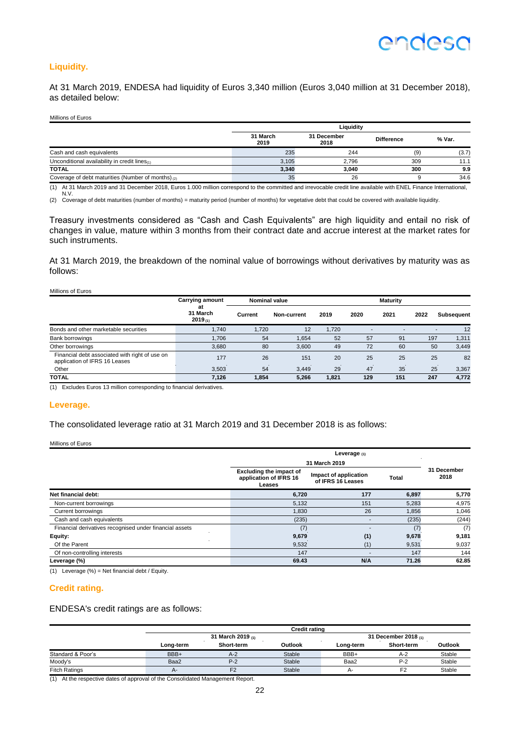## Liquidity.

At 31 March 2019, ENDESA had liquidity of Euros 3,340 million (Euros 3,040 million at 31 December 2018), as detailed below:

Millions of Euros

| | Liquidity | | | |
|---|---|---|---|---|
| | 31 March 2019 | 31 December 2018 | Difference | % Var. |
| Cash and cash equivalents | 235 | 244 | (9) | (3.7) |
| Unconditional availability in credit lines (1) | 3,105 | 2,796 | 309 | 11.1 |
| **TOTAL** | **3,340** | **3,040** | **300** | **9.9** |
| Coverage of debt maturities (Number of months) (2) | 35 | 26 | 9 | 34.6 |

(1) At 31 March 2019 and 31 December 2018, Euros 1.000 million correspond to the committed and irrevocable credit line available with ENEL Finance International, N.V.

(2) Coverage of debt maturities (number of months) = maturity period (number of months) for vegetative debt that could be covered with available liquidity.

Treasury investments considered as "Cash and Cash Equivalents" are high liquidity and entail no risk of changes in value, mature within 3 months from their contract date and accrue interest at the market rates for such instruments.

At 31 March 2019, the breakdown of the nominal value of borrowings without derivatives by maturity was as follows:

Millions of Euros

| | Carrying amount at 31 March 2019 (1) | Nominal value | | Maturity | | | | |
|---|---|---|---|---|---|---|---|---|
| | | Current | Non-current | 2019 | 2020 | 2021 | 2022 | Subsequent |
| Bonds and other marketable securities | 1,740 | 1,720 | 12 | 1,720 | - | - | - | 12 |
| Bank borrowings | 1,706 | 54 | 1,654 | 52 | 57 | 91 | 197 | 1,311 |
| Other borrowings | 3,680 | 80 | 3,600 | 49 | 72 | 60 | 50 | 3,449 |
| Financial debt associated with right of use on application of IFRS 16 Leases | 177 | 26 | 151 | 20 | 25 | 25 | 25 | 82 |
| Other | 3,503 | 54 | 3,449 | 29 | 47 | 35 | 25 | 3,367 |
| **TOTAL** | **7,126** | **1,854** | **5,266** | **1,821** | **129** | **151** | **247** | **4,772** |

(1) Excludes Euros 13 million corresponding to financial derivatives.

## Leverage.

The consolidated leverage ratio at 31 March 2019 and 31 December 2018 is as follows:

Millions of Euros

| | Leverage (1) | | | |
|---|---|---|---|---|
| | 31 March 2019 | | | 31 December 2018 |
| | Excluding the impact of application of IFRS 16 Leases | Impact of application of IFRS 16 Leases | Total | |
| **Net financial debt:** | **6,720** | **177** | **6,897** | **5,770** |
| Non-current borrowings | 5,132 | 151 | 5,283 | 4,975 |
| Current borrowings | 1,830 | 26 | 1,856 | 1,046 |
| Cash and cash equivalents | (235) | - | (235) | (244) |
| Financial derivatives recognised under financial assets | (7) | - | (7) | (7) |
| **Equity:** | **9,679** | **(1)** | **9,678** | **9,181** |
| Of the Parent | 9,532 | (1) | 9,531 | 9,037 |
| Of non-controlling interests | 147 | - | 147 | 144 |
| **Leverage (%)** | **69.43** | **N/A** | **71.26** | **62.85** |

(1) Leverage (%) = Net financial debt / Equity.

## Credit rating.

ENDESA's credit ratings are as follows:

| | Credit rating | | | | | |
|---|---|---|---|---|---|---|
| | 31 March 2019 (1) | | | 31 December 2018 (1) | | |
| | Long-term | Short-term | Outlook | Long-term | Short-term | Outlook |
| Standard & Poor's | BBB+ | A-2 | Stable | BBB+ | A-2 | Stable |
| Moody's | Baa2 | P-2 | Stable | Baa2 | P-2 | Stable |
| Fitch Ratings | A- | F2 | Stable | A- | F2 | Stable |

(1) At the respective dates of approval of the Consolidated Management Report.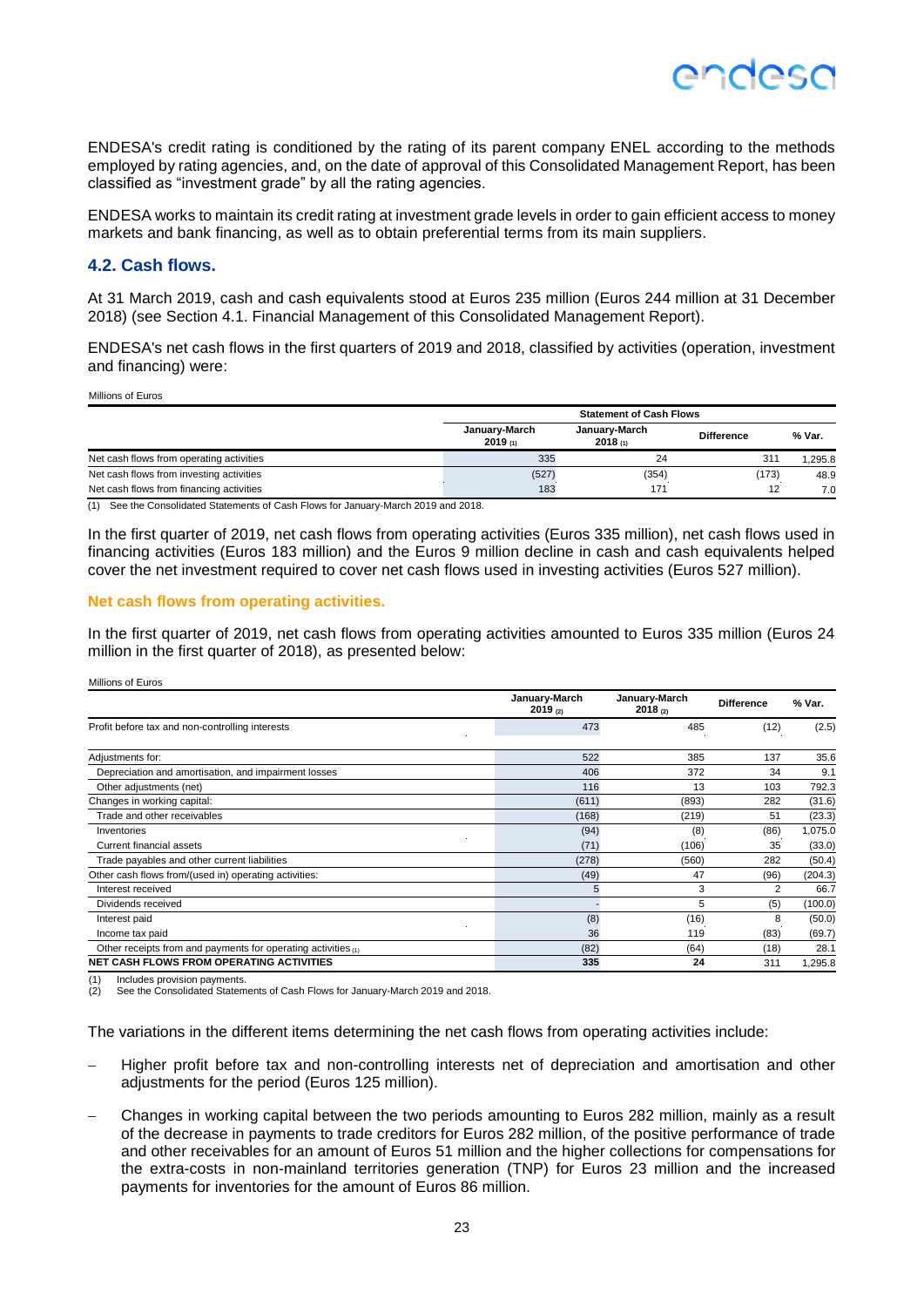ENDESA's credit rating is conditioned by the rating of its parent company ENEL according to the methods employed by rating agencies, and, on the date of approval of this Consolidated Management Report, has been classified as "investment grade" by all the rating agencies.

ENDESA works to maintain its credit rating at investment grade levels in order to gain efficient access to money markets and bank financing, as well as to obtain preferential terms from its main suppliers.

## 4.2. Cash flows.

At 31 March 2019, cash and cash equivalents stood at Euros 235 million (Euros 244 million at 31 December 2018) (see Section 4.1. Financial Management of this Consolidated Management Report).

ENDESA's net cash flows in the first quarters of 2019 and 2018, classified by activities (operation, investment and financing) were:

Millions of Euros

| | Statement of Cash Flows | | | |
|---|---|---|---|---|
| | January-March 2019 (1) | January-March 2018 (1) | Difference | % Var. |
| Net cash flows from operating activities | 335 | 24 | 311 | 1,295.8 |
| Net cash flows from investing activities | (527) | (354) | (173) | 48.9 |
| Net cash flows from financing activities | 183 | 171 | 12 | 7.0 |

(1) See the Consolidated Statements of Cash Flows for January-March 2019 and 2018.

In the first quarter of 2019, net cash flows from operating activities (Euros 335 million), net cash flows used in financing activities (Euros 183 million) and the Euros 9 million decline in cash and cash equivalents helped cover the net investment required to cover net cash flows used in investing activities (Euros 527 million).

### Net cash flows from operating activities.

In the first quarter of 2019, net cash flows from operating activities amounted to Euros 335 million (Euros 24 million in the first quarter of 2018), as presented below:

Millions of Euros

| | January-March 2019 (2) | January-March 2018 (2) | Difference | % Var. |
|---|---|---|---|---|
| Profit before tax and non-controlling interests | 473 | 485 | (12) | (2.5) |
| Adjustments for: | 522 | 385 | 137 | 35.6 |
| Depreciation and amortisation, and impairment losses | 406 | 372 | 34 | 9.1 |
| Other adjustments (net) | 116 | 13 | 103 | 792.3 |
| Changes in working capital: | (611) | (893) | 282 | (31.6) |
| Trade and other receivables | (168) | (219) | 51 | (23.3) |
| Inventories | (94) | (8) | (86) | 1,075.0 |
| Current financial assets | (71) | (106) | 35 | (33.0) |
| Trade payables and other current liabilities | (278) | (560) | 282 | (50.4) |
| Other cash flows from/(used in) operating activities: | (49) | 47 | (96) | (204.3) |
| Interest received | 5 | 3 | 2 | 66.7 |
| Dividends received | - | 5 | (5) | (100.0) |
| Interest paid | (8) | (16) | 8 | (50.0) |
| Income tax paid | 36 | 119 | (83) | (69.7) |
| Other receipts from and payments for operating activities (1) | (82) | (64) | (18) | 28.1 |
| **NET CASH FLOWS FROM OPERATING ACTIVITIES** | **335** | **24** | 311 | 1,295.8 |

(1) Includes provision payments.
(2) See the Consolidated Statements of Cash Flows for January-March 2019 and 2018.

The variations in the different items determining the net cash flows from operating activities include:

- Higher profit before tax and non-controlling interests net of depreciation and amortisation and other adjustments for the period (Euros 125 million).
- Changes in working capital between the two periods amounting to Euros 282 million, mainly as a result of the decrease in payments to trade creditors for Euros 282 million, of the positive performance of trade and other receivables for an amount of Euros 51 million and the higher collections for compensations for the extra-costs in non-mainland territories generation (TNP) for Euros 23 million and the increased payments for inventories for the amount of Euros 86 million.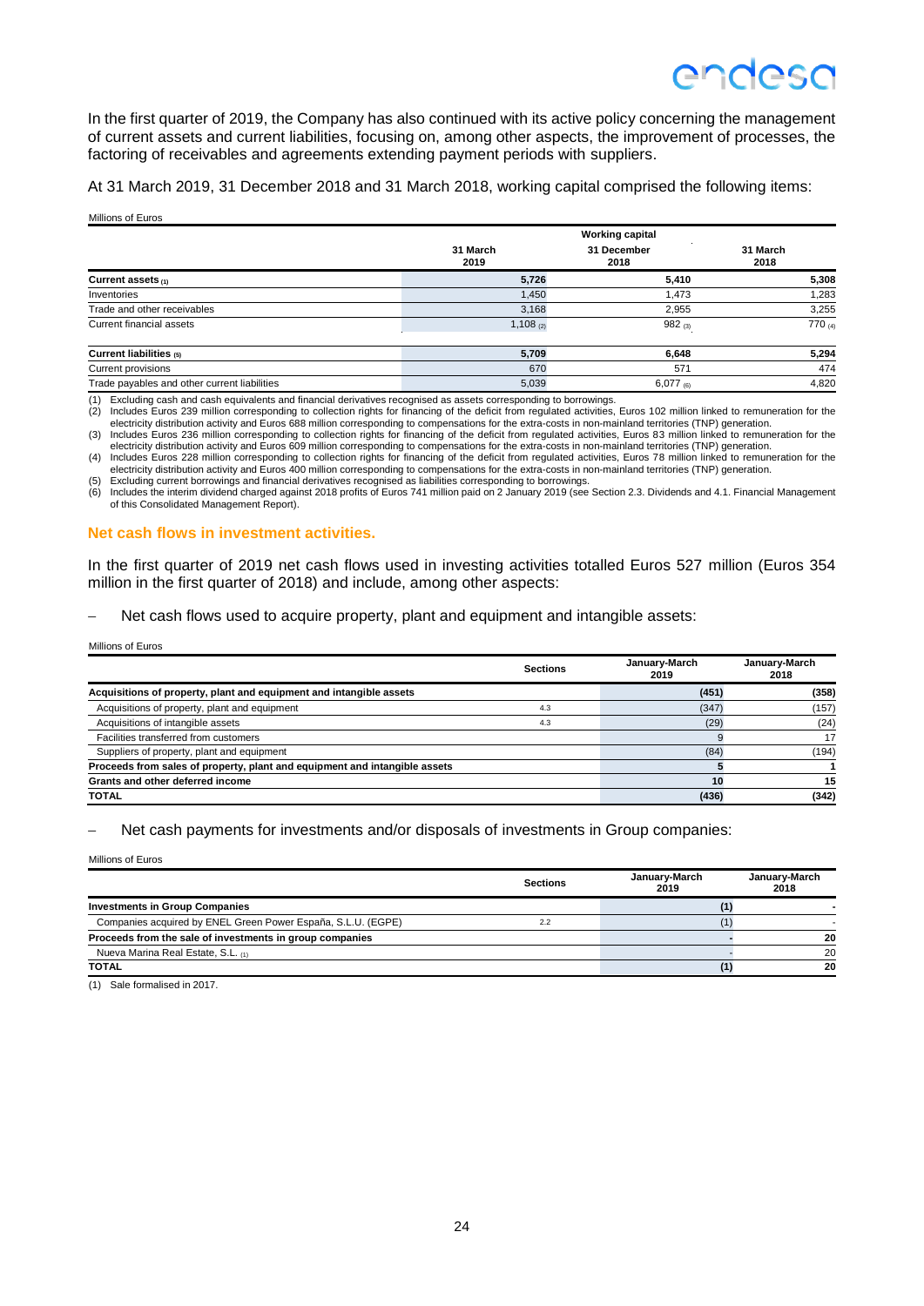In the first quarter of 2019, the Company has also continued with its active policy concerning the management of current assets and current liabilities, focusing on, among other aspects, the improvement of processes, the factoring of receivables and agreements extending payment periods with suppliers.

At 31 March 2019, 31 December 2018 and 31 March 2018, working capital comprised the following items:

Millions of Euros

| | Working capital | | |
|---|---|---|---|
| | 31 March 2019 | 31 December 2018 | 31 March 2018 |
| **Current assets (1)** | **5,726** | **5,410** | **5,308** |
| Inventories | 1,450 | 1,473 | 1,283 |
| Trade and other receivables | 3,168 | 2,955 | 3,255 |
| Current financial assets | 1,108 (2) | 982 (3) | 770 (4) |
| **Current liabilities (5)** | **5,709** | **6,648** | **5,294** |
| Current provisions | 670 | 571 | 474 |
| Trade payables and other current liabilities | 5,039 | 6,077 (6) | 4,820 |

(1) Excluding cash and cash equivalents and financial derivatives recognised as assets corresponding to borrowings.
(2) Includes Euros 239 million corresponding to collection rights for financing of the deficit from regulated activities, Euros 102 million linked to remuneration for the electricity distribution activity and Euros 688 million corresponding to compensations for the extra-costs in non-mainland territories (TNP) generation.
(3) Includes Euros 236 million corresponding to collection rights for financing of the deficit from regulated activities, Euros 83 million linked to remuneration for the electricity distribution activity and Euros 609 million corresponding to compensations for the extra-costs in non-mainland territories (TNP) generation.
(4) Includes Euros 228 million corresponding to collection rights for financing of the deficit from regulated activities, Euros 78 million linked to remuneration for the electricity distribution activity and Euros 400 million corresponding to compensations for the extra-costs in non-mainland territories (TNP) generation.
(5) Excluding current borrowings and financial derivatives recognised as liabilities corresponding to borrowings.
(6) Includes the interim dividend charged against 2018 profits of Euros 741 million paid on 2 January 2019 (see Section 2.3. Dividends and 4.1. Financial Management of this Consolidated Management Report).

## Net cash flows in investment activities.

In the first quarter of 2019 net cash flows used in investing activities totalled Euros 527 million (Euros 354 million in the first quarter of 2018) and include, among other aspects:

- Net cash flows used to acquire property, plant and equipment and intangible assets:

Millions of Euros

| | Sections | January-March 2019 | January-March 2018 |
|---|---|---|---|
| **Acquisitions of property, plant and equipment and intangible assets** | | **(451)** | **(358)** |
| Acquisitions of property, plant and equipment | 4.3 | (347) | (157) |
| Acquisitions of intangible assets | 4.3 | (29) | (24) |
| Facilities transferred from customers | | 9 | 17 |
| Suppliers of property, plant and equipment | | (84) | (194) |
| **Proceeds from sales of property, plant and equipment and intangible assets** | | **5** | **1** |
| **Grants and other deferred income** | | **10** | **15** |
| **TOTAL** | | **(436)** | **(342)** |

- Net cash payments for investments and/or disposals of investments in Group companies:

Millions of Euros

| | Sections | January-March 2019 | January-March 2018 |
|---|---|---|---|
| **Investments in Group Companies** | | **(1)** | **-** |
| Companies acquired by ENEL Green Power España, S.L.U. (EGPE) | 2.2 | (1) | - |
| **Proceeds from the sale of investments in group companies** | | **-** | **20** |
| Nueva Marina Real Estate, S.L. (1) | | - | 20 |
| **TOTAL** | | **(1)** | **20** |

(1) Sale formalised in 2017.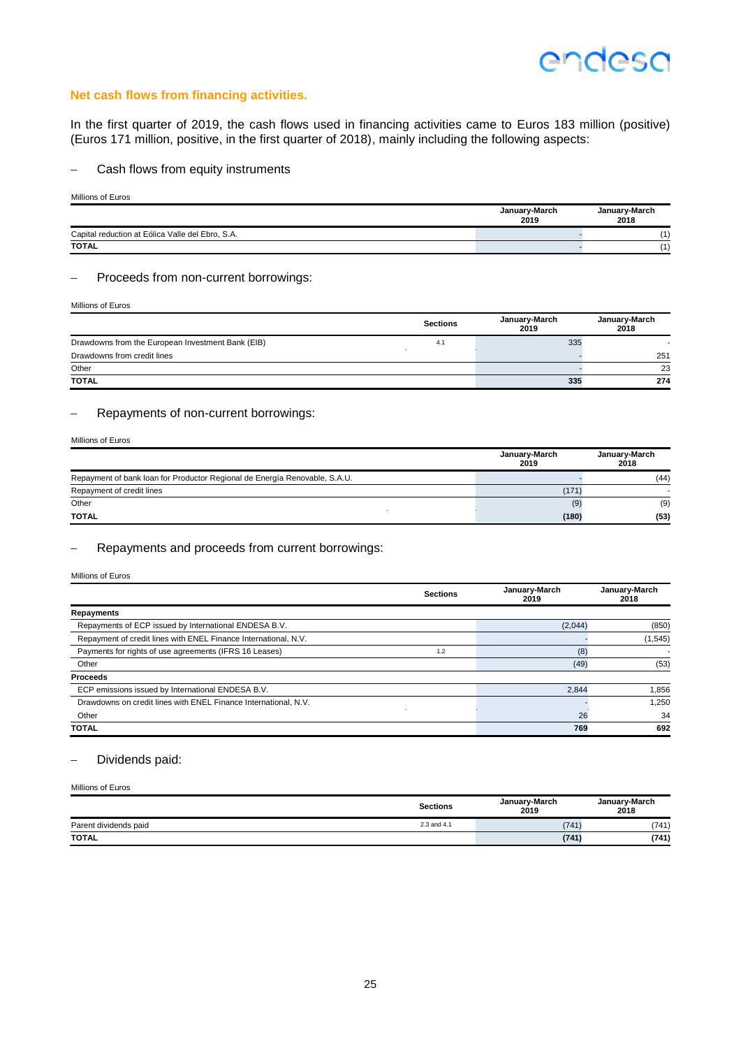### Net cash flows from financing activities.

In the first quarter of 2019, the cash flows used in financing activities came to Euros 183 million (positive) (Euros 171 million, positive, in the first quarter of 2018), mainly including the following aspects:

– Cash flows from equity instruments

Millions of Euros

| | January-March 2019 | January-March 2018 |
|---|---|---|
| Capital reduction at Eólica Valle del Ebro, S.A. | - | (1) |
| **TOTAL** | - | (1) |

– Proceeds from non-current borrowings:

Millions of Euros

| | Sections | January-March 2019 | January-March 2018 |
|---|---|---|---|
| Drawdowns from the European Investment Bank (EIB) | 4.1 | 335 | - |
| Drawdowns from credit lines | | - | 251 |
| Other | | - | 23 |
| **TOTAL** | | **335** | **274** |

– Repayments of non-current borrowings:

Millions of Euros

| | January-March 2019 | January-March 2018 |
|---|---|---|
| Repayment of bank loan for Productor Regional de Energía Renovable, S.A.U. | - | (44) |
| Repayment of credit lines | (171) | - |
| Other | (9) | (9) |
| **TOTAL** | **(180)** | **(53)** |

– Repayments and proceeds from current borrowings:

Millions of Euros

| | Sections | January-March 2019 | January-March 2018 |
|---|---|---|---|
| **Repayments** | | | |
| Repayments of ECP issued by International ENDESA B.V. | | (2,044) | (850) |
| Repayment of credit lines with ENEL Finance International, N.V. | | - | (1,545) |
| Payments for rights of use agreements (IFRS 16 Leases) | 1.2 | (8) | - |
| Other | | (49) | (53) |
| **Proceeds** | | | |
| ECP emissions issued by International ENDESA B.V. | | 2,844 | 1,856 |
| Drawdowns on credit lines with ENEL Finance International, N.V. | | - | 1,250 |
| Other | | 26 | 34 |
| **TOTAL** | | **769** | **692** |

– Dividends paid:

Millions of Euros

| | Sections | January-March 2019 | January-March 2018 |
|---|---|---|---|
| Parent dividends paid | 2.3 and 4.1 | (741) | (741) |
| **TOTAL** | | **(741)** | **(741)** |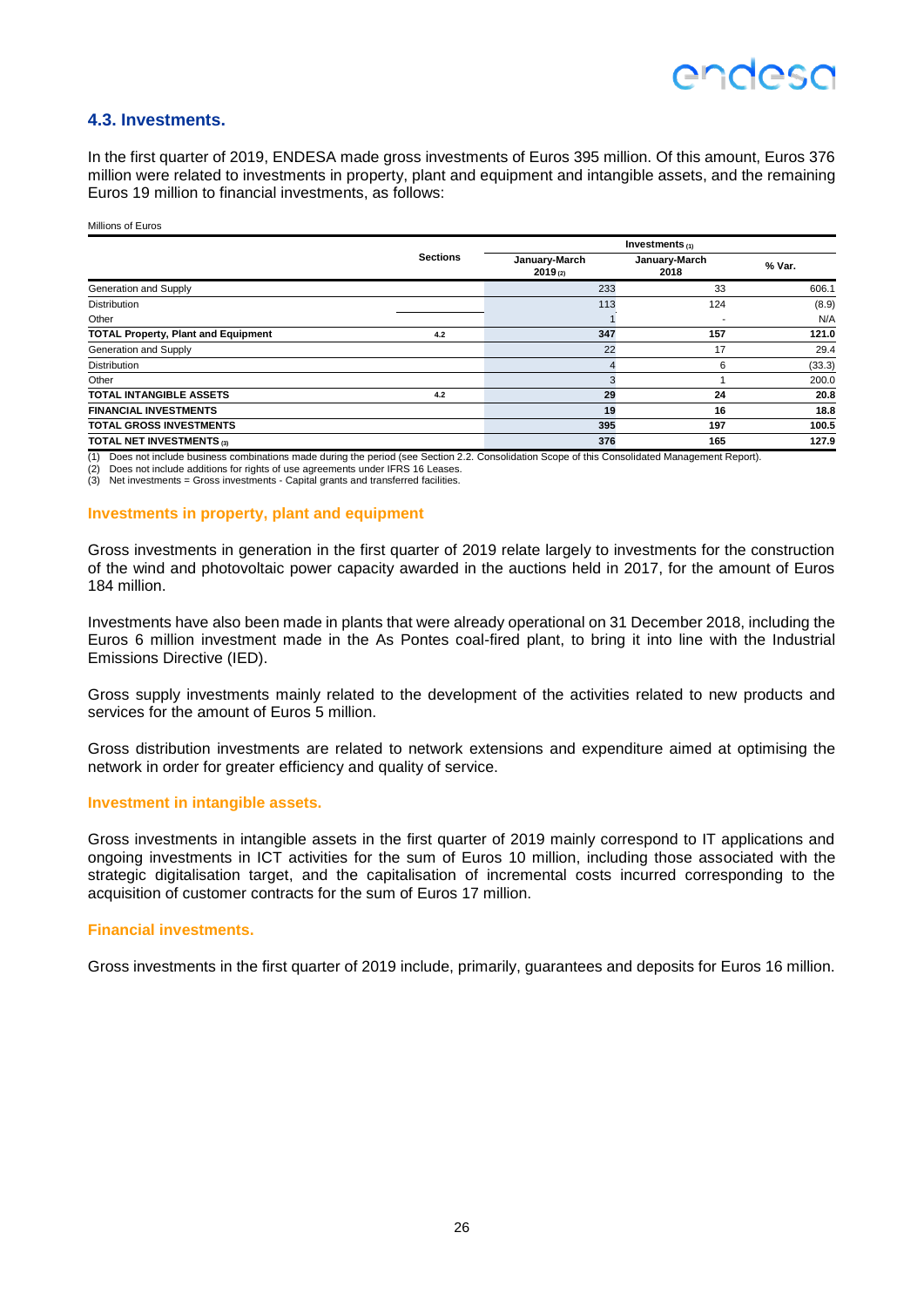## 4.3. Investments.

In the first quarter of 2019, ENDESA made gross investments of Euros 395 million. Of this amount, Euros 376 million were related to investments in property, plant and equipment and intangible assets, and the remaining Euros 19 million to financial investments, as follows:

Millions of Euros

| | Sections | Investments (1) | | |
|---|---|---|---|---|
| | | January-March 2019 (2) | January-March 2018 | % Var. |
| Generation and Supply | | 233 | 33 | 606.1 |
| Distribution | | 113 | 124 | (8.9) |
| Other | | 1 | - | N/A |
| **TOTAL Property, Plant and Equipment** | **4.2** | **347** | **157** | **121.0** |
| Generation and Supply | | 22 | 17 | 29.4 |
| Distribution | | 4 | 6 | (33.3) |
| Other | | 3 | 1 | 200.0 |
| **TOTAL INTANGIBLE ASSETS** | **4.2** | **29** | **24** | **20.8** |
| **FINANCIAL INVESTMENTS** | | **19** | **16** | **18.8** |
| **TOTAL GROSS INVESTMENTS** | | **395** | **197** | **100.5** |
| **TOTAL NET INVESTMENTS (3)** | | **376** | **165** | **127.9** |

(1) Does not include business combinations made during the period (see Section 2.2. Consolidation Scope of this Consolidated Management Report).
(2) Does not include additions for rights of use agreements under IFRS 16 Leases.
(3) Net investments = Gross investments - Capital grants and transferred facilities.

### Investments in property, plant and equipment

Gross investments in generation in the first quarter of 2019 relate largely to investments for the construction of the wind and photovoltaic power capacity awarded in the auctions held in 2017, for the amount of Euros 184 million.

Investments have also been made in plants that were already operational on 31 December 2018, including the Euros 6 million investment made in the As Pontes coal-fired plant, to bring it into line with the Industrial Emissions Directive (IED).

Gross supply investments mainly related to the development of the activities related to new products and services for the amount of Euros 5 million.

Gross distribution investments are related to network extensions and expenditure aimed at optimising the network in order for greater efficiency and quality of service.

### Investment in intangible assets.

Gross investments in intangible assets in the first quarter of 2019 mainly correspond to IT applications and ongoing investments in ICT activities for the sum of Euros 10 million, including those associated with the strategic digitalisation target, and the capitalisation of incremental costs incurred corresponding to the acquisition of customer contracts for the sum of Euros 17 million.

### Financial investments.

Gross investments in the first quarter of 2019 include, primarily, guarantees and deposits for Euros 16 million.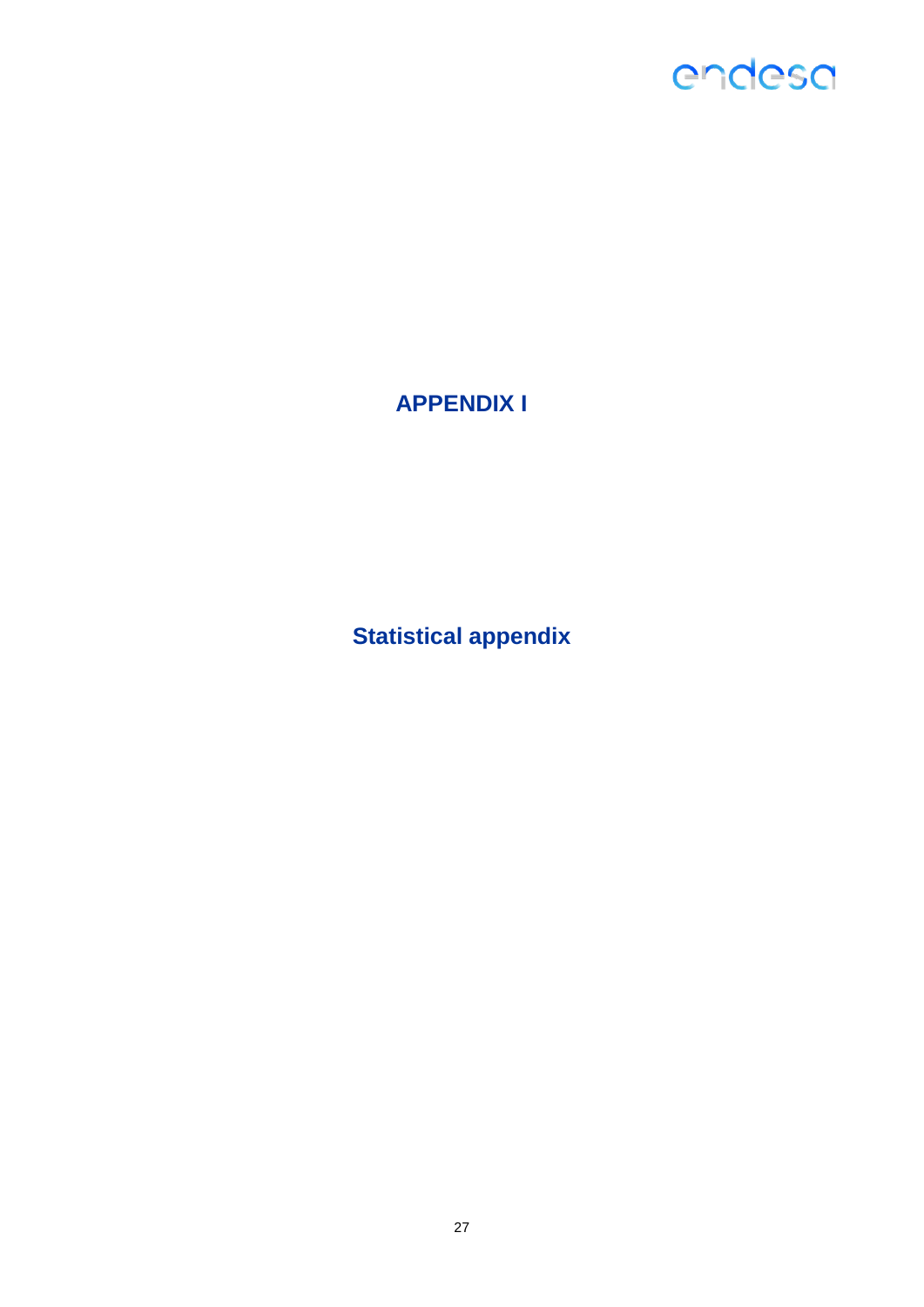# APPENDIX I

## Statistical appendix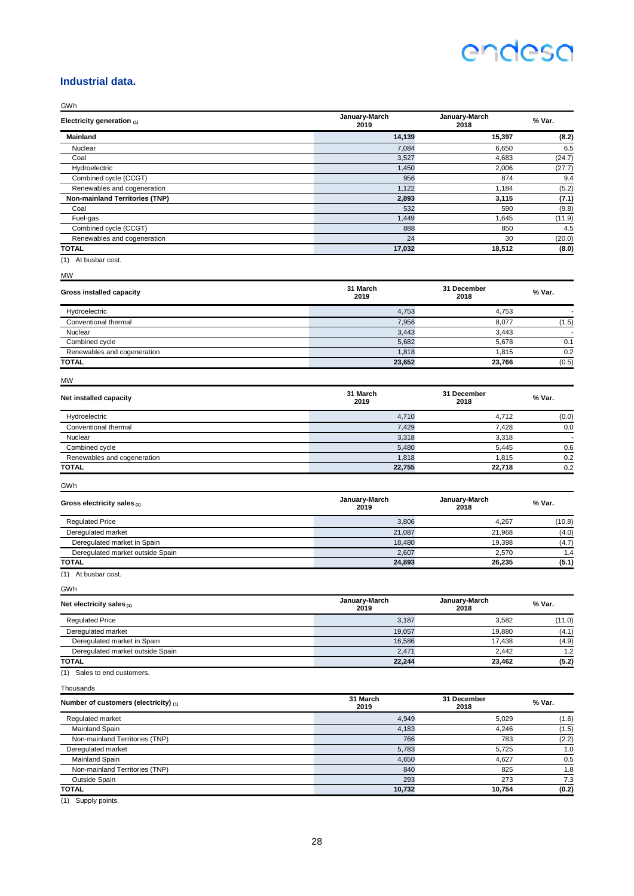## Industrial data.

GWh

| Electricity generation (1) | January-March 2019 | January-March 2018 | % Var. |
|---|---|---|---|
| **Mainland** | **14,139** | **15,397** | **(8.2)** |
| Nuclear | 7,084 | 6,650 | 6.5 |
| Coal | 3,527 | 4,683 | (24.7) |
| Hydroelectric | 1,450 | 2,006 | (27.7) |
| Combined cycle (CCGT) | 956 | 874 | 9.4 |
| Renewables and cogeneration | 1,122 | 1,184 | (5.2) |
| **Non-mainland Territories (TNP)** | **2,893** | **3,115** | **(7.1)** |
| Coal | 532 | 590 | (9.8) |
| Fuel-gas | 1,449 | 1,645 | (11.9) |
| Combined cycle (CCGT) | 888 | 850 | 4.5 |
| Renewables and cogeneration | 24 | 30 | (20.0) |
| **TOTAL** | **17,032** | **18,512** | **(8.0)** |

(1) At busbar cost.

MW

| Gross installed capacity | 31 March 2019 | 31 December 2018 | % Var. |
|---|---|---|---|
| Hydroelectric | 4,753 | 4,753 | - |
| Conventional thermal | 7,956 | 8,077 | (1.5) |
| Nuclear | 3,443 | 3,443 | - |
| Combined cycle | 5,682 | 5,678 | 0.1 |
| Renewables and cogeneration | 1,818 | 1,815 | 0.2 |
| **TOTAL** | **23,652** | **23,766** | **(0.5)** |

MW

| Net installed capacity | 31 March 2019 | 31 December 2018 | % Var. |
|---|---|---|---|
| Hydroelectric | 4,710 | 4,712 | (0.0) |
| Conventional thermal | 7,429 | 7,428 | 0.0 |
| Nuclear | 3,318 | 3,318 | - |
| Combined cycle | 5,480 | 5,445 | 0.6 |
| Renewables and cogeneration | 1,818 | 1,815 | 0.2 |
| **TOTAL** | **22,755** | **22,718** | 0.2 |

GWh

| Gross electricity sales (1) | January-March 2019 | January-March 2018 | % Var. |
|---|---|---|---|
| Regulated Price | 3,806 | 4,267 | (10.8) |
| Deregulated market | 21,087 | 21,968 | (4.0) |
| Deregulated market in Spain | 18,480 | 19,398 | (4.7) |
| Deregulated market outside Spain | 2,607 | 2,570 | 1.4 |
| **TOTAL** | **24,893** | **26,235** | **(5.1)** |

(1) At busbar cost.

GWh

| Net electricity sales (1) | January-March 2019 | January-March 2018 | % Var. |
|---|---|---|---|
| Regulated Price | 3,187 | 3,582 | (11.0) |
| Deregulated market | 19,057 | 19,880 | (4.1) |
| Deregulated market in Spain | 16,586 | 17,438 | (4.9) |
| Deregulated market outside Spain | 2,471 | 2,442 | 1.2 |
| **TOTAL** | **22,244** | **23,462** | **(5.2)** |

(1) Sales to end customers.

Thousands

| Number of customers (electricity) (1) | 31 March 2019 | 31 December 2018 | % Var. |
|---|---|---|---|
| Regulated market | 4,949 | 5,029 | (1.6) |
| Mainland Spain | 4,183 | 4,246 | (1.5) |
| Non-mainland Territories (TNP) | 766 | 783 | (2.2) |
| Deregulated market | 5,783 | 5,725 | 1.0 |
| Mainland Spain | 4,650 | 4,627 | 0.5 |
| Non-mainland Territories (TNP) | 840 | 825 | 1.8 |
| Outside Spain | 293 | 273 | 7.3 |
| **TOTAL** | **10,732** | **10,754** | **(0.2)** |

(1) Supply points.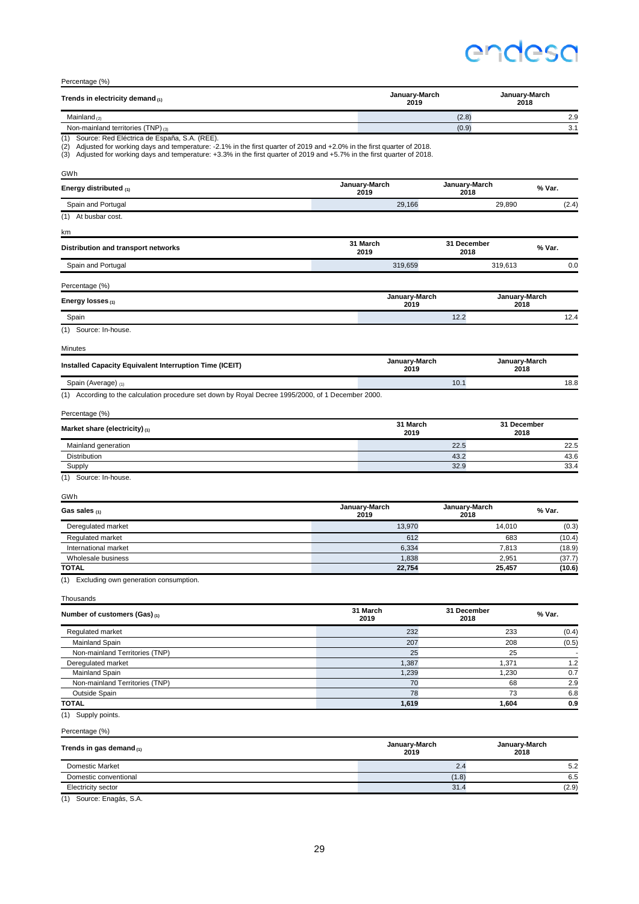Percentage (%)

| Trends in electricity demand (1) | January-March 2019 | January-March 2018 |
|---|---|---|
| Mainland (2) | (2.8) | 2.9 |
| Non-mainland territories (TNP) (3) | (0.9) | 3.1 |

(1) Source: Red Eléctrica de España, S.A. (REE).
(2) Adjusted for working days and temperature: -2.1% in the first quarter of 2019 and +2.0% in the first quarter of 2018.
(3) Adjusted for working days and temperature: +3.3% in the first quarter of 2019 and +5.7% in the first quarter of 2018.

GWh

| Energy distributed (1) | January-March 2019 | January-March 2018 | % Var. |
|---|---|---|---|
| Spain and Portugal | 29,166 | 29,890 | (2.4) |

(1) At busbar cost.

km

| Distribution and transport networks | 31 March 2019 | 31 December 2018 | % Var. |
|---|---|---|---|
| Spain and Portugal | 319,659 | 319,613 | 0.0 |

Percentage (%)

| Energy losses (1) | January-March 2019 | January-March 2018 |
|---|---|---|
| Spain | 12.2 | 12.4 |

(1) Source: In-house.

Minutes

| Installed Capacity Equivalent Interruption Time (ICEIT) | January-March 2019 | January-March 2018 |
|---|---|---|
| Spain (Average) (1) | 10.1 | 18.8 |

(1) According to the calculation procedure set down by Royal Decree 1995/2000, of 1 December 2000.

Percentage (%)

| Market share (electricity) (1) | 31 March 2019 | 31 December 2018 |
|---|---|---|
| Mainland generation | 22.5 | 22.5 |
| Distribution | 43.2 | 43.6 |
| Supply | 32.9 | 33.4 |

(1) Source: In-house.

GWh

| Gas sales (1) | January-March 2019 | January-March 2018 | % Var. |
|---|---|---|---|
| Deregulated market | 13,970 | 14,010 | (0.3) |
| Regulated market | 612 | 683 | (10.4) |
| International market | 6,334 | 7,813 | (18.9) |
| Wholesale business | 1,838 | 2,951 | (37.7) |
| **TOTAL** | **22,754** | **25,457** | **(10.6)** |

(1) Excluding own generation consumption.

Thousands

| Number of customers (Gas) (1) | 31 March 2019 | 31 December 2018 | % Var. |
|---|---|---|---|
| Regulated market | 232 | 233 | (0.4) |
| Mainland Spain | 207 | 208 | (0.5) |
| Non-mainland Territories (TNP) | 25 | 25 | - |
| Deregulated market | 1,387 | 1,371 | 1.2 |
| Mainland Spain | 1,239 | 1,230 | 0.7 |
| Non-mainland Territories (TNP) | 70 | 68 | 2.9 |
| Outside Spain | 78 | 73 | 6.8 |
| **TOTAL** | **1,619** | **1,604** | **0.9** |

(1) Supply points.

Percentage (%)

| Trends in gas demand (1) | January-March 2019 | January-March 2018 |
|---|---|---|
| Domestic Market | 2.4 | 5.2 |
| Domestic conventional | (1.8) | 6.5 |
| Electricity sector | 31.4 | (2.9) |

(1) Source: Enagás, S.A.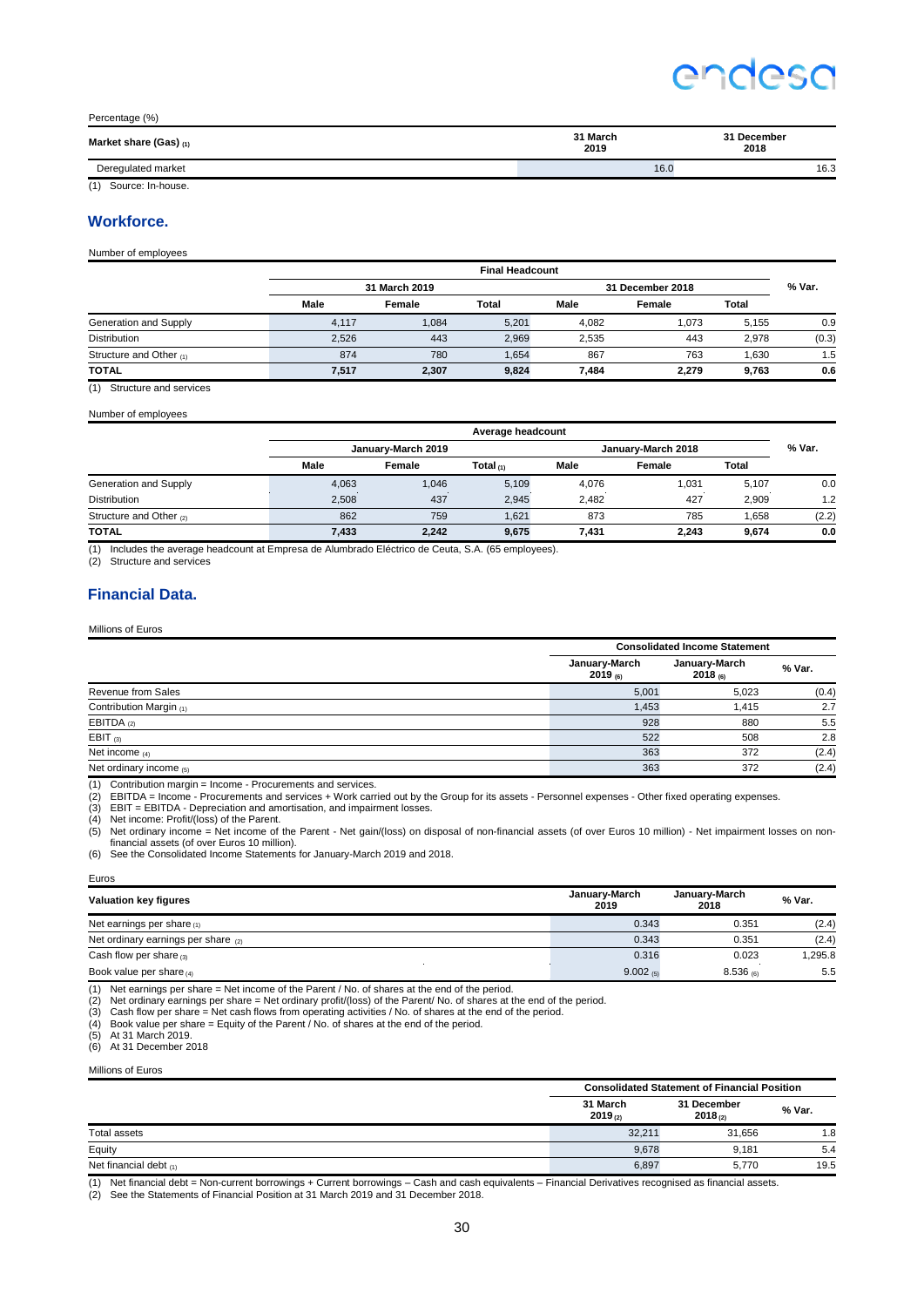Percentage (%)

| Market share (Gas) (1) | 31 March 2019 | 31 December 2018 |
|---|---|---|
| Deregulated market | 16.0 | 16.3 |

(1) Source: In-house.

## Workforce.

Number of employees

| | Final Headcount | | | | | | |
|---|---|---|---|---|---|---|---|
| | 31 March 2019 | | | 31 December 2018 | | | % Var. |
| | Male | Female | Total | Male | Female | Total | |
| Generation and Supply | 4,117 | 1,084 | 5,201 | 4,082 | 1,073 | 5,155 | 0.9 |
| Distribution | 2,526 | 443 | 2,969 | 2,535 | 443 | 2,978 | (0.3) |
| Structure and Other (1) | 874 | 780 | 1,654 | 867 | 763 | 1,630 | 1.5 |
| **TOTAL** | **7,517** | **2,307** | **9,824** | **7,484** | **2,279** | **9,763** | **0.6** |

(1) Structure and services

Number of employees

| | Average headcount | | | | | | |
|---|---|---|---|---|---|---|---|
| | January-March 2019 | | | January-March 2018 | | | % Var. |
| | Male | Female | Total (1) | Male | Female | Total | |
| Generation and Supply | 4,063 | 1,046 | 5,109 | 4,076 | 1,031 | 5,107 | 0.0 |
| Distribution | 2,508 | 437 | 2,945 | 2,482 | 427 | 2,909 | 1.2 |
| Structure and Other (2) | 862 | 759 | 1,621 | 873 | 785 | 1,658 | (2.2) |
| **TOTAL** | **7,433** | **2,242** | **9,675** | **7,431** | **2,243** | **9,674** | **0.0** |

(1) Includes the average headcount at Empresa de Alumbrado Eléctrico de Ceuta, S.A. (65 employees).
(2) Structure and services

## Financial Data.

Millions of Euros

| | Consolidated Income Statement | | |
|---|---|---|---|
| | January-March 2019 (6) | January-March 2018 (6) | % Var. |
| Revenue from Sales | 5,001 | 5,023 | (0.4) |
| Contribution Margin (1) | 1,453 | 1,415 | 2.7 |
| EBITDA (2) | 928 | 880 | 5.5 |
| EBIT (3) | 522 | 508 | 2.8 |
| Net income (4) | 363 | 372 | (2.4) |
| Net ordinary income (5) | 363 | 372 | (2.4) |

(1) Contribution margin = Income - Procurements and services.
(2) EBITDA = Income - Procurements and services + Work carried out by the Group for its assets - Personnel expenses - Other fixed operating expenses.
(3) EBIT = EBITDA - Depreciation and amortisation, and impairment losses.
(4) Net income: Profit/(loss) of the Parent.
(5) Net ordinary income = Net income of the Parent - Net gain/(loss) on disposal of non-financial assets (of over Euros 10 million) - Net impairment losses on non-financial assets (of over Euros 10 million).
(6) See the Consolidated Income Statements for January-March 2019 and 2018.

Euros

| Valuation key figures | January-March 2019 | January-March 2018 | % Var. |
|---|---|---|---|
| Net earnings per share (1) | 0.343 | 0.351 | (2.4) |
| Net ordinary earnings per share (2) | 0.343 | 0.351 | (2.4) |
| Cash flow per share (3) | 0.316 | 0.023 | 1,295.8 |
| Book value per share (4) | 9.002 (5) | 8.536 (6) | 5.5 |

(1) Net earnings per share = Net income of the Parent / No. of shares at the end of the period.
(2) Net ordinary earnings per share = Net ordinary profit/(loss) of the Parent/ No. of shares at the end of the period.
(3) Cash flow per share = Net cash flows from operating activities / No. of shares at the end of the period.
(4) Book value per share = Equity of the Parent / No. of shares at the end of the period.
(5) At 31 March 2019.
(6) At 31 December 2018

Millions of Euros

| | Consolidated Statement of Financial Position | | |
|---|---|---|---|
| | 31 March 2019 (2) | 31 December 2018 (2) | % Var. |
| Total assets | 32,211 | 31,656 | 1.8 |
| Equity | 9,678 | 9,181 | 5.4 |
| Net financial debt (1) | 6,897 | 5,770 | 19.5 |

(1) Net financial debt = Non-current borrowings + Current borrowings – Cash and cash equivalents – Financial Derivatives recognised as financial assets.
(2) See the Statements of Financial Position at 31 March 2019 and 31 December 2018.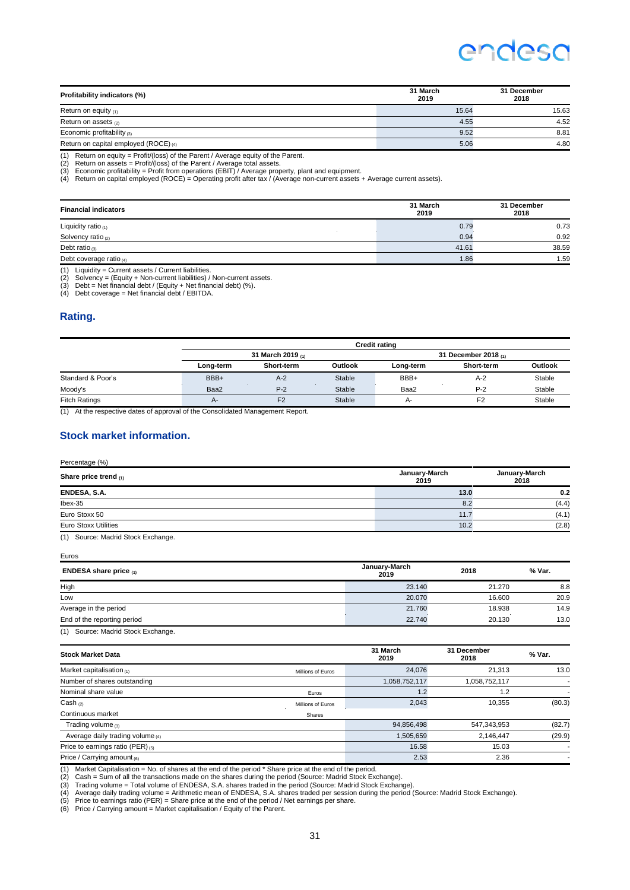| Profitability indicators (%) | 31 March 2019 | 31 December 2018 |
|---|---|---|
| Return on equity (1) | 15.64 | 15.63 |
| Return on assets (2) | 4.55 | 4.52 |
| Economic profitability (3) | 9.52 | 8.81 |
| Return on capital employed (ROCE) (4) | 5.06 | 4.80 |

(1) Return on equity = Profit/(loss) of the Parent / Average equity of the Parent.
(2) Return on assets = Profit/(loss) of the Parent / Average total assets.
(3) Economic profitability = Profit from operations (EBIT) / Average property, plant and equipment.
(4) Return on capital employed (ROCE) = Operating profit after tax / (Average non-current assets + Average current assets).

| Financial indicators | 31 March 2019 | 31 December 2018 |
|---|---|---|
| Liquidity ratio (1) | 0.79 | 0.73 |
| Solvency ratio (2) | 0.94 | 0.92 |
| Debt ratio (3) | 41.61 | 38.59 |
| Debt coverage ratio (4) | 1.86 | 1.59 |

(1) Liquidity = Current assets / Current liabilities.
(2) Solvency = (Equity + Non-current liabilities) / Non-current assets.
(3) Debt = Net financial debt / (Equity + Net financial debt) (%).
(4) Debt coverage = Net financial debt / EBITDA.

## Rating.

| | Credit rating | | | | | |
|---|---|---|---|---|---|---|
| | 31 March 2019 (1) | | | 31 December 2018 (1) | | |
| | Long-term | Short-term | Outlook | Long-term | Short-term | Outlook |
| Standard & Poor's | BBB+ | A-2 | Stable | BBB+ | A-2 | Stable |
| Moody's | Baa2 | P-2 | Stable | Baa2 | P-2 | Stable |
| Fitch Ratings | A- | F2 | Stable | A- | F2 | Stable |

(1) At the respective dates of approval of the Consolidated Management Report.

## Stock market information.

Percentage (%)

| Share price trend (1) | January-March 2019 | January-March 2018 |
|---|---|---|
| **ENDESA, S.A.** | **13.0** | **0.2** |
| Ibex-35 | 8.2 | (4.4) |
| Euro Stoxx 50 | 11.7 | (4.1) |
| Euro Stoxx Utilities | 10.2 | (2.8) |

(1) Source: Madrid Stock Exchange.

Euros

| ENDESA share price (1) | January-March 2019 | 2018 | % Var. |
|---|---|---|---|
| High | 23.140 | 21.270 | 8.8 |
| Low | 20.070 | 16.600 | 20.9 |
| Average in the period | 21.760 | 18.938 | 14.9 |
| End of the reporting period | 22.740 | 20.130 | 13.0 |

(1) Source: Madrid Stock Exchange.

| Stock Market Data | | 31 March 2019 | 31 December 2018 | % Var. |
|---|---|---|---|---|
| Market capitalisation (1) | Millions of Euros | 24,076 | 21,313 | 13.0 |
| Number of shares outstanding | | 1,058,752,117 | 1,058,752,117 | - |
| Nominal share value | Euros | 1.2 | 1.2 | - |
| Cash (2) | Millions of Euros | 2,043 | 10,355 | (80.3) |
| Continuous market | Shares | | | |
| Trading volume (3) | | 94,856,498 | 547,343,953 | (82.7) |
| Average daily trading volume (4) | | 1,505,659 | 2,146,447 | (29.9) |
| Price to earnings ratio (PER) (5) | | 16.58 | 15.03 | - |
| Price / Carrying amount (6) | | 2.53 | 2.36 | - |

(1) Market Capitalisation = No. of shares at the end of the period * Share price at the end of the period.
(2) Cash = Sum of all the transactions made on the shares during the period (Source: Madrid Stock Exchange).
(3) Trading volume = Total volume of ENDESA, S.A. shares traded in the period (Source: Madrid Stock Exchange).
(4) Average daily trading volume = Arithmetic mean of ENDESA, S.A. shares traded per session during the period (Source: Madrid Stock Exchange).
(5) Price to earnings ratio (PER) = Share price at the end of the period / Net earnings per share.
(6) Price / Carrying amount = Market capitalisation / Equity of the Parent.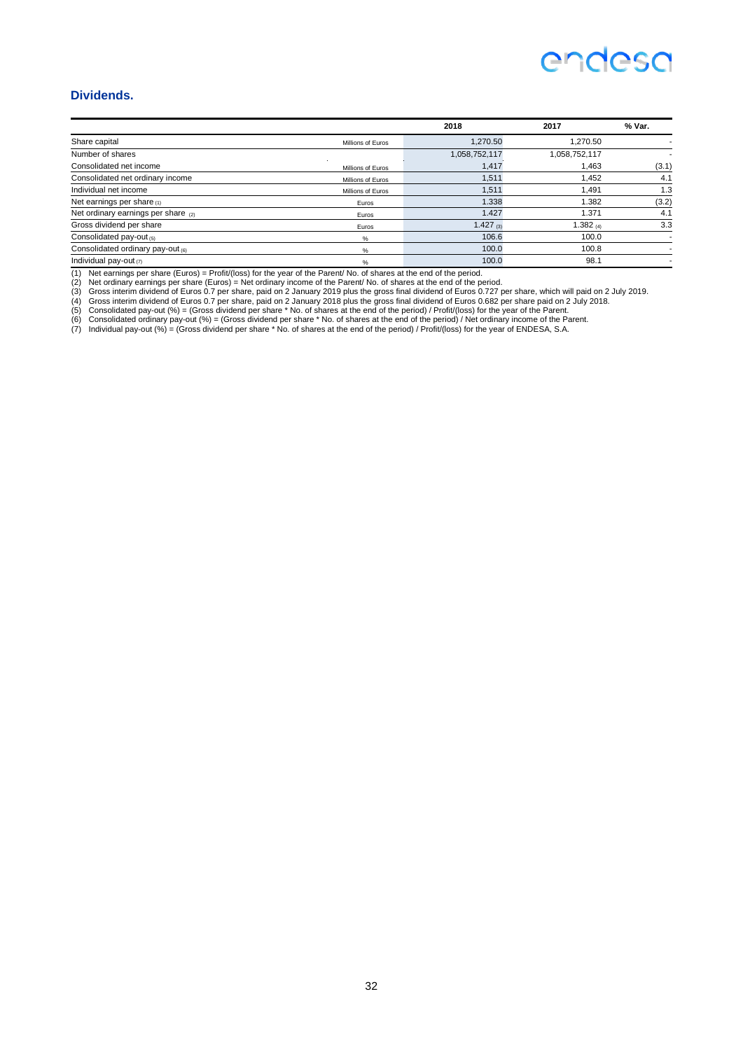## Dividends.

| | | 2018 | 2017 | % Var. |
|---|---|---|---|---|
| Share capital | Millions of Euros | 1,270.50 | 1,270.50 | - |
| Number of shares | | 1,058,752,117 | 1,058,752,117 | - |
| Consolidated net income | Millions of Euros | 1,417 | 1,463 | (3.1) |
| Consolidated net ordinary income | Millions of Euros | 1,511 | 1,452 | 4.1 |
| Individual net income | Millions of Euros | 1,511 | 1,491 | 1.3 |
| Net earnings per share (1) | Euros | 1.338 | 1.382 | (3.2) |
| Net ordinary earnings per share (2) | Euros | 1.427 | 1.371 | 4.1 |
| Gross dividend per share | Euros | 1.427 (3) | 1.382 (4) | 3.3 |
| Consolidated pay-out (5) | % | 106.6 | 100.0 | - |
| Consolidated ordinary pay-out (6) | % | 100.0 | 100.8 | - |
| Individual pay-out (7) | % | 100.0 | 98.1 | - |

(1) Net earnings per share (Euros) = Profit/(loss) for the year of the Parent/ No. of shares at the end of the period.
(2) Net ordinary earnings per share (Euros) = Net ordinary income of the Parent/ No. of shares at the end of the period.
(3) Gross interim dividend of Euros 0.7 per share, paid on 2 January 2019 plus the gross final dividend of Euros 0.727 per share, which will paid on 2 July 2019.
(4) Gross interim dividend of Euros 0.7 per share, paid on 2 January 2018 plus the gross final dividend of Euros 0.682 per share paid on 2 July 2018.
(5) Consolidated pay-out (%) = (Gross dividend per share * No. of shares at the end of the period) / Profit/(loss) for the year of the Parent.
(6) Consolidated ordinary pay-out (%) = (Gross dividend per share * No. of shares at the end of the period) / Net ordinary income of the Parent.
(7) Individual pay-out (%) = (Gross dividend per share * No. of shares at the end of the period) / Profit/(loss) for the year of ENDESA, S.A.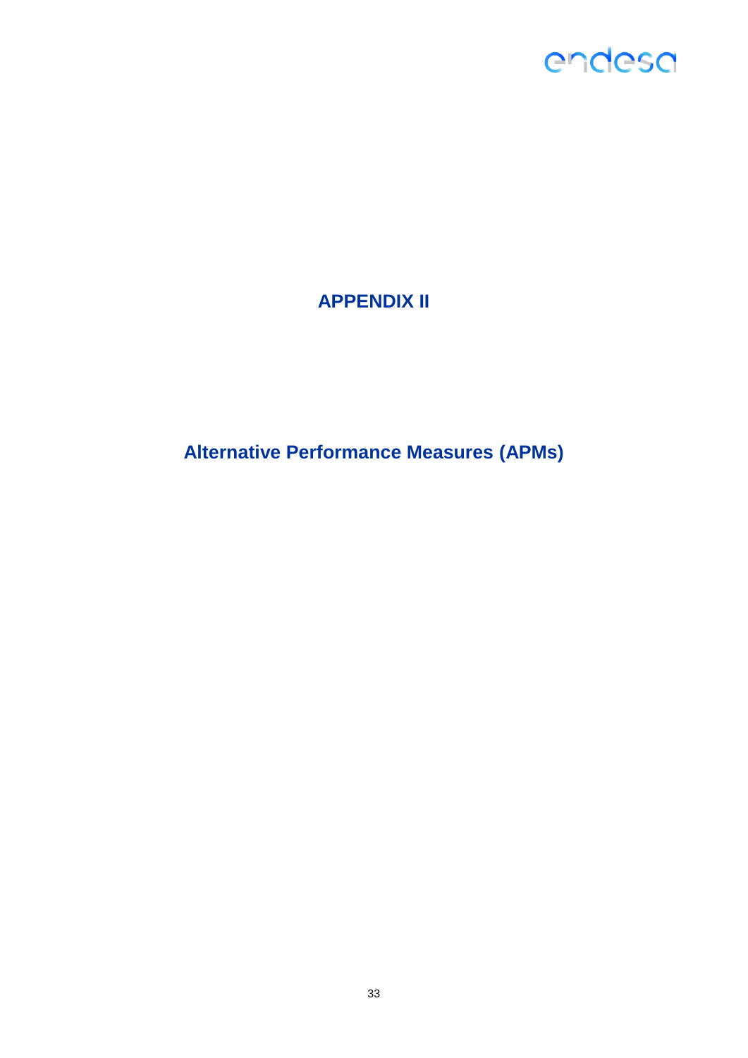# APPENDIX II

## Alternative Performance Measures (APMs)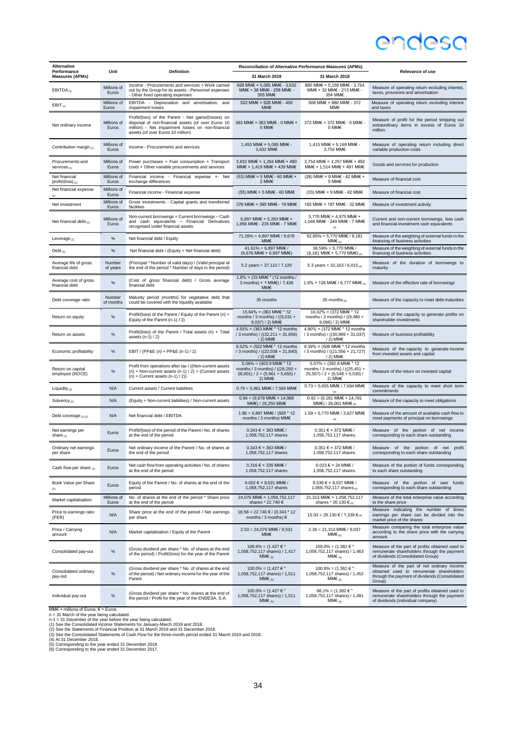| Alternative Performance Measures (APMs) | Unit | Definition | Reconciliation of Alternative Performance Measures (APMs) | | Relevance of use |
|---|---|---|---|---|---|
| | | | 31 March 2019 | 31 March 2018 | |
| EBITDA (1) | Millions of Euros | Income - Procurements and services + Work carried out by the Group for its assets - Personnel expenses - Other fixed operating expenses | 928 MM€ = 5,085 MM€ - 3,632 MM€ + 38 MM€ - 258 MM€ - 305 MM€ | 880 MM€ = 5,169 MM€ - 3,754 MM€ + 32 MM€ - 213 MM€ - 354 MM€ | Measure of operating return excluding interest, taxes, provisions and amortisation |
| EBIT (1) | Millions of Euros | EBITDA - Depreciation and amortisation, and impairment losses | 522 MM€ = 928 MM€ - 406 MM€ | 508 MM€ = 880 MM€ - 372 MM€ | Measure of operating return excluding interest and taxes |
| Net ordinary income | Millions of Euros | Profit/(loss) of the Parent - Net gains/(losses) on disposal of non-financial assets (of over Euros 10 million) - Net impairment losses on non-financial assets (of over Euros 10 million) | 363 MM€ = 363 MM€ - 0 MM€ + 0 MM€ | 372 MM€ = 372 MM€ - 0 MM€ - 0 MM€ | Measure of profit for the period stripping out extraordinary items in excess of Euros 10 million. |
| Contribution margin (1) | Millions of Euros | Income - Procurements and services | 1,453 MM€ = 5,085 MM€ - 3,632 MM€ | 1,415 MM€ = 5,169 MM€ - 3,754 MM€ | Measure of operating return including direct variable production costs |
| Procurements and services (1) | Millions of Euros | Power purchases + Fuel consumption + Transport costs + Other variable procurements and services | 3,632 MM€ = 1,284 MM€ + 490 MM€ + 1,419 MM€ + 439 MM€ | 3,754 MM€ = 1,257 MM€ + 492 MM€ + 1,514 MM€ + 491 MM€ | Goods and services for production |
| Net financial profit/(loss) (1) | Millions of Euros | Financial income - Financial expense +- Net exchange differences | (53) MM€ = 5 MM€ - 60 MM€ + 2 MM€ | (28) MM€ = 9 MM€ - 42 MM€ + 5 MM€ | Measure of financial cost |
| Net financial expense (1) | Millions of Euros | Financial income - Financial expense | (55) MM€ = 5 MM€ - 60 MM€ | (33) MM€ = 9 MM€ - 42 MM€ | Measure of financial cost |
| Net investment | Millions of Euros | Gross investments - Capital grants and transferred facilities | 376 MM€ = 395 MM€ - 19 MM€ | 165 MM€ = 197 MM€ - 32 MM€ | Measure of investment activity |
| Net financial debt (2) | Millions of Euros | Non-current borrowings + Current borrowings – Cash and cash equivalents – Financial Derivatives recognised under financial assets | 6,897 MM€ = 5,283 MM€ + 1,856 MM€ - 235 MM€ - 7 MM€ | 5,770 MM€ = 4,975 MM€ + 1,046 MM€ - 244 MM€ - 7 MM€ (4) | Current and non-current borrowings, less cash and financial investment cash equivalents |
| Leverage (2) | % | Net financial debt / Equity | 71.26% = 6,897 MM€ / 9,678 MM€ | 62.85% = 5,770 MM€ / 9,181 MM€ (4) | Measure of the weighting of external funds in the financing of business activities |
| Debt (2) | % | Net financial debt / (Equity + Net financial debt) | 41.61% = 6,897 MM€ / (9,678 MM€ + 6,897 MM€) | 38.59% = 5,770 MM€ / (9,181 MM€ + 5,770 MM€) (4) | Measure of the weighting of external funds in the financing of business activities |
| Average life of gross financial debt | Number of years | (Principal * Number of valid days) / (Valid principal at the end of the period * Number of days in the period) | 5.2 years = 37,122 / 7,120 | 5.3 years = 32,163 / 6,015 (4) | Measure of the duration of borrowings to maturity |
| Average cost of gross financial debt | % | (Cost of gross financial debt) / Gross average financial debt | 1.8% = (33 MM€ * (12 months / 3 months) + 1 MM€) / 7,438 MM€ | 1.9% = 126 MM€ / 6,777 MM€ (4) | Measure of the effective rate of borrowings |
| Debt coverage ratio | Number of months | Maturity period (months) for vegetative debt that could be covered with the liquidity available | 35 months | 26 months (4) | Measure of the capacity to meet debt maturities |
| Return on equity | % | Profit/(loss) of the Parent / Equity of the Parent (n) + Equity of the Parent (n-1) / 2) | 15.64% = (363 MM€ * 12 months / 3 months) / ((9,531 + 9,037) / 2) MM€ | 16.02% = (372 MM€ * 12 months / 3 months) / ((9,480 + 9,096) / 2) MM€ | Measure of the capacity to generate profits on shareholder investments |
| Return on assets | % | Profit/(loss) of the Parent / Total assets (n) + Total assets (n-1) / 2) | 4.55% = (363 MM€ * 12 months / 3 months) / ((32,211 + 31,656) / 2) MM€ | 4.80% = (372 MM€ * 12 months / 3 months) / ((30,999 + 31,037) / 2) MM€ | Measure of business profitability |
| Economic profitability | % | EBIT / (PP&E (n) + PP&E (n-1) / 2) | 9.52% = (522 MM€ * 12 months / 3 months) / ((22,038 + 21,840) / 2) MM€ | 9.39% = (508 MM€ * 12 months / 3 months) / ((21,556 + 21,727) / 2) MM€ | Measure of the capacity to generate income from invested assets and capital |
| Return on capital employed (ROCE) | % | Profit from operations after tax / ((Non-current assets (n) + Non-current assets (n-1) / 2) + (Current assets (n) + Current assets (n-1) / 2)) | 5.06% = (403.9 MM€ * 12 months / 3 months) / ((26,250 + 26,001) / 2 + (5,961 + 5,655) / 2) MM€ | 5.07% = (392.8 MM€ * 12 months / 3 months) / ((25,451 + 25,507) / 2 + (5,548 + 5,530) / 2) MM€ | Measure of the return on invested capital |
| Liquidity (2) | N/A | Current assets / Current liabilities | 0.79 = 5,961 MM€ / 7,565 MM€ | 0.73 = 5,655 MM€ / 7,694 MM€ (4) | Measure of the capacity to meet short term commitments |
| Solvency (2) | N/A | (Equity + Non-current liabilities) / Non-current assets | 0.94 = (9,678 MM€ + 14,968 MM€) / 26,250 MM€ | 0.92 = (9,181 MM€ + 14,781 MM€) / 26,001 MM€ (4) | Measure of the capacity to meet obligations |
| Debt coverage (1) (2) | N/A | Net financial debt / EBITDA | 1.86 = 6,897 MM€ / (928 * 12 months / 3 months) MM€ | 1.59 = 5,770 MM€ / 3,627 MM€ (4) | Measure of the amount of available cash flow to meet payments of principal on borrowings |
| Net earnings per share (1) | Euros | Profit/(loss) of the period of the Parent / No. of shares at the end of the period | 0.343 € = 363 MM€ / 1,058,752,117 shares | 0.351 € = 372 MM€ / 1,058,752,117 shares. | Measure of the portion of net income corresponding to each share outstanding |
| Ordinary net earnings per share | Euros | Net ordinary income of the Parent / No. of shares at the end of the period | 0.343 € = 363 MM€ / 1,058,752,117 shares | 0.351 € = 372 MM€ / 1,058,752,117 shares. | Measure of the portion of net profit corresponding to each share outstanding |
| Cash flow per share (3) | Euros | Net cash flow from operating activities / No. of shares at the end of the period | 0.316 € = 335 MM€ / 1,058,752,117 shares | 0.023 € = 24 MM€ / 1,058,752,117 shares. | Measure of the portion of funds corresponding to each share outstanding |
| Book Value per Share (2) | Euros | Equity of the Parent / No. of shares at the end of the period | 9.002 € = 9,531 MM€ / 1,058,752,117 shares | 8.536 € = 9,037 MM€ / 1,058,752,117 shares (4) | Measure of the portion of own funds corresponding to each share outstanding |
| Market capitalisation | Millions of Euros | No. of shares at the end of the period * Share price at the end of the period | 24,076 MM€ = 1,058,752,117 shares * 22.740 € | 21,313 MM€ = 1,058,752,117 shares * 20.130 € (4) | Measure of the total enterprise value according to the share price |
| Price to earnings ratio (PER) | N/A | Share price at the end of the period / Net earnings per share | 16.58 = 22.740 € / (0.343 * 12 months / 3 months) € | 15.03 = 20.130 € / 1.339 € (4) | Measure indicating the number of times earnings per share can be divided into the market price of the shares |
| Price / Carrying amount | N/A | Market capitalisation / Equity of the Parent | 2.53 = 24,076 MM€ / 9,531 MM€ | 2.36 = 21,313 MM€ / 9,037 MM€ (4) | Measure comparing the total enterprise value according to the share price with the carrying amount |
| Consolidated pay-out | % | (Gross dividend per share * No. of shares at the end of the period) / Profit/(loss) for the year of the Parent | 106.6% = (1.427 € * 1,058,752,117 shares) / 1,417 MM€ (5) | 100.0% = (1.382 € * 1,058,752,117 shares) / 1,463 MM€ (6) | Measure of the part of profits obtained used to remunerate shareholders through the payment of dividends (Consolidated Group) |
| Consolidated ordinary pay-out | % | (Gross dividend per share * No. of shares at the end of the period) / Net ordinary income for the year of the Parent | 100.0% = (1.427 € * 1,058,752,117 shares) / 1,511 MM€ (5) | 100.8% = (1.382 € * 1,058,752,117 shares) / 1,452 MM€ (6) | Measure of the part of net ordinary income obtained used to remunerate shareholders through the payment of dividends (Consolidated Group) |
| Individual pay-out | % | (Gross dividend per share * No. shares at the end of the period / Profit for the year of the ENDESA, S.A. | 100.0% = (1.427 € * 1,058,752,117 shares) / 1,511 MM€ (5) | 98.1% = (1.382 € * 1,058,752,117 shares) / 1,491 MM€ (6) | Measure of the part of profits obtained used to remunerate shareholders through the payment of dividends (individual company) |

MM€ = millions of Euros; € = Euros.
n = 31 March of the year being calculated.
n-1 = 31 December of the year before the year being calculated.
(1) See the Consolidated Income Statements for January-March 2019 and 2018.
(2) See the Statements of Financial Position at 31 March 2019 and 31 December 2018.
(3) See the Consolidated Statements of Cash Flow for the three-month period ended 31 March 2019 and 2018.
(4) At 31 December 2018.
(5) Corresponding to the year ended 31 December 2018.
(6) Corresponding to the year ended 31 December 2017.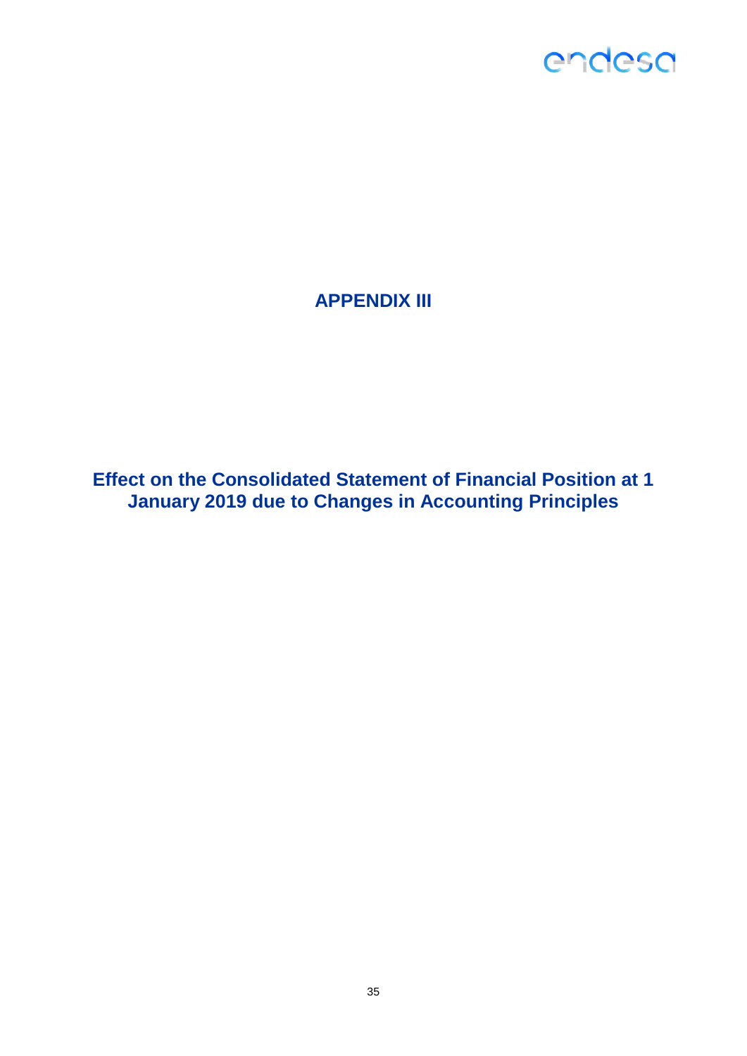# APPENDIX III

## Effect on the Consolidated Statement of Financial Position at 1 January 2019 due to Changes in Accounting Principles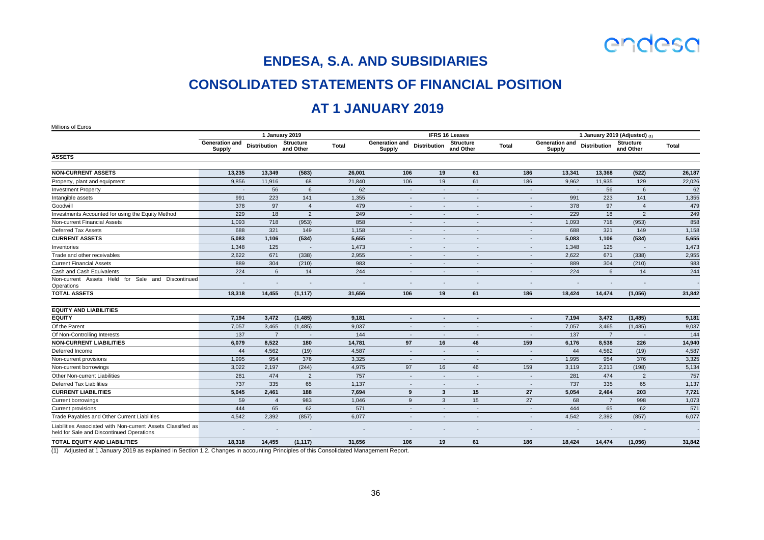# ENDESA, S.A. AND SUBSIDIARIES

## CONSOLIDATED STATEMENTS OF FINANCIAL POSITION

## AT 1 JANUARY 2019

Millions of Euros

| | 1 January 2019 | | | | IFRS 16 Leases | | | | 1 January 2019 (Adjusted) (1) | | | |
|---|---|---|---|---|---|---|---|---|---|---|---|---|
| | Generation and Supply | Distribution | Structure and Other | Total | Generation and Supply | Distribution | Structure and Other | Total | Generation and Supply | Distribution | Structure and Other | Total |
| **ASSETS** | | | | | | | | | | | | |
| **NON-CURRENT ASSETS** | **13,235** | **13,349** | **(583)** | **26,001** | **106** | **19** | **61** | **186** | **13,341** | **13,368** | **(522)** | **26,187** |
| Property, plant and equipment | 9,856 | 11,916 | 68 | 21,840 | 106 | 19 | 61 | 186 | 9,962 | 11,935 | 129 | 22,026 |
| Investment Property | - | 56 | 6 | 62 | - | - | - | - | - | 56 | 6 | 62 |
| Intangible assets | 991 | 223 | 141 | 1,355 | - | - | - | - | 991 | 223 | 141 | 1,355 |
| Goodwill | 378 | 97 | 4 | 479 | - | - | - | - | 378 | 97 | 4 | 479 |
| Investments Accounted for using the Equity Method | 229 | 18 | 2 | 249 | - | - | - | - | 229 | 18 | 2 | 249 |
| Non-current Financial Assets | 1,093 | 718 | (953) | 858 | - | - | - | - | 1,093 | 718 | (953) | 858 |
| Deferred Tax Assets | 688 | 321 | 149 | 1,158 | - | - | - | - | 688 | 321 | 149 | 1,158 |
| **CURRENT ASSETS** | **5,083** | **1,106** | **(534)** | **5,655** | **-** | **-** | **-** | **-** | **5,083** | **1,106** | **(534)** | **5,655** |
| Inventories | 1,348 | 125 | - | 1,473 | - | - | - | - | 1,348 | 125 | - | 1,473 |
| Trade and other receivables | 2,622 | 671 | (338) | 2,955 | - | - | - | - | 2,622 | 671 | (338) | 2,955 |
| Current Financial Assets | 889 | 304 | (210) | 983 | - | - | - | - | 889 | 304 | (210) | 983 |
| Cash and Cash Equivalents | 224 | 6 | 14 | 244 | - | - | - | - | 224 | 6 | 14 | 244 |
| Non-current Assets Held for Sale and Discontinued Operations | - | - | - | - | - | - | - | - | - | - | - | - |
| **TOTAL ASSETS** | **18,318** | **14,455** | **(1,117)** | **31,656** | **106** | **19** | **61** | **186** | **18,424** | **14,474** | **(1,056)** | **31,842** |
| **EQUITY AND LIABILITIES** | | | | | | | | | | | | |
| **EQUITY** | **7,194** | **3,472** | **(1,485)** | **9,181** | **-** | **-** | **-** | **-** | **7,194** | **3,472** | **(1,485)** | **9,181** |
| Of the Parent | 7,057 | 3,465 | (1,485) | 9,037 | - | - | - | - | 7,057 | 3,465 | (1,485) | 9,037 |
| Of Non-Controlling Interests | 137 | 7 | - | 144 | - | - | - | - | 137 | 7 | - | 144 |
| **NON-CURRENT LIABILITIES** | **6,079** | **8,522** | **180** | **14,781** | **97** | **16** | **46** | **159** | **6,176** | **8,538** | **226** | **14,940** |
| Deferred Income | 44 | 4,562 | (19) | 4,587 | - | - | - | - | 44 | 4,562 | (19) | 4,587 |
| Non-current provisions | 1,995 | 954 | 376 | 3,325 | - | - | - | - | 1,995 | 954 | 376 | 3,325 |
| Non-current borrowings | 3,022 | 2,197 | (244) | 4,975 | 97 | 16 | 46 | 159 | 3,119 | 2,213 | (198) | 5,134 |
| Other Non-current Liabilities | 281 | 474 | 2 | 757 | - | - | - | - | 281 | 474 | 2 | 757 |
| Deferred Tax Liabilities | 737 | 335 | 65 | 1,137 | - | - | - | - | 737 | 335 | 65 | 1,137 |
| **CURRENT LIABILITIES** | **5,045** | **2,461** | **188** | **7,694** | **9** | **3** | **15** | **27** | **5,054** | **2,464** | **203** | **7,721** |
| Current borrowings | 59 | 4 | 983 | 1,046 | 9 | 3 | 15 | 27 | 68 | 7 | 998 | 1,073 |
| Current provisions | 444 | 65 | 62 | 571 | - | - | - | - | 444 | 65 | 62 | 571 |
| Trade Payables and Other Current Liabilities | 4,542 | 2,392 | (857) | 6,077 | - | - | - | - | 4,542 | 2,392 | (857) | 6,077 |
| Liabilities Associated with Non-current Assets Classified as held for Sale and Discontinued Operations | - | - | - | - | - | - | - | - | - | - | - | - |
| **TOTAL EQUITY AND LIABILITIES** | **18,318** | **14,455** | **(1,117)** | **31,656** | **106** | **19** | **61** | **186** | **18,424** | **14,474** | **(1,056)** | **31,842** |

(1) Adjusted at 1 January 2019 as explained in Section 1.2. Changes in accounting Principles of this Consolidated Management Report.